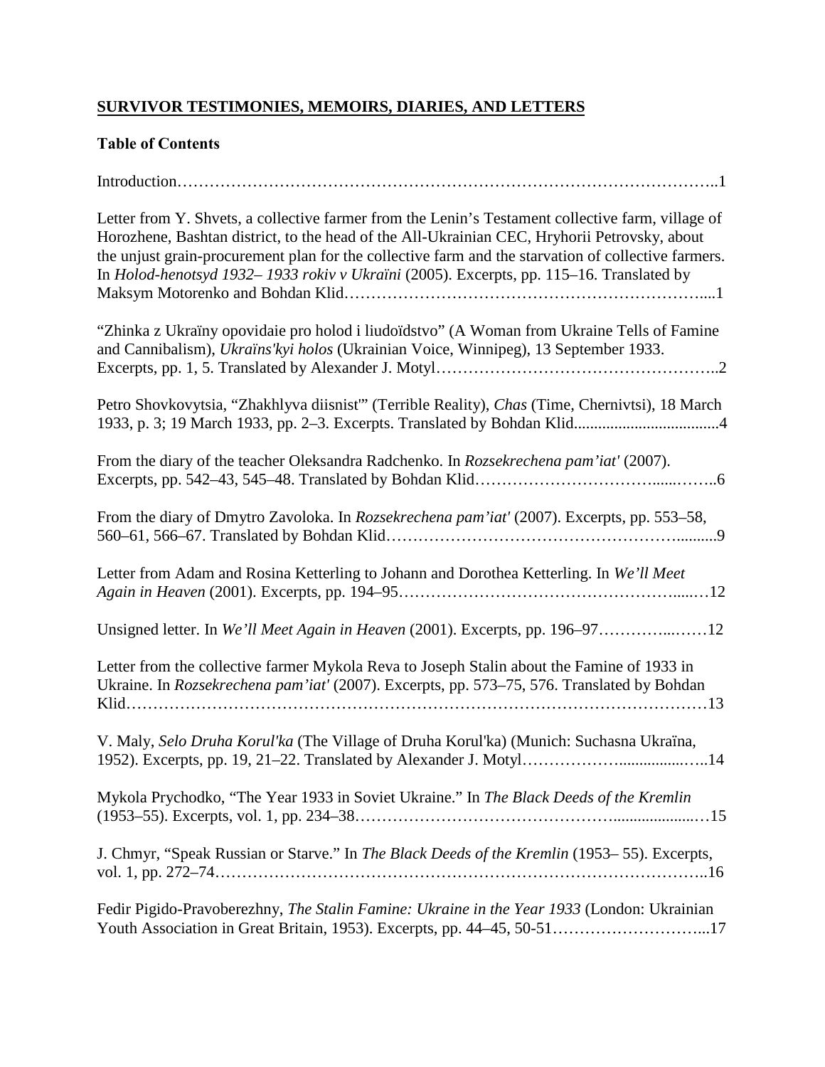## **SURVIVOR TESTIMONIES, MEMOIRS, DIARIES, AND LETTERS**

### **Table of Contents**

Introduction……………………………………………………………………………………..1

Letter from Y. Shvets, a collective farmer from the Lenin's Testament collective farm, village of Horozhene, Bashtan district, to the head of the All-Ukrainian CEC, Hryhorii Petrovsky, about the unjust grain-procurement plan for the collective farm and the starvation of collective farmers. In *Holod-henotsyd 1932– 1933 rokiv v Ukraïni* (2005). Excerpts, pp. 115–16. Translated by Maksym Motorenko and Bohdan Klid…………………………………………………………....1

"Zhinka z Ukraïny opovidaie pro holod i liudoïdstvo" (A Woman from Ukraine Tells of Famine and Cannibalism), *Ukraïns'kyi holos* (Ukrainian Voice, Winnipeg), 13 September 1933. Excerpts, pp. 1, 5. Translated by Alexander J. Motyl…………………………………………..2

Petro Shovkovytsia, "Zhakhlyva diisnist'" (Terrible Reality), *Chas* (Time, Chernivtsi), 18 March 1933, p. 3; 19 March 1933, pp. 2–3. Excerpts. Translated by Bohdan Klid....................................4

From the diary of the teacher Oleksandra Radchenko. In *Rozsekrechena pam'iat'* (2007). Excerpts, pp. 542–43, 545–48. Translated by Bohdan Klid…………………………......……..6

From the diary of Dmytro Zavoloka. In *Rozsekrechena pam'iat'* (2007). Excerpts, pp. 553–58, 560–61, 566–67. Translated by Bohdan Klid………………………………………….........9

Letter from Adam and Rosina Ketterling to Johann and Dorothea Ketterling. In *We'll Meet Again in Heaven* (2001). Excerpts, pp. 194–95…………………………………………....…12

Unsigned letter. In *We'll Meet Again in Heaven* (2001). Excerpts, pp. 196–97…………..……12

Letter from the collective farmer Mykola Reva to Joseph Stalin about the Famine of 1933 in Ukraine. In *Rozsekrechena pam'iat'* (2007). Excerpts, pp. 573–75, 576. Translated by Bohdan Klid…………………………………………………………………………………………13

V. Maly, *Selo Druha Korul'ka* (The Village of Druha Korul'ka) (Munich: Suchasna Ukraïna, 1952). Excerpts, pp. 19, 21–22. Translated by Alexander J. Motyl……………….................…..14

Mykola Prychodko, "The Year 1933 in Soviet Ukraine." In *The Black Deeds of the Kremlin* (1953–55). Excerpts, vol. 1, pp. 234–38……………………………………....................…15

J. Chmyr, "Speak Russian or Starve." In *The Black Deeds of the Kremlin* (1953– 55). Excerpts, vol. 1, pp. 272–74……………………………………………………………………………..16

Fedir Pigido-Pravoberezhny, *The Stalin Famine: Ukraine in the Year 1933* (London: Ukrainian Youth Association in Great Britain, 1953). Excerpts, pp. 44–45, 50-51………………………...17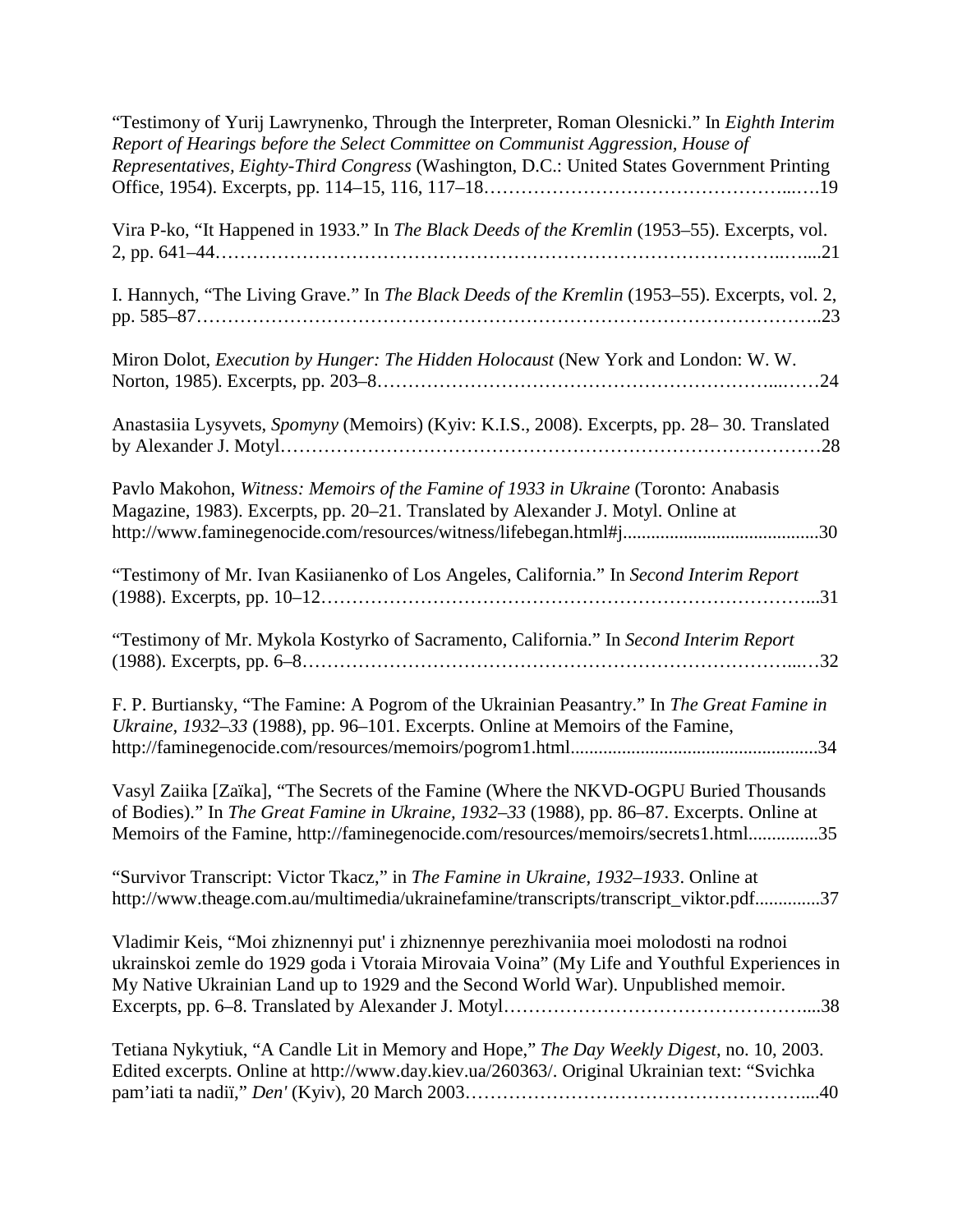"Testimony of Yurij Lawrynenko, Through the Interpreter, Roman Olesnicki." In *Eighth Interim Report of Hearings before the Select Committee on Communist Aggression, House of Representatives, Eighty-Third Congress* (Washington, D.C.: United States Government Printing Office, 1954). Excerpts, pp. 114–15, 116, 117–18……………………………………………...….19

Vira P-ko, "It Happened in 1933." In *The Black Deeds of the Kremlin* (1953–55). Excerpts, vol. 2, pp. 641–44……………………………………………………………………………..…....21

I. Hannych, "The Living Grave." In *The Black Deeds of the Kremlin* (1953–55). Excerpts, vol. 2, pp. 585–87……………………………………………………………………………………..23

Miron Dolot, *Execution by Hunger: The Hidden Holocaust* (New York and London: W. W. Norton, 1985). Excerpts, pp. 203–8………………………………………………………...……24

Anastasiia Lysyvets, *Spomyny* (Memoirs) (Kyiv: K.I.S., 2008). Excerpts, pp. 28– 30. Translated by Alexander J. Motyl……………………………………………………………………………28

Pavlo Makohon, *Witness: Memoirs of the Famine of 1933 in Ukraine* (Toronto: Anabasis Magazine, 1983). Excerpts, pp. 20–21. Translated by Alexander J. Motyl. Online at http://www.faminegenocide.com/resources/witness/lifebegan.html#j..........................................30

"Testimony of Mr. Ivan Kasiianenko of Los Angeles, California." In *Second Interim Report* (1988). Excerpts, pp. 10–12…………………………………………………………………...31

"Testimony of Mr. Mykola Kostyrko of Sacramento, California." In *Second Interim Report* (1988). Excerpts, pp. 6–8…………………………………………………………………...…32

F. P. Burtiansky, "The Famine: A Pogrom of the Ukrainian Peasantry." In *The Great Famine in Ukraine, 1932–33* (1988), pp. 96–101. Excerpts. Online at Memoirs of the Famine, http://faminegenocide.com/resources/memoirs/pogrom1.html.....................................................34

Vasyl Zaiika [Zaïka], "The Secrets of the Famine (Where the NKVD-OGPU Buried Thousands of Bodies)." In *The Great Famine in Ukraine, 1932–33* (1988), pp. 86–87. Excerpts. Online at Memoirs of the Famine, http://faminegenocide.com/resources/memoirs/secrets1.html...............35

"Survivor Transcript: Victor Tkacz," in *The Famine in Ukraine, 1932–1933*. Online at http://www.theage.com.au/multimedia/ukrainefamine/transcripts/transcript_viktor.pdf..............37

Vladimir Keis, "Moi zhiznennyi put' i zhiznennye perezhivaniia moei molodosti na rodnoi ukrainskoi zemle do 1929 goda i Vtoraia Mirovaia Voina" (My Life and Youthful Experiences in My Native Ukrainian Land up to 1929 and the Second World War). Unpublished memoir. Excerpts, pp. 6–8. Translated by Alexander J. Motyl…………………………………………....38

Tetiana Nykytiuk, "A Candle Lit in Memory and Hope," *The Day Weekly Digest*, no. 10, 2003. Edited excerpts. Online at http://www.day.kiev.ua/260363/. Original Ukrainian text: "Svichka pam'iati ta nadiï," *Den'* (Kyiv), 20 March 2003……………………………………………....40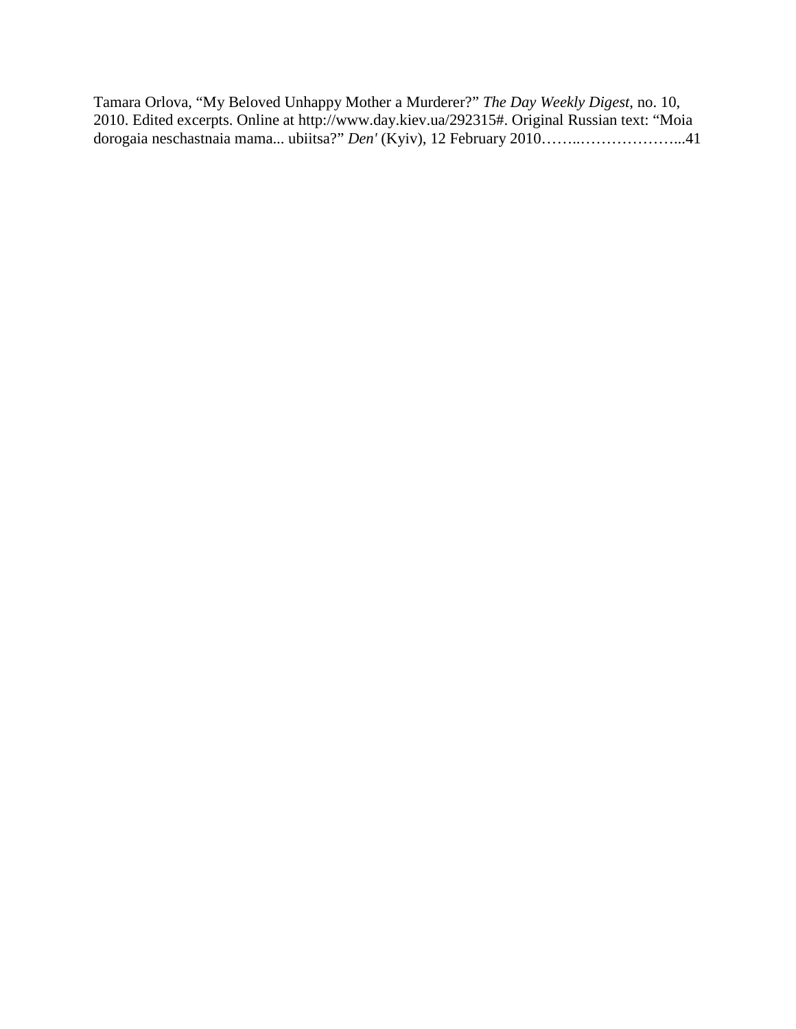Tamara Orlova, “My Beloved Unhappy Mother a Murderer?” *The Day Weekly Digest*, no. 10, 2010. Edited excerpts. Online at http://www.day.kiev.ua/292315#. Original Russian text: “Moia dorogaia neschastnaia mama... ubiitsa?” *Den'* (Kyiv), 12 February 2010……..………………...41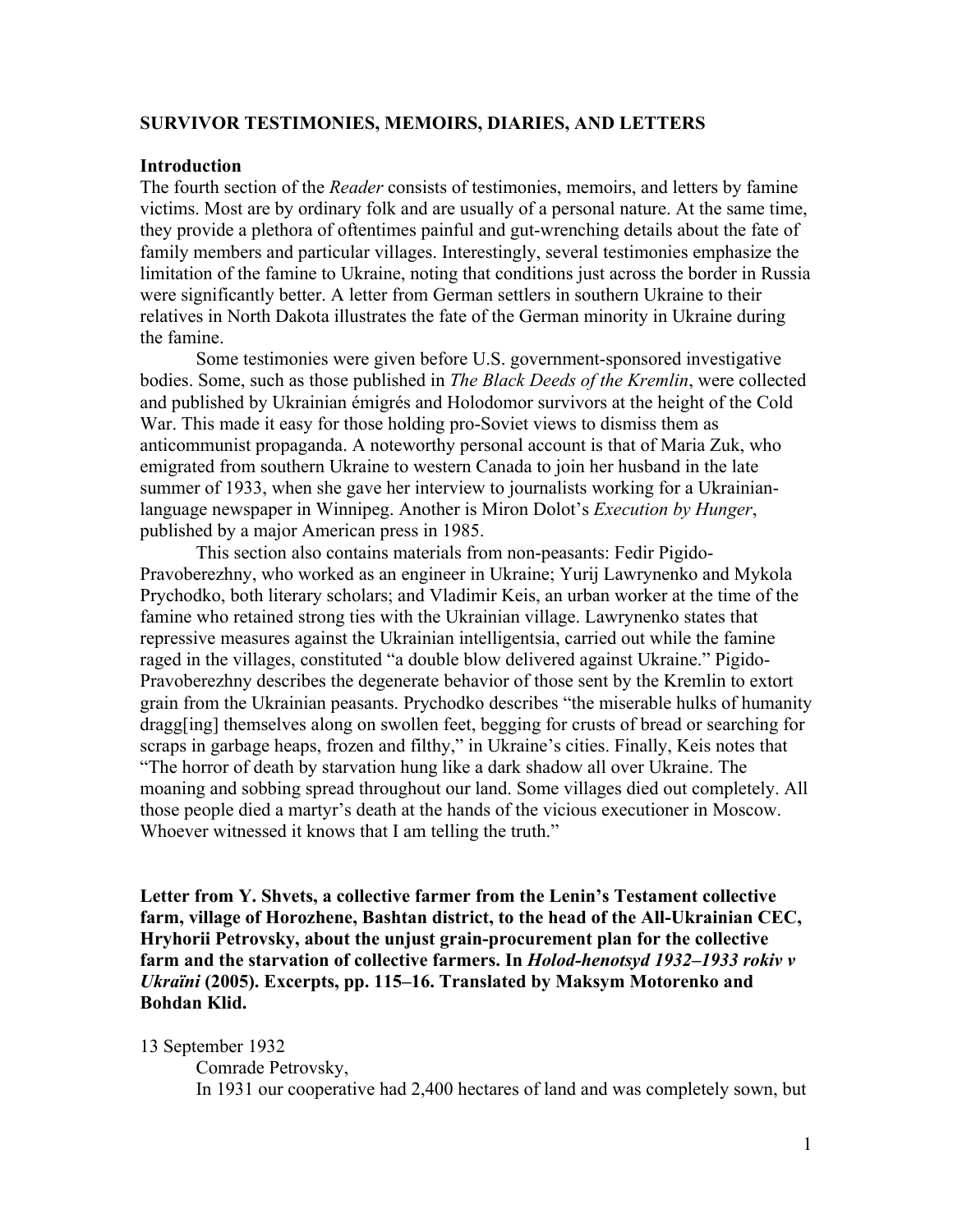## SURVIVOR TESTIMONIES, MEMOIRS, DIARIES, AND LETTERS

### Introduction

The fourth section of the *Reader* consists of testimonies, memoirs, and letters by famine victims. Most are by ordinary folk and are usually of a personal nature. At the same time, they provide a plethora of oftentimes painful and gut-wrenching details about the fate of family members and particular villages. Interestingly, several testimonies emphasize the limitation of the famine to Ukraine, noting that conditions just across the border in Russia were significantly better. A letter from German settlers in southern Ukraine to their relatives in North Dakota illustrates the fate of the German minority in Ukraine during the famine.

Some testimonies were given before U.S. government-sponsored investigative bodies. Some, such as those published in *The Black Deeds of the Kremlin*, were collected and published by Ukrainian émigrés and Holodomor survivors at the height of the Cold War. This made it easy for those holding pro-Soviet views to dismiss them as anticommunist propaganda. A noteworthy personal account is that of Maria Zuk, who emigrated from southern Ukraine to western Canada to join her husband in the late summer of 1933, when she gave her interview to journalists working for a Ukrainian-language newspaper in Winnipeg. Another is Miron Dolot's *Execution by Hunger*, published by a major American press in 1985.

This section also contains materials from non-peasants: Fedir Pigido-Pravoberezhny, who worked as an engineer in Ukraine; Yurij Lawrynenko and Mykola Prychodko, both literary scholars; and Vladimir Keis, an urban worker at the time of the famine who retained strong ties with the Ukrainian village. Lawrynenko states that repressive measures against the Ukrainian intelligentsia, carried out while the famine raged in the villages, constituted "a double blow delivered against Ukraine." Pigido-Pravoberezhny describes the degenerate behavior of those sent by the Kremlin to extort grain from the Ukrainian peasants. Prychodko describes "the miserable hulks of humanity dragg[ing] themselves along on swollen feet, begging for crusts of bread or searching for scraps in garbage heaps, frozen and filthy," in Ukraine's cities. Finally, Keis notes that "The horror of death by starvation hung like a dark shadow all over Ukraine. The moaning and sobbing spread throughout our land. Some villages died out completely. All those people died a martyr's death at the hands of the vicious executioner in Moscow. Whoever witnessed it knows that I am telling the truth."

**Letter from Y. Shvets, a collective farmer from the Lenin's Testament collective farm, village of Horozhene, Bashtan district, to the head of the All-Ukrainian CEC, Hryhorii Petrovsky, about the unjust grain-procurement plan for the collective farm and the starvation of collective farmers. In *Holod-henotsyd 1932–1933 rokiv v Ukraïni* (2005). Excerpts, pp. 115–16. Translated by Maksym Motorenko and Bohdan Klid.**

13 September 1932

Comrade Petrovsky,

In 1931 our cooperative had 2,400 hectares of land and was completely sown, but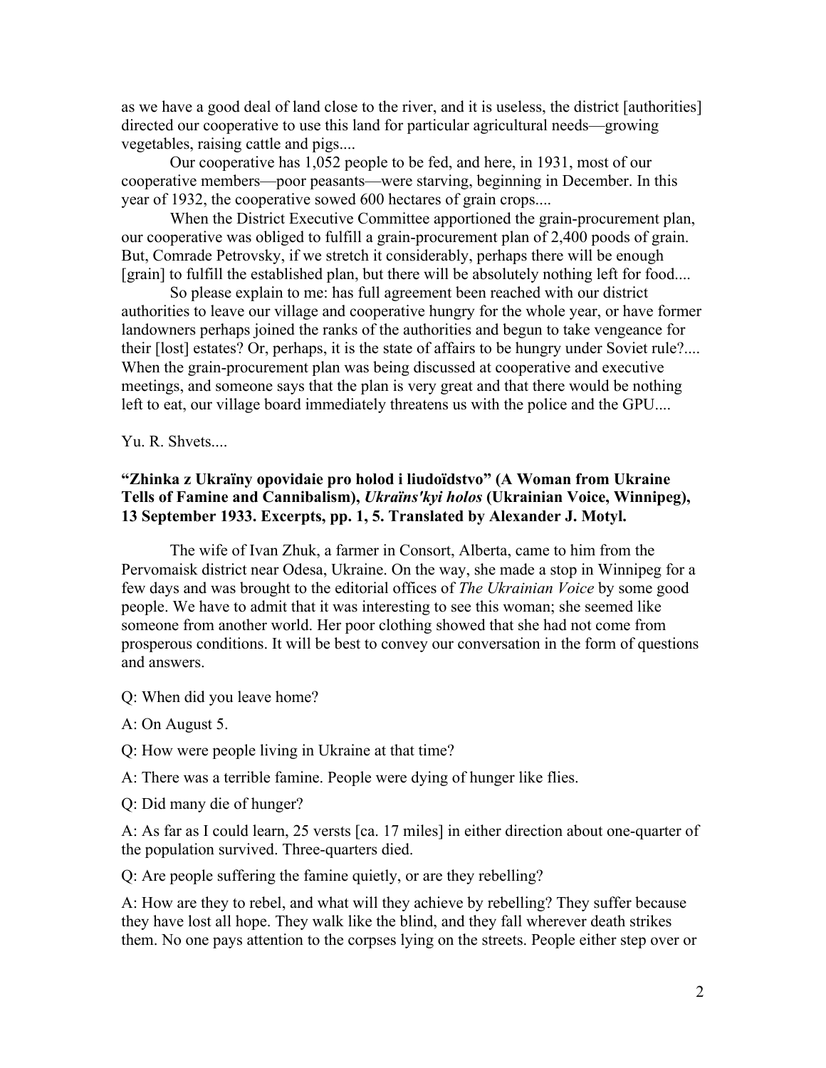as we have a good deal of land close to the river, and it is useless, the district [authorities] directed our cooperative to use this land for particular agricultural needs—growing vegetables, raising cattle and pigs....

Our cooperative has 1,052 people to be fed, and here, in 1931, most of our cooperative members—poor peasants—were starving, beginning in December. In this year of 1932, the cooperative sowed 600 hectares of grain crops....

When the District Executive Committee apportioned the grain-procurement plan, our cooperative was obliged to fulfill a grain-procurement plan of 2,400 poods of grain. But, Comrade Petrovsky, if we stretch it considerably, perhaps there will be enough [grain] to fulfill the established plan, but there will be absolutely nothing left for food....

So please explain to me: has full agreement been reached with our district authorities to leave our village and cooperative hungry for the whole year, or have former landowners perhaps joined the ranks of the authorities and begun to take vengeance for their [lost] estates? Or, perhaps, it is the state of affairs to be hungry under Soviet rule?.... When the grain-procurement plan was being discussed at cooperative and executive meetings, and someone says that the plan is very great and that there would be nothing left to eat, our village board immediately threatens us with the police and the GPU....

Yu. R. Shvets....

**"Zhinka z Ukraïny opovidaie pro holod i liudoïdstvo" (A Woman from Ukraine Tells of Famine and Cannibalism), *Ukraïns'kyi holos* (Ukrainian Voice, Winnipeg), 13 September 1933. Excerpts, pp. 1, 5. Translated by Alexander J. Motyl.**

The wife of Ivan Zhuk, a farmer in Consort, Alberta, came to him from the Pervomaisk district near Odesa, Ukraine. On the way, she made a stop in Winnipeg for a few days and was brought to the editorial offices of *The Ukrainian Voice* by some good people. We have to admit that it was interesting to see this woman; she seemed like someone from another world. Her poor clothing showed that she had not come from prosperous conditions. It will be best to convey our conversation in the form of questions and answers.

Q: When did you leave home?

A: On August 5.

Q: How were people living in Ukraine at that time?

A: There was a terrible famine. People were dying of hunger like flies.

Q: Did many die of hunger?

A: As far as I could learn, 25 versts [ca. 17 miles] in either direction about one-quarter of the population survived. Three-quarters died.

Q: Are people suffering the famine quietly, or are they rebelling?

A: How are they to rebel, and what will they achieve by rebelling? They suffer because they have lost all hope. They walk like the blind, and they fall wherever death strikes them. No one pays attention to the corpses lying on the streets. People either step over or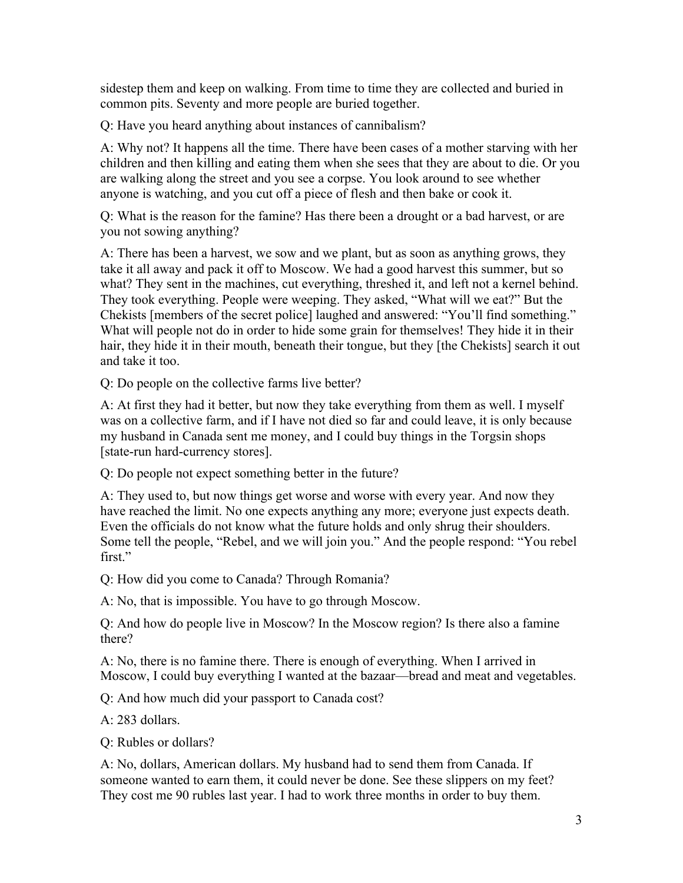sidestep them and keep on walking. From time to time they are collected and buried in common pits. Seventy and more people are buried together.

Q: Have you heard anything about instances of cannibalism?

A: Why not? It happens all the time. There have been cases of a mother starving with her children and then killing and eating them when she sees that they are about to die. Or you are walking along the street and you see a corpse. You look around to see whether anyone is watching, and you cut off a piece of flesh and then bake or cook it.

Q: What is the reason for the famine? Has there been a drought or a bad harvest, or are you not sowing anything?

A: There has been a harvest, we sow and we plant, but as soon as anything grows, they take it all away and pack it off to Moscow. We had a good harvest this summer, but so what? They sent in the machines, cut everything, threshed it, and left not a kernel behind. They took everything. People were weeping. They asked, "What will we eat?" But the Chekists [members of the secret police] laughed and answered: "You'll find something." What will people not do in order to hide some grain for themselves! They hide it in their hair, they hide it in their mouth, beneath their tongue, but they [the Chekists] search it out and take it too.

Q: Do people on the collective farms live better?

A: At first they had it better, but now they take everything from them as well. I myself was on a collective farm, and if I have not died so far and could leave, it is only because my husband in Canada sent me money, and I could buy things in the Torgsin shops [state-run hard-currency stores].

Q: Do people not expect something better in the future?

A: They used to, but now things get worse and worse with every year. And now they have reached the limit. No one expects anything any more; everyone just expects death. Even the officials do not know what the future holds and only shrug their shoulders. Some tell the people, "Rebel, and we will join you." And the people respond: "You rebel first."

Q: How did you come to Canada? Through Romania?

A: No, that is impossible. You have to go through Moscow.

Q: And how do people live in Moscow? In the Moscow region? Is there also a famine there?

A: No, there is no famine there. There is enough of everything. When I arrived in Moscow, I could buy everything I wanted at the bazaar—bread and meat and vegetables.

Q: And how much did your passport to Canada cost?

A: 283 dollars.

Q: Rubles or dollars?

A: No, dollars, American dollars. My husband had to send them from Canada. If someone wanted to earn them, it could never be done. See these slippers on my feet? They cost me 90 rubles last year. I had to work three months in order to buy them.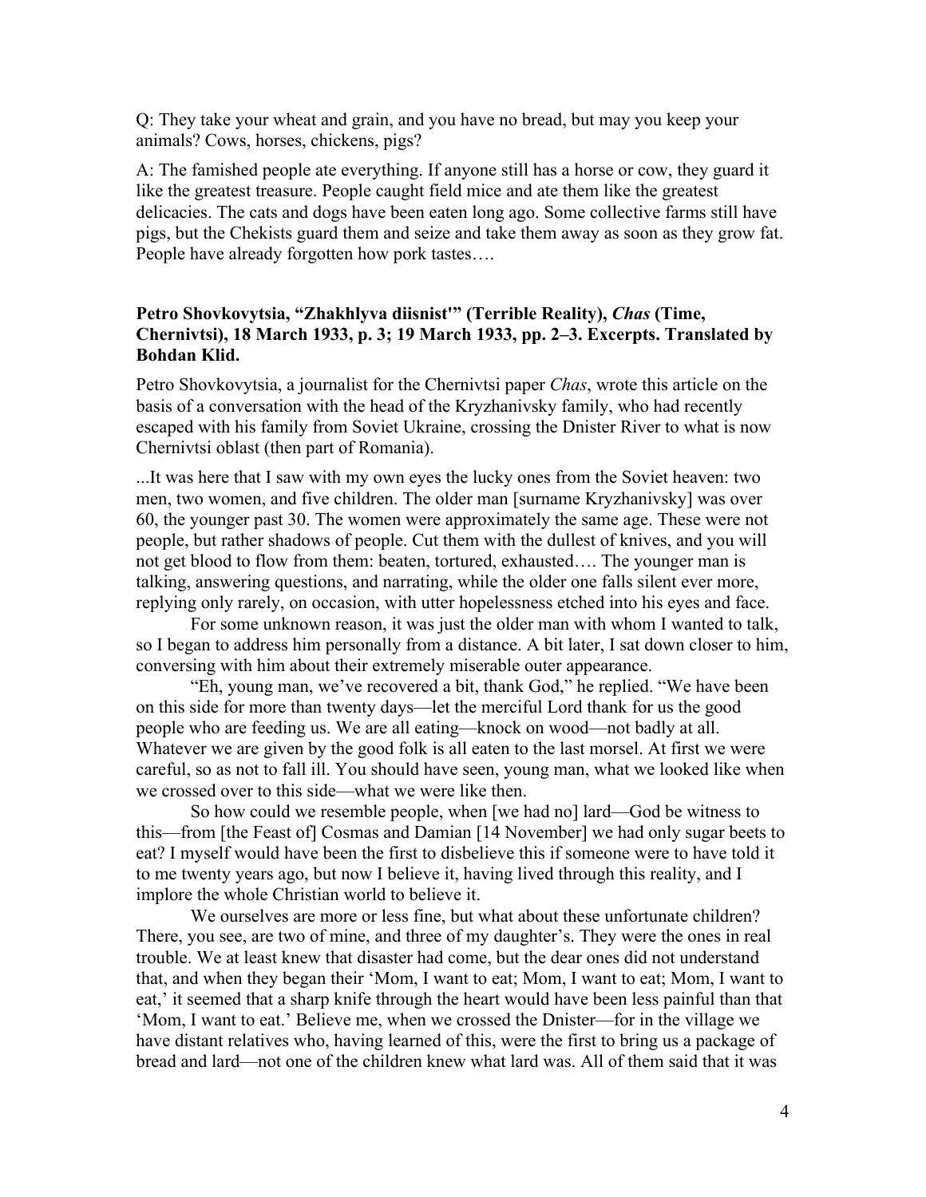Q: They take your wheat and grain, and you have no bread, but may you keep your animals? Cows, horses, chickens, pigs?

A: The famished people ate everything. If anyone still has a horse or cow, they guard it like the greatest treasure. People caught field mice and ate them like the greatest delicacies. The cats and dogs have been eaten long ago. Some collective farms still have pigs, but the Chekists guard them and seize and take them away as soon as they grow fat. People have already forgotten how pork tastes….

### Petro Shovkovytsia, "Zhakhlyva diisnist'" (Terrible Reality), *Chas* (Time, Chernivtsi), 18 March 1933, p. 3; 19 March 1933, pp. 2–3. Excerpts. Translated by Bohdan Klid.

Petro Shovkovytsia, a journalist for the Chernivtsi paper *Chas*, wrote this article on the basis of a conversation with the head of the Kryzhanivsky family, who had recently escaped with his family from Soviet Ukraine, crossing the Dnister River to what is now Chernivtsi oblast (then part of Romania).

...It was here that I saw with my own eyes the lucky ones from the Soviet heaven: two men, two women, and five children. The older man [surname Kryzhanivsky] was over 60, the younger past 30. The women were approximately the same age. These were not people, but rather shadows of people. Cut them with the dullest of knives, and you will not get blood to flow from them: beaten, tortured, exhausted…. The younger man is talking, answering questions, and narrating, while the older one falls silent ever more, replying only rarely, on occasion, with utter hopelessness etched into his eyes and face.

For some unknown reason, it was just the older man with whom I wanted to talk, so I began to address him personally from a distance. A bit later, I sat down closer to him, conversing with him about their extremely miserable outer appearance.

"Eh, young man, we've recovered a bit, thank God," he replied. "We have been on this side for more than twenty days—let the merciful Lord thank for us the good people who are feeding us. We are all eating—knock on wood—not badly at all. Whatever we are given by the good folk is all eaten to the last morsel. At first we were careful, so as not to fall ill. You should have seen, young man, what we looked like when we crossed over to this side—what we were like then.

So how could we resemble people, when [we had no] lard—God be witness to this—from [the Feast of] Cosmas and Damian [14 November] we had only sugar beets to eat? I myself would have been the first to disbelieve this if someone were to have told it to me twenty years ago, but now I believe it, having lived through this reality, and I implore the whole Christian world to believe it.

We ourselves are more or less fine, but what about these unfortunate children? There, you see, are two of mine, and three of my daughter's. They were the ones in real trouble. We at least knew that disaster had come, but the dear ones did not understand that, and when they began their 'Mom, I want to eat; Mom, I want to eat; Mom, I want to eat,' it seemed that a sharp knife through the heart would have been less painful than that 'Mom, I want to eat.' Believe me, when we crossed the Dnister—for in the village we have distant relatives who, having learned of this, were the first to bring us a package of bread and lard—not one of the children knew what lard was. All of them said that it was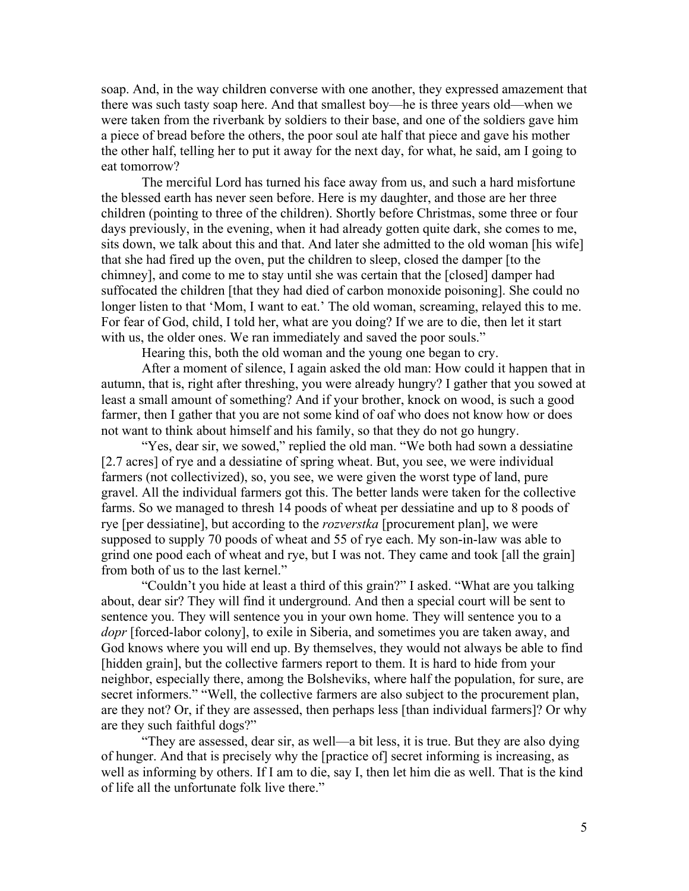soap. And, in the way children converse with one another, they expressed amazement that there was such tasty soap here. And that smallest boy—he is three years old—when we were taken from the riverbank by soldiers to their base, and one of the soldiers gave him a piece of bread before the others, the poor soul ate half that piece and gave his mother the other half, telling her to put it away for the next day, for what, he said, am I going to eat tomorrow?

The merciful Lord has turned his face away from us, and such a hard misfortune the blessed earth has never seen before. Here is my daughter, and those are her three children (pointing to three of the children). Shortly before Christmas, some three or four days previously, in the evening, when it had already gotten quite dark, she comes to me, sits down, we talk about this and that. And later she admitted to the old woman [his wife] that she had fired up the oven, put the children to sleep, closed the damper [to the chimney], and come to me to stay until she was certain that the [closed] damper had suffocated the children [that they had died of carbon monoxide poisoning]. She could no longer listen to that 'Mom, I want to eat.' The old woman, screaming, relayed this to me. For fear of God, child, I told her, what are you doing? If we are to die, then let it start with us, the older ones. We ran immediately and saved the poor souls."

Hearing this, both the old woman and the young one began to cry.

After a moment of silence, I again asked the old man: How could it happen that in autumn, that is, right after threshing, you were already hungry? I gather that you sowed at least a small amount of something? And if your brother, knock on wood, is such a good farmer, then I gather that you are not some kind of oaf who does not know how or does not want to think about himself and his family, so that they do not go hungry.

"Yes, dear sir, we sowed," replied the old man. "We both had sown a dessiatine [2.7 acres] of rye and a dessiatine of spring wheat. But, you see, we were individual farmers (not collectivized), so, you see, we were given the worst type of land, pure gravel. All the individual farmers got this. The better lands were taken for the collective farms. So we managed to thresh 14 poods of wheat per dessiatine and up to 8 poods of rye [per dessiatine], but according to the *rozverstka* [procurement plan], we were supposed to supply 70 poods of wheat and 55 of rye each. My son-in-law was able to grind one pood each of wheat and rye, but I was not. They came and took [all the grain] from both of us to the last kernel."

"Couldn't you hide at least a third of this grain?" I asked. "What are you talking about, dear sir? They will find it underground. And then a special court will be sent to sentence you. They will sentence you in your own home. They will sentence you to a *dopr* [forced-labor colony], to exile in Siberia, and sometimes you are taken away, and God knows where you will end up. By themselves, they would not always be able to find [hidden grain], but the collective farmers report to them. It is hard to hide from your neighbor, especially there, among the Bolsheviks, where half the population, for sure, are secret informers." "Well, the collective farmers are also subject to the procurement plan, are they not? Or, if they are assessed, then perhaps less [than individual farmers]? Or why are they such faithful dogs?"

"They are assessed, dear sir, as well—a bit less, it is true. But they are also dying of hunger. And that is precisely why the [practice of] secret informing is increasing, as well as informing by others. If I am to die, say I, then let him die as well. That is the kind of life all the unfortunate folk live there."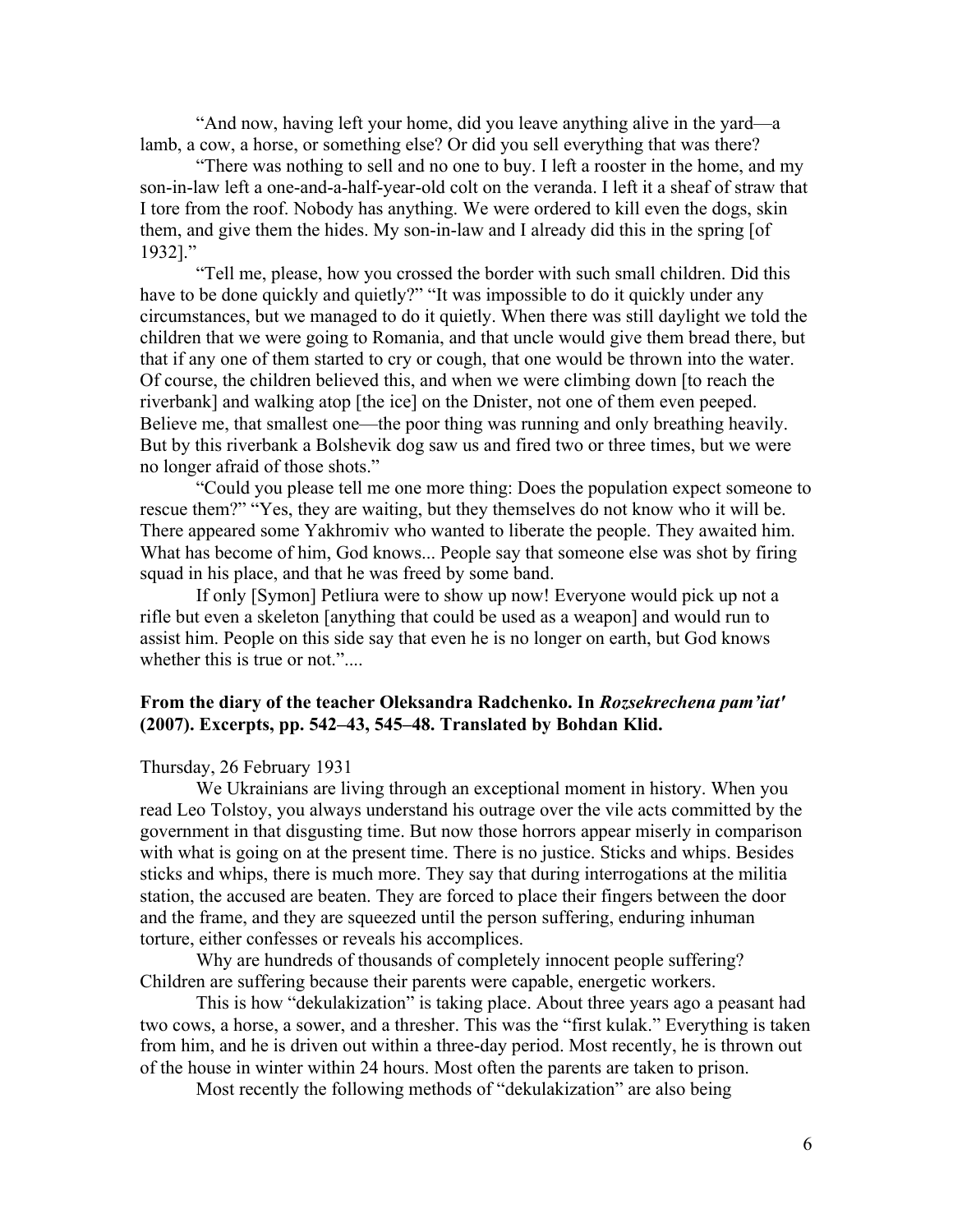"And now, having left your home, did you leave anything alive in the yard—a lamb, a cow, a horse, or something else? Or did you sell everything that was there?

"There was nothing to sell and no one to buy. I left a rooster in the home, and my son-in-law left a one-and-a-half-year-old colt on the veranda. I left it a sheaf of straw that I tore from the roof. Nobody has anything. We were ordered to kill even the dogs, skin them, and give them the hides. My son-in-law and I already did this in the spring [of 1932]."

"Tell me, please, how you crossed the border with such small children. Did this have to be done quickly and quietly?" "It was impossible to do it quickly under any circumstances, but we managed to do it quietly. When there was still daylight we told the children that we were going to Romania, and that uncle would give them bread there, but that if any one of them started to cry or cough, that one would be thrown into the water. Of course, the children believed this, and when we were climbing down [to reach the riverbank] and walking atop [the ice] on the Dnister, not one of them even peeped. Believe me, that smallest one—the poor thing was running and only breathing heavily. But by this riverbank a Bolshevik dog saw us and fired two or three times, but we were no longer afraid of those shots."

"Could you please tell me one more thing: Does the population expect someone to rescue them?" "Yes, they are waiting, but they themselves do not know who it will be. There appeared some Yakhromiv who wanted to liberate the people. They awaited him. What has become of him, God knows... People say that someone else was shot by firing squad in his place, and that he was freed by some band.

If only [Symon] Petliura were to show up now! Everyone would pick up not a rifle but even a skeleton [anything that could be used as a weapon] and would run to assist him. People on this side say that even he is no longer on earth, but God knows whether this is true or not."....

### From the diary of the teacher Oleksandra Radchenko. In *Rozsekrechena pam'iat'* (2007). Excerpts, pp. 542–43, 545–48. Translated by Bohdan Klid.

Thursday, 26 February 1931

We Ukrainians are living through an exceptional moment in history. When you read Leo Tolstoy, you always understand his outrage over the vile acts committed by the government in that disgusting time. But now those horrors appear miserly in comparison with what is going on at the present time. There is no justice. Sticks and whips. Besides sticks and whips, there is much more. They say that during interrogations at the militia station, the accused are beaten. They are forced to place their fingers between the door and the frame, and they are squeezed until the person suffering, enduring inhuman torture, either confesses or reveals his accomplices.

Why are hundreds of thousands of completely innocent people suffering? Children are suffering because their parents were capable, energetic workers.

This is how "dekulakization" is taking place. About three years ago a peasant had two cows, a horse, a sower, and a thresher. This was the "first kulak." Everything is taken from him, and he is driven out within a three-day period. Most recently, he is thrown out of the house in winter within 24 hours. Most often the parents are taken to prison.

Most recently the following methods of "dekulakization" are also being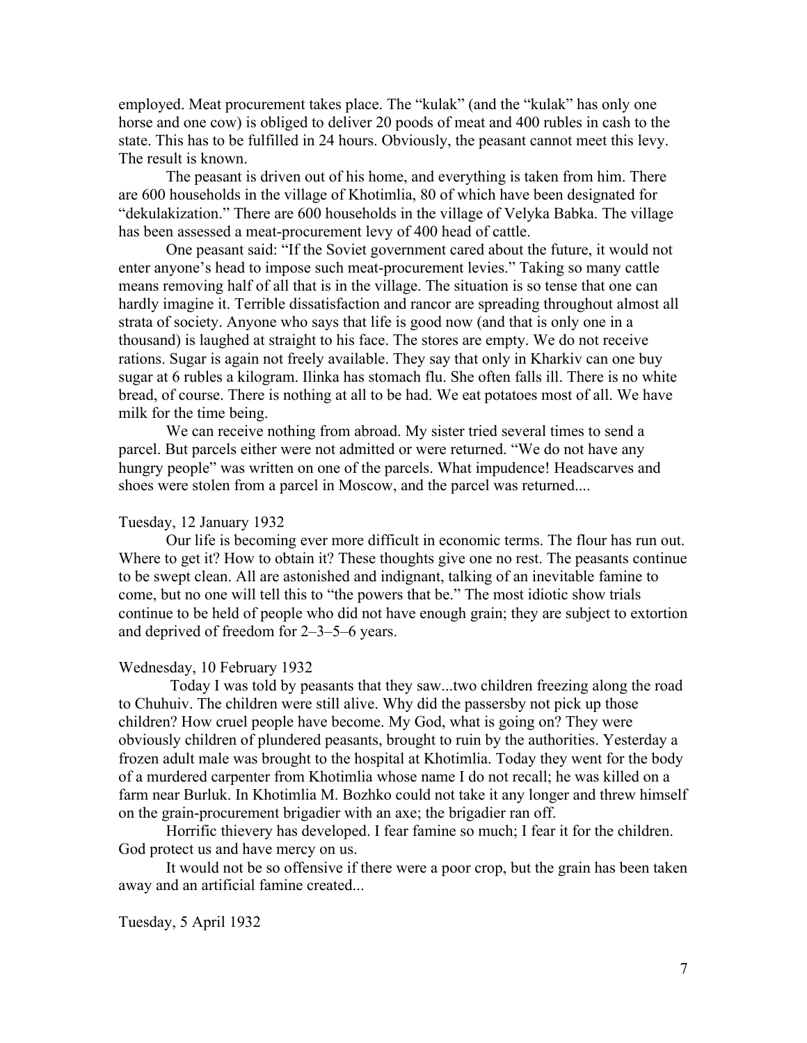employed. Meat procurement takes place. The "kulak" (and the "kulak" has only one horse and one cow) is obliged to deliver 20 poods of meat and 400 rubles in cash to the state. This has to be fulfilled in 24 hours. Obviously, the peasant cannot meet this levy. The result is known.

The peasant is driven out of his home, and everything is taken from him. There are 600 households in the village of Khotimlia, 80 of which have been designated for "dekulakization." There are 600 households in the village of Velyka Babka. The village has been assessed a meat-procurement levy of 400 head of cattle.

One peasant said: "If the Soviet government cared about the future, it would not enter anyone's head to impose such meat-procurement levies." Taking so many cattle means removing half of all that is in the village. The situation is so tense that one can hardly imagine it. Terrible dissatisfaction and rancor are spreading throughout almost all strata of society. Anyone who says that life is good now (and that is only one in a thousand) is laughed at straight to his face. The stores are empty. We do not receive rations. Sugar is again not freely available. They say that only in Kharkiv can one buy sugar at 6 rubles a kilogram. Ilinka has stomach flu. She often falls ill. There is no white bread, of course. There is nothing at all to be had. We eat potatoes most of all. We have milk for the time being.

We can receive nothing from abroad. My sister tried several times to send a parcel. But parcels either were not admitted or were returned. "We do not have any hungry people" was written on one of the parcels. What impudence! Headscarves and shoes were stolen from a parcel in Moscow, and the parcel was returned....

Tuesday, 12 January 1932

Our life is becoming ever more difficult in economic terms. The flour has run out. Where to get it? How to obtain it? These thoughts give one no rest. The peasants continue to be swept clean. All are astonished and indignant, talking of an inevitable famine to come, but no one will tell this to "the powers that be." The most idiotic show trials continue to be held of people who did not have enough grain; they are subject to extortion and deprived of freedom for 2–3–5–6 years.

Wednesday, 10 February 1932

Today I was told by peasants that they saw...two children freezing along the road to Chuhuiv. The children were still alive. Why did the passersby not pick up those children? How cruel people have become. My God, what is going on? They were obviously children of plundered peasants, brought to ruin by the authorities. Yesterday a frozen adult male was brought to the hospital at Khotimlia. Today they went for the body of a murdered carpenter from Khotimlia whose name I do not recall; he was killed on a farm near Burluk. In Khotimlia M. Bozhko could not take it any longer and threw himself on the grain-procurement brigadier with an axe; the brigadier ran off.

Horrific thievery has developed. I fear famine so much; I fear it for the children. God protect us and have mercy on us.

It would not be so offensive if there were a poor crop, but the grain has been taken away and an artificial famine created...

Tuesday, 5 April 1932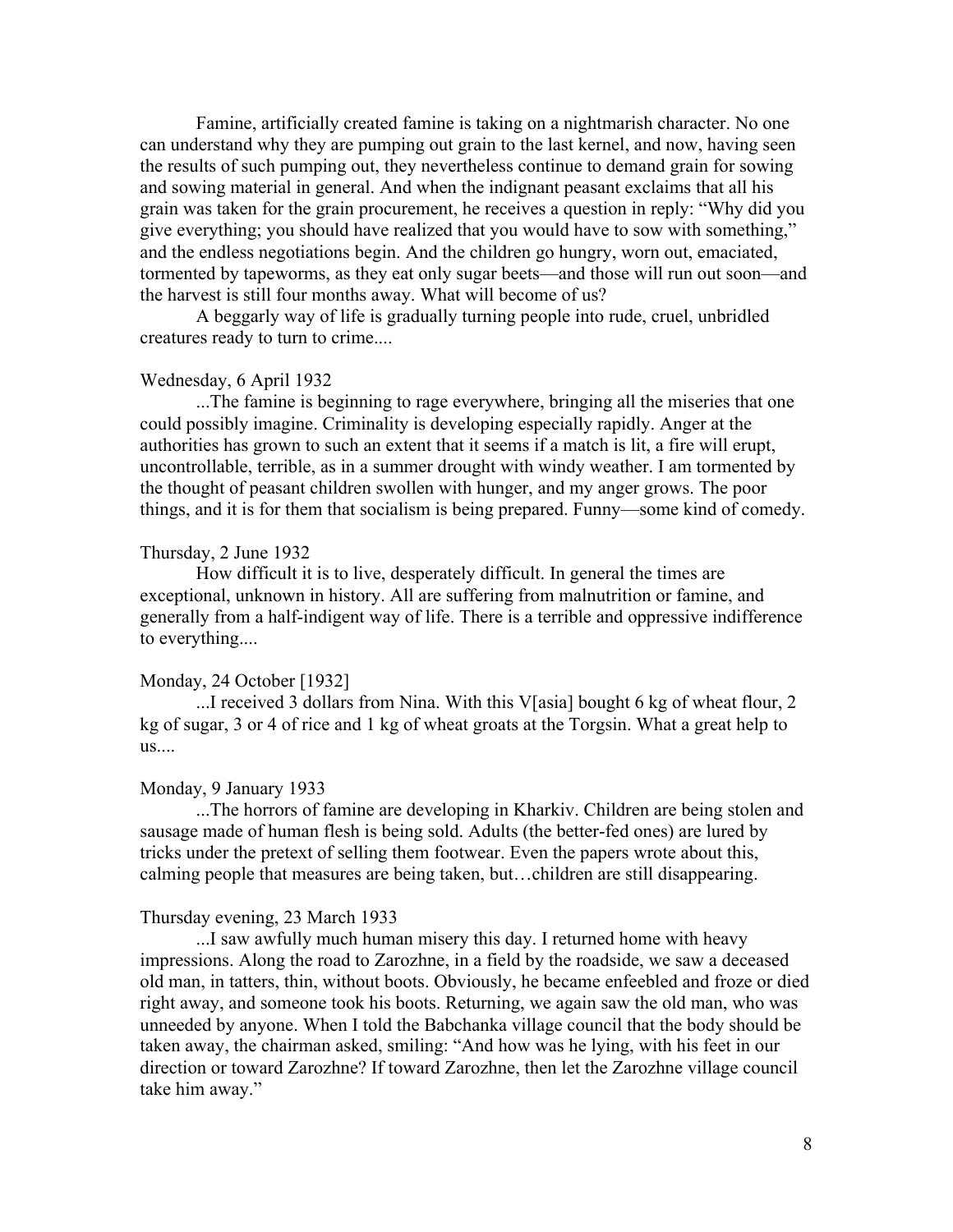Famine, artificially created famine is taking on a nightmarish character. No one can understand why they are pumping out grain to the last kernel, and now, having seen the results of such pumping out, they nevertheless continue to demand grain for sowing and sowing material in general. And when the indignant peasant exclaims that all his grain was taken for the grain procurement, he receives a question in reply: “Why did you give everything; you should have realized that you would have to sow with something,” and the endless negotiations begin. And the children go hungry, worn out, emaciated, tormented by tapeworms, as they eat only sugar beets—and those will run out soon—and the harvest is still four months away. What will become of us?

A beggarly way of life is gradually turning people into rude, cruel, unbridled creatures ready to turn to crime....

Wednesday, 6 April 1932

...The famine is beginning to rage everywhere, bringing all the miseries that one could possibly imagine. Criminality is developing especially rapidly. Anger at the authorities has grown to such an extent that it seems if a match is lit, a fire will erupt, uncontrollable, terrible, as in a summer drought with windy weather. I am tormented by the thought of peasant children swollen with hunger, and my anger grows. The poor things, and it is for them that socialism is being prepared. Funny—some kind of comedy.

Thursday, 2 June 1932

How difficult it is to live, desperately difficult. In general the times are exceptional, unknown in history. All are suffering from malnutrition or famine, and generally from a half-indigent way of life. There is a terrible and oppressive indifference to everything....

Monday, 24 October [1932]

...I received 3 dollars from Nina. With this V[asia] bought 6 kg of wheat flour, 2 kg of sugar, 3 or 4 of rice and 1 kg of wheat groats at the Torgsin. What a great help to us....

Monday, 9 January 1933

...The horrors of famine are developing in Kharkiv. Children are being stolen and sausage made of human flesh is being sold. Adults (the better-fed ones) are lured by tricks under the pretext of selling them footwear. Even the papers wrote about this, calming people that measures are being taken, but…children are still disappearing.

Thursday evening, 23 March 1933

...I saw awfully much human misery this day. I returned home with heavy impressions. Along the road to Zarozhne, in a field by the roadside, we saw a deceased old man, in tatters, thin, without boots. Obviously, he became enfeebled and froze or died right away, and someone took his boots. Returning, we again saw the old man, who was unneeded by anyone. When I told the Babchanka village council that the body should be taken away, the chairman asked, smiling: “And how was he lying, with his feet in our direction or toward Zarozhne? If toward Zarozhne, then let the Zarozhne village council take him away.”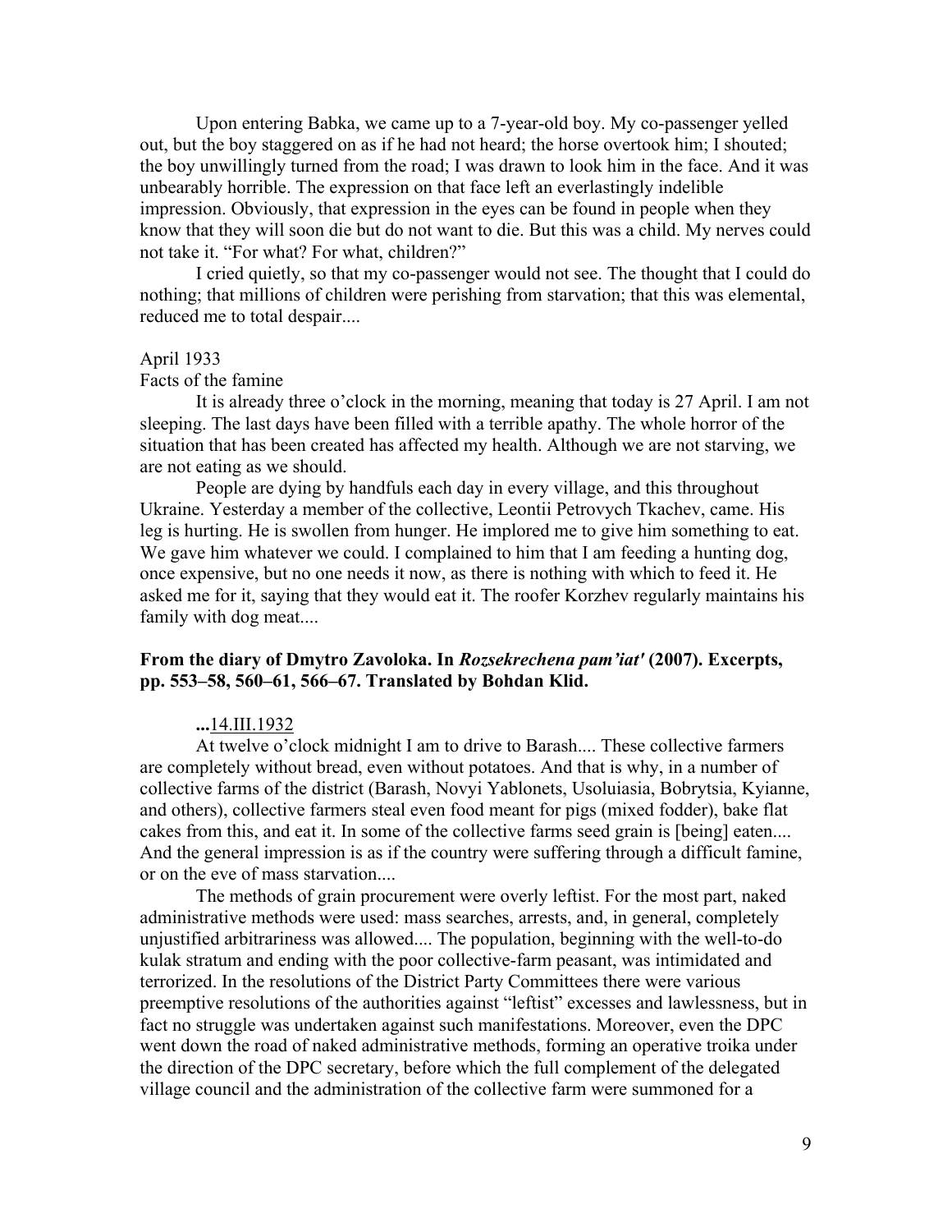Upon entering Babka, we came up to a 7-year-old boy. My co-passenger yelled out, but the boy staggered on as if he had not heard; the horse overtook him; I shouted; the boy unwillingly turned from the road; I was drawn to look him in the face. And it was unbearably horrible. The expression on that face left an everlastingly indelible impression. Obviously, that expression in the eyes can be found in people when they know that they will soon die but do not want to die. But this was a child. My nerves could not take it. "For what? For what, children?"

I cried quietly, so that my co-passenger would not see. The thought that I could do nothing; that millions of children were perishing from starvation; that this was elemental, reduced me to total despair....

April 1933

Facts of the famine

It is already three o'clock in the morning, meaning that today is 27 April. I am not sleeping. The last days have been filled with a terrible apathy. The whole horror of the situation that has been created has affected my health. Although we are not starving, we are not eating as we should.

People are dying by handfuls each day in every village, and this throughout Ukraine. Yesterday a member of the collective, Leontii Petrovych Tkachev, came. His leg is hurting. He is swollen from hunger. He implored me to give him something to eat. We gave him whatever we could. I complained to him that I am feeding a hunting dog, once expensive, but no one needs it now, as there is nothing with which to feed it. He asked me for it, saying that they would eat it. The roofer Korzhev regularly maintains his family with dog meat....

**From the diary of Dmytro Zavoloka. In *Rozsekrechena pam'iat'* (2007). Excerpts, pp. 553–58, 560–61, 566–67. Translated by Bohdan Klid.**

**...**14.III.1932

At twelve o'clock midnight I am to drive to Barash.... These collective farmers are completely without bread, even without potatoes. And that is why, in a number of collective farms of the district (Barash, Novyi Yablonets, Usoluiasia, Bobrytsia, Kyianne, and others), collective farmers steal even food meant for pigs (mixed fodder), bake flat cakes from this, and eat it. In some of the collective farms seed grain is [being] eaten.... And the general impression is as if the country were suffering through a difficult famine, or on the eve of mass starvation....

The methods of grain procurement were overly leftist. For the most part, naked administrative methods were used: mass searches, arrests, and, in general, completely unjustified arbitrariness was allowed.... The population, beginning with the well-to-do kulak stratum and ending with the poor collective-farm peasant, was intimidated and terrorized. In the resolutions of the District Party Committees there were various preemptive resolutions of the authorities against "leftist" excesses and lawlessness, but in fact no struggle was undertaken against such manifestations. Moreover, even the DPC went down the road of naked administrative methods, forming an operative troika under the direction of the DPC secretary, before which the full complement of the delegated village council and the administration of the collective farm were summoned for a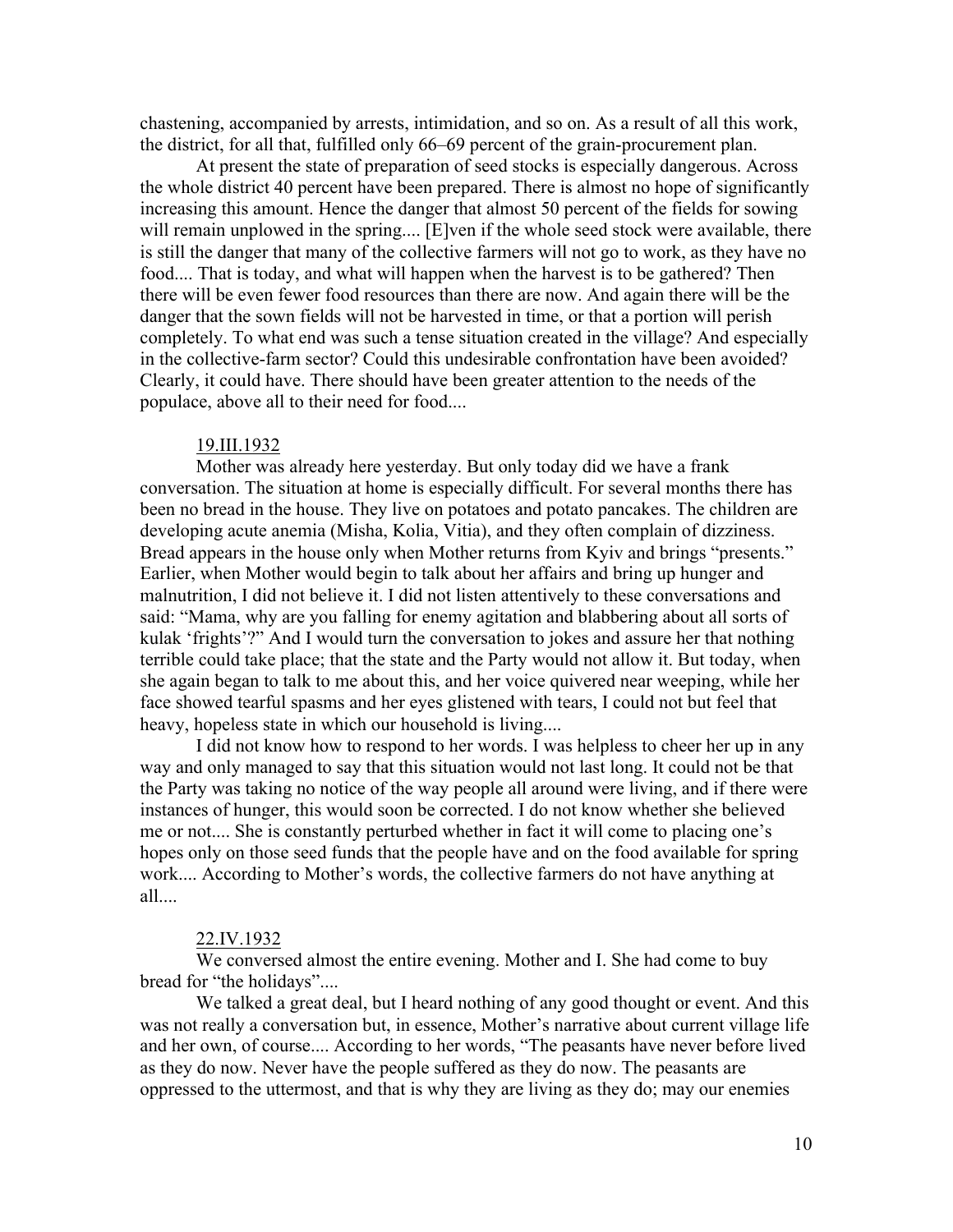chastening, accompanied by arrests, intimidation, and so on. As a result of all this work, the district, for all that, fulfilled only 66–69 percent of the grain-procurement plan.

At present the state of preparation of seed stocks is especially dangerous. Across the whole district 40 percent have been prepared. There is almost no hope of significantly increasing this amount. Hence the danger that almost 50 percent of the fields for sowing will remain unplowed in the spring.... [E]ven if the whole seed stock were available, there is still the danger that many of the collective farmers will not go to work, as they have no food.... That is today, and what will happen when the harvest is to be gathered? Then there will be even fewer food resources than there are now. And again there will be the danger that the sown fields will not be harvested in time, or that a portion will perish completely. To what end was such a tense situation created in the village? And especially in the collective-farm sector? Could this undesirable confrontation have been avoided? Clearly, it could have. There should have been greater attention to the needs of the populace, above all to their need for food....

19.III.1932

Mother was already here yesterday. But only today did we have a frank conversation. The situation at home is especially difficult. For several months there has been no bread in the house. They live on potatoes and potato pancakes. The children are developing acute anemia (Misha, Kolia, Vitia), and they often complain of dizziness. Bread appears in the house only when Mother returns from Kyiv and brings "presents." Earlier, when Mother would begin to talk about her affairs and bring up hunger and malnutrition, I did not believe it. I did not listen attentively to these conversations and said: "Mama, why are you falling for enemy agitation and blabbering about all sorts of kulak 'frights'?" And I would turn the conversation to jokes and assure her that nothing terrible could take place; that the state and the Party would not allow it. But today, when she again began to talk to me about this, and her voice quivered near weeping, while her face showed tearful spasms and her eyes glistened with tears, I could not but feel that heavy, hopeless state in which our household is living....

I did not know how to respond to her words. I was helpless to cheer her up in any way and only managed to say that this situation would not last long. It could not be that the Party was taking no notice of the way people all around were living, and if there were instances of hunger, this would soon be corrected. I do not know whether she believed me or not.... She is constantly perturbed whether in fact it will come to placing one's hopes only on those seed funds that the people have and on the food available for spring work.... According to Mother's words, the collective farmers do not have anything at all....

22.IV.1932

We conversed almost the entire evening. Mother and I. She had come to buy bread for "the holidays"....

We talked a great deal, but I heard nothing of any good thought or event. And this was not really a conversation but, in essence, Mother's narrative about current village life and her own, of course.... According to her words, "The peasants have never before lived as they do now. Never have the people suffered as they do now. The peasants are oppressed to the uttermost, and that is why they are living as they do; may our enemies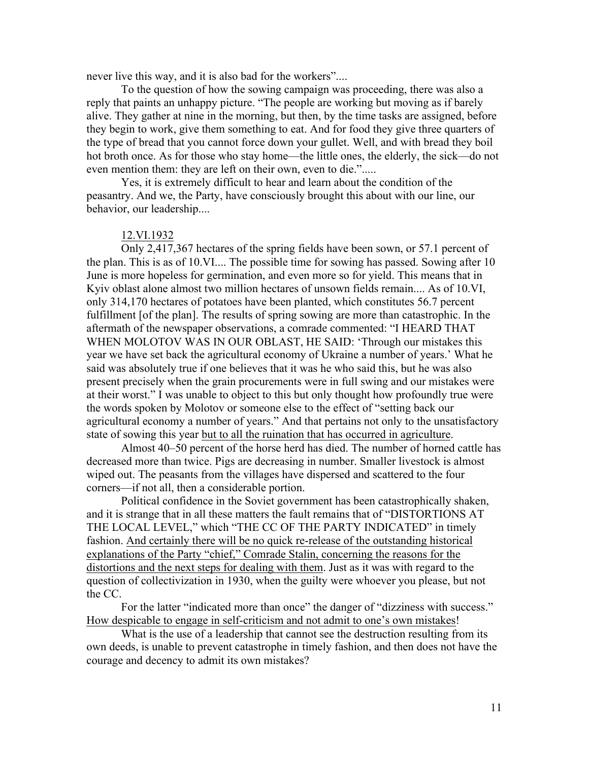never live this way, and it is also bad for the workers"....

To the question of how the sowing campaign was proceeding, there was also a reply that paints an unhappy picture. "The people are working but moving as if barely alive. They gather at nine in the morning, but then, by the time tasks are assigned, before they begin to work, give them something to eat. And for food they give three quarters of the type of bread that you cannot force down your gullet. Well, and with bread they boil hot broth once. As for those who stay home—the little ones, the elderly, the sick—do not even mention them: they are left on their own, even to die.".....

Yes, it is extremely difficult to hear and learn about the condition of the peasantry. And we, the Party, have consciously brought this about with our line, our behavior, our leadership....

<u>12.VI.1932</u>

Only 2,417,367 hectares of the spring fields have been sown, or 57.1 percent of the plan. This is as of 10.VI.... The possible time for sowing has passed. Sowing after 10 June is more hopeless for germination, and even more so for yield. This means that in Kyiv oblast alone almost two million hectares of unsown fields remain.... As of 10.VI, only 314,170 hectares of potatoes have been planted, which constitutes 56.7 percent fulfillment [of the plan]. The results of spring sowing are more than catastrophic. In the aftermath of the newspaper observations, a comrade commented: "I HEARD THAT WHEN MOLOTOV WAS IN OUR OBLAST, HE SAID: 'Through our mistakes this year we have set back the agricultural economy of Ukraine a number of years.' What he said was absolutely true if one believes that it was he who said this, but he was also present precisely when the grain procurements were in full swing and our mistakes were at their worst." I was unable to object to this but only thought how profoundly true were the words spoken by Molotov or someone else to the effect of "setting back our agricultural economy a number of years." And that pertains not only to the unsatisfactory state of sowing this year <u>but to all the ruination that has occurred in agriculture</u>.

Almost 40–50 percent of the horse herd has died. The number of horned cattle has decreased more than twice. Pigs are decreasing in number. Smaller livestock is almost wiped out. The peasants from the villages have dispersed and scattered to the four corners—if not all, then a considerable portion.

Political confidence in the Soviet government has been catastrophically shaken, and it is strange that in all these matters the fault remains that of "DISTORTIONS AT THE LOCAL LEVEL," which "THE CC OF THE PARTY INDICATED" in timely fashion. <u>And certainly there will be no quick re-release of the outstanding historical explanations of the Party "chief," Comrade Stalin, concerning the reasons for the distortions and the next steps for dealing with them</u>. Just as it was with regard to the question of collectivization in 1930, when the guilty were whoever you please, but not the CC.

For the latter "indicated more than once" the danger of "dizziness with success." <u>How despicable to engage in self-criticism and not admit to one's own mistakes</u>!

What is the use of a leadership that cannot see the destruction resulting from its own deeds, is unable to prevent catastrophe in timely fashion, and then does not have the courage and decency to admit its own mistakes?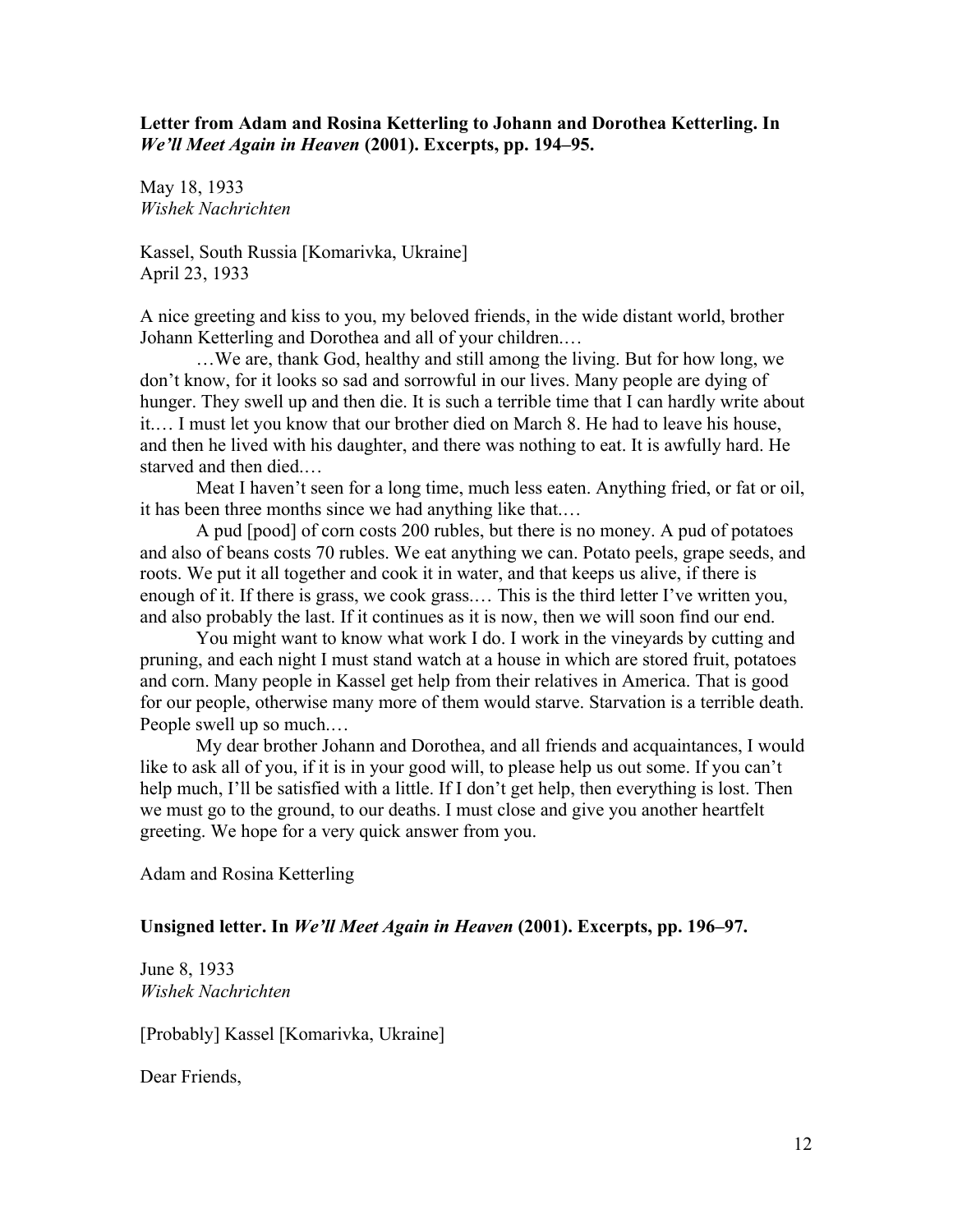**Letter from Adam and Rosina Ketterling to Johann and Dorothea Ketterling. In *We'll Meet Again in Heaven* (2001). Excerpts, pp. 194–95.**

May 18, 1933
*Wishek Nachrichten*

Kassel, South Russia [Komarivka, Ukraine]
April 23, 1933

A nice greeting and kiss to you, my beloved friends, in the wide distant world, brother Johann Ketterling and Dorothea and all of your children.…

…We are, thank God, healthy and still among the living. But for how long, we don't know, for it looks so sad and sorrowful in our lives. Many people are dying of hunger. They swell up and then die. It is such a terrible time that I can hardly write about it.… I must let you know that our brother died on March 8. He had to leave his house, and then he lived with his daughter, and there was nothing to eat. It is awfully hard. He starved and then died.…

Meat I haven't seen for a long time, much less eaten. Anything fried, or fat or oil, it has been three months since we had anything like that.…

A pud [pood] of corn costs 200 rubles, but there is no money. A pud of potatoes and also of beans costs 70 rubles. We eat anything we can. Potato peels, grape seeds, and roots. We put it all together and cook it in water, and that keeps us alive, if there is enough of it. If there is grass, we cook grass.… This is the third letter I've written you, and also probably the last. If it continues as it is now, then we will soon find our end.

You might want to know what work I do. I work in the vineyards by cutting and pruning, and each night I must stand watch at a house in which are stored fruit, potatoes and corn. Many people in Kassel get help from their relatives in America. That is good for our people, otherwise many more of them would starve. Starvation is a terrible death. People swell up so much.…

My dear brother Johann and Dorothea, and all friends and acquaintances, I would like to ask all of you, if it is in your good will, to please help us out some. If you can't help much, I'll be satisfied with a little. If I don't get help, then everything is lost. Then we must go to the ground, to our deaths. I must close and give you another heartfelt greeting. We hope for a very quick answer from you.

Adam and Rosina Ketterling

**Unsigned letter. In *We'll Meet Again in Heaven* (2001). Excerpts, pp. 196–97.**

June 8, 1933
*Wishek Nachrichten*

[Probably] Kassel [Komarivka, Ukraine]

Dear Friends,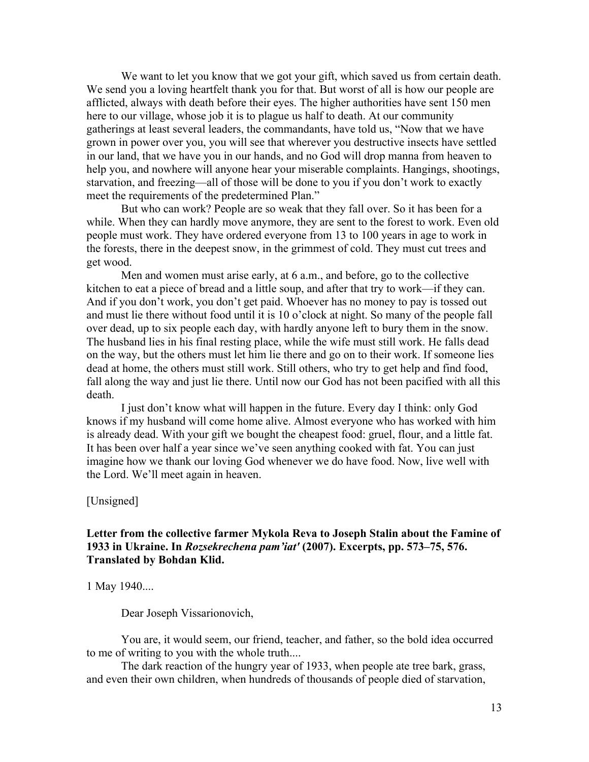We want to let you know that we got your gift, which saved us from certain death. We send you a loving heartfelt thank you for that. But worst of all is how our people are afflicted, always with death before their eyes. The higher authorities have sent 150 men here to our village, whose job it is to plague us half to death. At our community gatherings at least several leaders, the commandants, have told us, "Now that we have grown in power over you, you will see that wherever you destructive insects have settled in our land, that we have you in our hands, and no God will drop manna from heaven to help you, and nowhere will anyone hear your miserable complaints. Hangings, shootings, starvation, and freezing—all of those will be done to you if you don't work to exactly meet the requirements of the predetermined Plan."

But who can work? People are so weak that they fall over. So it has been for a while. When they can hardly move anymore, they are sent to the forest to work. Even old people must work. They have ordered everyone from 13 to 100 years in age to work in the forests, there in the deepest snow, in the grimmest of cold. They must cut trees and get wood.

Men and women must arise early, at 6 a.m., and before, go to the collective kitchen to eat a piece of bread and a little soup, and after that try to work—if they can. And if you don't work, you don't get paid. Whoever has no money to pay is tossed out and must lie there without food until it is 10 o'clock at night. So many of the people fall over dead, up to six people each day, with hardly anyone left to bury them in the snow. The husband lies in his final resting place, while the wife must still work. He falls dead on the way, but the others must let him lie there and go on to their work. If someone lies dead at home, the others must still work. Still others, who try to get help and find food, fall along the way and just lie there. Until now our God has not been pacified with all this death.

I just don't know what will happen in the future. Every day I think: only God knows if my husband will come home alive. Almost everyone who has worked with him is already dead. With your gift we bought the cheapest food: gruel, flour, and a little fat. It has been over half a year since we've seen anything cooked with fat. You can just imagine how we thank our loving God whenever we do have food. Now, live well with the Lord. We'll meet again in heaven.

[Unsigned]

**Letter from the collective farmer Mykola Reva to Joseph Stalin about the Famine of 1933 in Ukraine. In *Rozsekrechena pam'iat'* (2007). Excerpts, pp. 573–75, 576. Translated by Bohdan Klid.**

1 May 1940....

Dear Joseph Vissarionovich,

You are, it would seem, our friend, teacher, and father, so the bold idea occurred to me of writing to you with the whole truth....

The dark reaction of the hungry year of 1933, when people ate tree bark, grass, and even their own children, when hundreds of thousands of people died of starvation,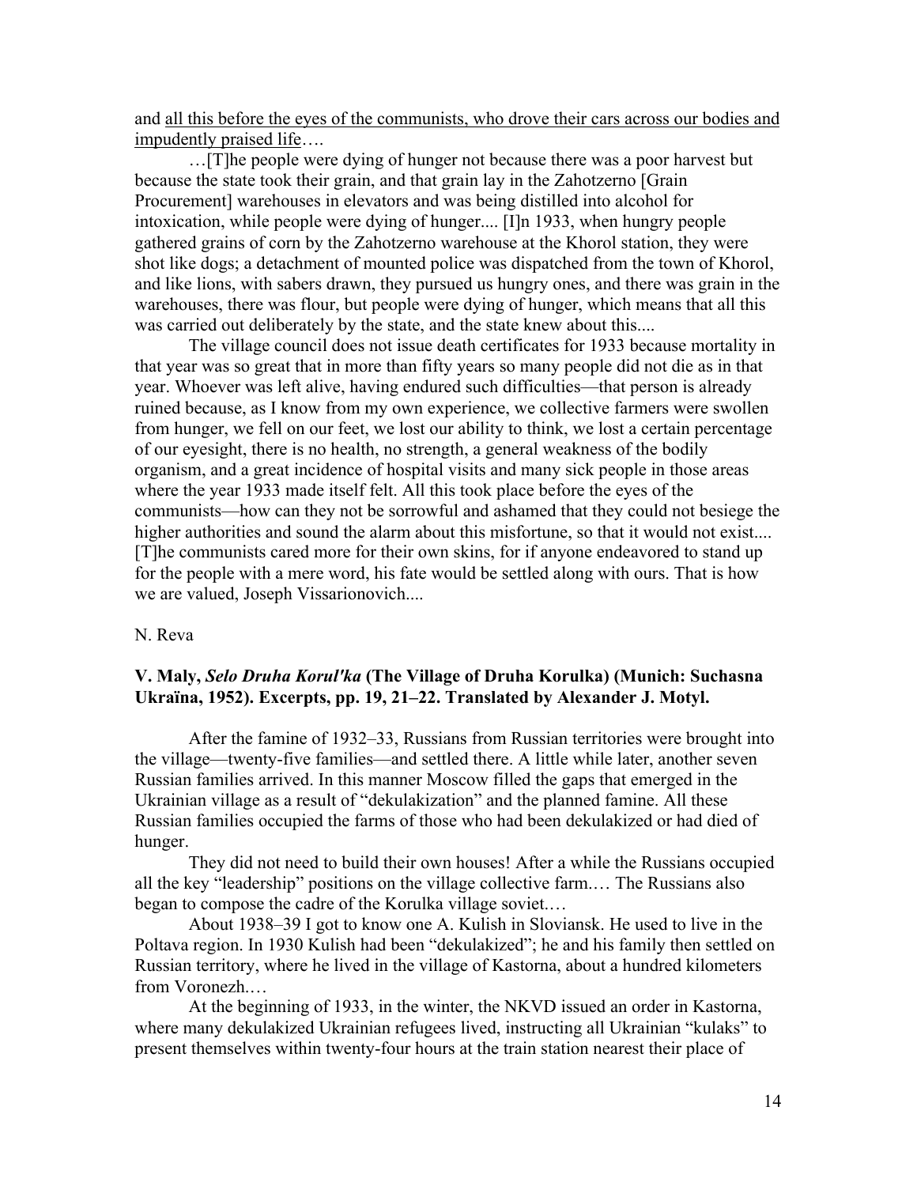and <u>all this before the eyes of the communists, who drove their cars across our bodies and impudently praised life</u>….

…[T]he people were dying of hunger not because there was a poor harvest but because the state took their grain, and that grain lay in the Zahotzerno [Grain Procurement] warehouses in elevators and was being distilled into alcohol for intoxication, while people were dying of hunger.... [I]n 1933, when hungry people gathered grains of corn by the Zahotzerno warehouse at the Khorol station, they were shot like dogs; a detachment of mounted police was dispatched from the town of Khorol, and like lions, with sabers drawn, they pursued us hungry ones, and there was grain in the warehouses, there was flour, but people were dying of hunger, which means that all this was carried out deliberately by the state, and the state knew about this....

The village council does not issue death certificates for 1933 because mortality in that year was so great that in more than fifty years so many people did not die as in that year. Whoever was left alive, having endured such difficulties—that person is already ruined because, as I know from my own experience, we collective farmers were swollen from hunger, we fell on our feet, we lost our ability to think, we lost a certain percentage of our eyesight, there is no health, no strength, a general weakness of the bodily organism, and a great incidence of hospital visits and many sick people in those areas where the year 1933 made itself felt. All this took place before the eyes of the communists—how can they not be sorrowful and ashamed that they could not besiege the higher authorities and sound the alarm about this misfortune, so that it would not exist.... [T]he communists cared more for their own skins, for if anyone endeavored to stand up for the people with a mere word, his fate would be settled along with ours. That is how we are valued, Joseph Vissarionovich....

N. Reva

**V. Maly, *Selo Druha Korul'ka* (The Village of Druha Korulka) (Munich: Suchasna Ukraïna, 1952). Excerpts, pp. 19, 21–22. Translated by Alexander J. Motyl.**

After the famine of 1932–33, Russians from Russian territories were brought into the village—twenty-five families—and settled there. A little while later, another seven Russian families arrived. In this manner Moscow filled the gaps that emerged in the Ukrainian village as a result of "dekulakization" and the planned famine. All these Russian families occupied the farms of those who had been dekulakized or had died of hunger.

They did not need to build their own houses! After a while the Russians occupied all the key "leadership" positions on the village collective farm.… The Russians also began to compose the cadre of the Korulka village soviet.…

About 1938–39 I got to know one A. Kulish in Sloviansk. He used to live in the Poltava region. In 1930 Kulish had been "dekulakized"; he and his family then settled on Russian territory, where he lived in the village of Kastorna, about a hundred kilometers from Voronezh.…

At the beginning of 1933, in the winter, the NKVD issued an order in Kastorna, where many dekulakized Ukrainian refugees lived, instructing all Ukrainian "kulaks" to present themselves within twenty-four hours at the train station nearest their place of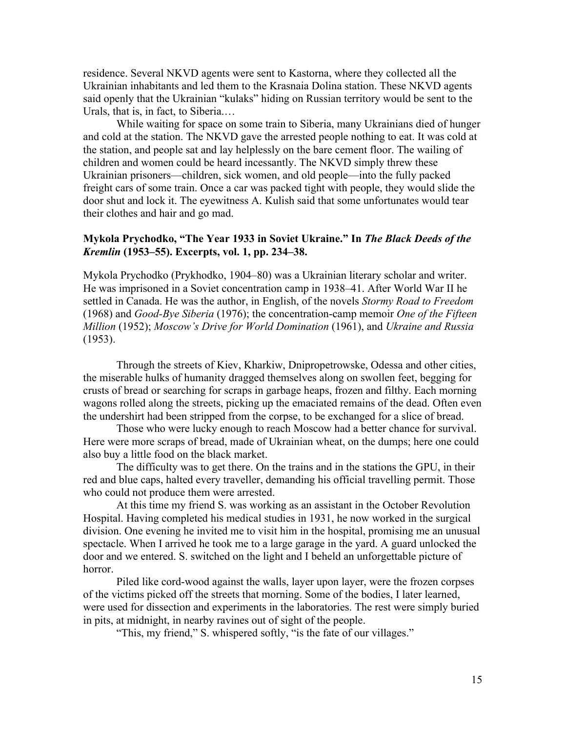residence. Several NKVD agents were sent to Kastorna, where they collected all the Ukrainian inhabitants and led them to the Krasnaia Dolina station. These NKVD agents said openly that the Ukrainian "kulaks" hiding on Russian territory would be sent to the Urals, that is, in fact, to Siberia.…

While waiting for space on some train to Siberia, many Ukrainians died of hunger and cold at the station. The NKVD gave the arrested people nothing to eat. It was cold at the station, and people sat and lay helplessly on the bare cement floor. The wailing of children and women could be heard incessantly. The NKVD simply threw these Ukrainian prisoners—children, sick women, and old people—into the fully packed freight cars of some train. Once a car was packed tight with people, they would slide the door shut and lock it. The eyewitness A. Kulish said that some unfortunates would tear their clothes and hair and go mad.

**Mykola Prychodko, "The Year 1933 in Soviet Ukraine." In *The Black Deeds of the Kremlin* (1953–55). Excerpts, vol. 1, pp. 234–38.**

Mykola Prychodko (Prykhodko, 1904–80) was a Ukrainian literary scholar and writer. He was imprisoned in a Soviet concentration camp in 1938–41. After World War II he settled in Canada. He was the author, in English, of the novels *Stormy Road to Freedom* (1968) and *Good-Bye Siberia* (1976); the concentration-camp memoir *One of the Fifteen Million* (1952); *Moscow's Drive for World Domination* (1961), and *Ukraine and Russia* (1953).

Through the streets of Kiev, Kharkiw, Dnipropetrowske, Odessa and other cities, the miserable hulks of humanity dragged themselves along on swollen feet, begging for crusts of bread or searching for scraps in garbage heaps, frozen and filthy. Each morning wagons rolled along the streets, picking up the emaciated remains of the dead. Often even the undershirt had been stripped from the corpse, to be exchanged for a slice of bread.

Those who were lucky enough to reach Moscow had a better chance for survival. Here were more scraps of bread, made of Ukrainian wheat, on the dumps; here one could also buy a little food on the black market.

The difficulty was to get there. On the trains and in the stations the GPU, in their red and blue caps, halted every traveller, demanding his official travelling permit. Those who could not produce them were arrested.

At this time my friend S. was working as an assistant in the October Revolution Hospital. Having completed his medical studies in 1931, he now worked in the surgical division. One evening he invited me to visit him in the hospital, promising me an unusual spectacle. When I arrived he took me to a large garage in the yard. A guard unlocked the door and we entered. S. switched on the light and I beheld an unforgettable picture of horror.

Piled like cord-wood against the walls, layer upon layer, were the frozen corpses of the victims picked off the streets that morning. Some of the bodies, I later learned, were used for dissection and experiments in the laboratories. The rest were simply buried in pits, at midnight, in nearby ravines out of sight of the people.

"This, my friend," S. whispered softly, "is the fate of our villages."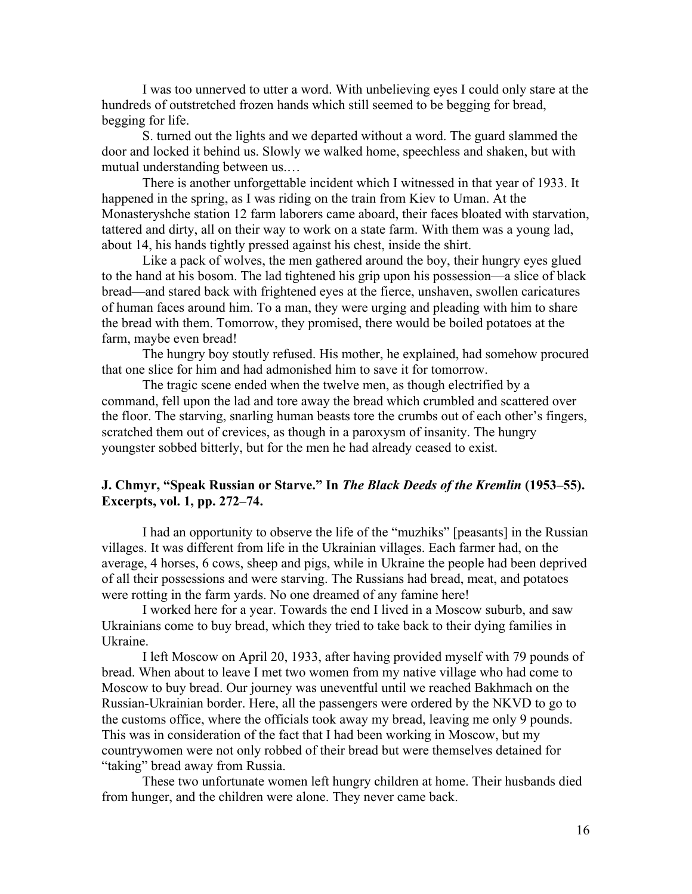I was too unnerved to utter a word. With unbelieving eyes I could only stare at the hundreds of outstretched frozen hands which still seemed to be begging for bread, begging for life.

S. turned out the lights and we departed without a word. The guard slammed the door and locked it behind us. Slowly we walked home, speechless and shaken, but with mutual understanding between us.…

There is another unforgettable incident which I witnessed in that year of 1933. It happened in the spring, as I was riding on the train from Kiev to Uman. At the Monasteryshche station 12 farm laborers came aboard, their faces bloated with starvation, tattered and dirty, all on their way to work on a state farm. With them was a young lad, about 14, his hands tightly pressed against his chest, inside the shirt.

Like a pack of wolves, the men gathered around the boy, their hungry eyes glued to the hand at his bosom. The lad tightened his grip upon his possession—a slice of black bread—and stared back with frightened eyes at the fierce, unshaven, swollen caricatures of human faces around him. To a man, they were urging and pleading with him to share the bread with them. Tomorrow, they promised, there would be boiled potatoes at the farm, maybe even bread!

The hungry boy stoutly refused. His mother, he explained, had somehow procured that one slice for him and had admonished him to save it for tomorrow.

The tragic scene ended when the twelve men, as though electrified by a command, fell upon the lad and tore away the bread which crumbled and scattered over the floor. The starving, snarling human beasts tore the crumbs out of each other's fingers, scratched them out of crevices, as though in a paroxysm of insanity. The hungry youngster sobbed bitterly, but for the men he had already ceased to exist.

### J. Chmyr, "Speak Russian or Starve." In *The Black Deeds of the Kremlin* (1953–55). Excerpts, vol. 1, pp. 272–74.

I had an opportunity to observe the life of the "muzhiks" [peasants] in the Russian villages. It was different from life in the Ukrainian villages. Each farmer had, on the average, 4 horses, 6 cows, sheep and pigs, while in Ukraine the people had been deprived of all their possessions and were starving. The Russians had bread, meat, and potatoes were rotting in the farm yards. No one dreamed of any famine here!

I worked here for a year. Towards the end I lived in a Moscow suburb, and saw Ukrainians come to buy bread, which they tried to take back to their dying families in Ukraine.

I left Moscow on April 20, 1933, after having provided myself with 79 pounds of bread. When about to leave I met two women from my native village who had come to Moscow to buy bread. Our journey was uneventful until we reached Bakhmach on the Russian-Ukrainian border. Here, all the passengers were ordered by the NKVD to go to the customs office, where the officials took away my bread, leaving me only 9 pounds. This was in consideration of the fact that I had been working in Moscow, but my countrywomen were not only robbed of their bread but were themselves detained for "taking" bread away from Russia.

These two unfortunate women left hungry children at home. Their husbands died from hunger, and the children were alone. They never came back.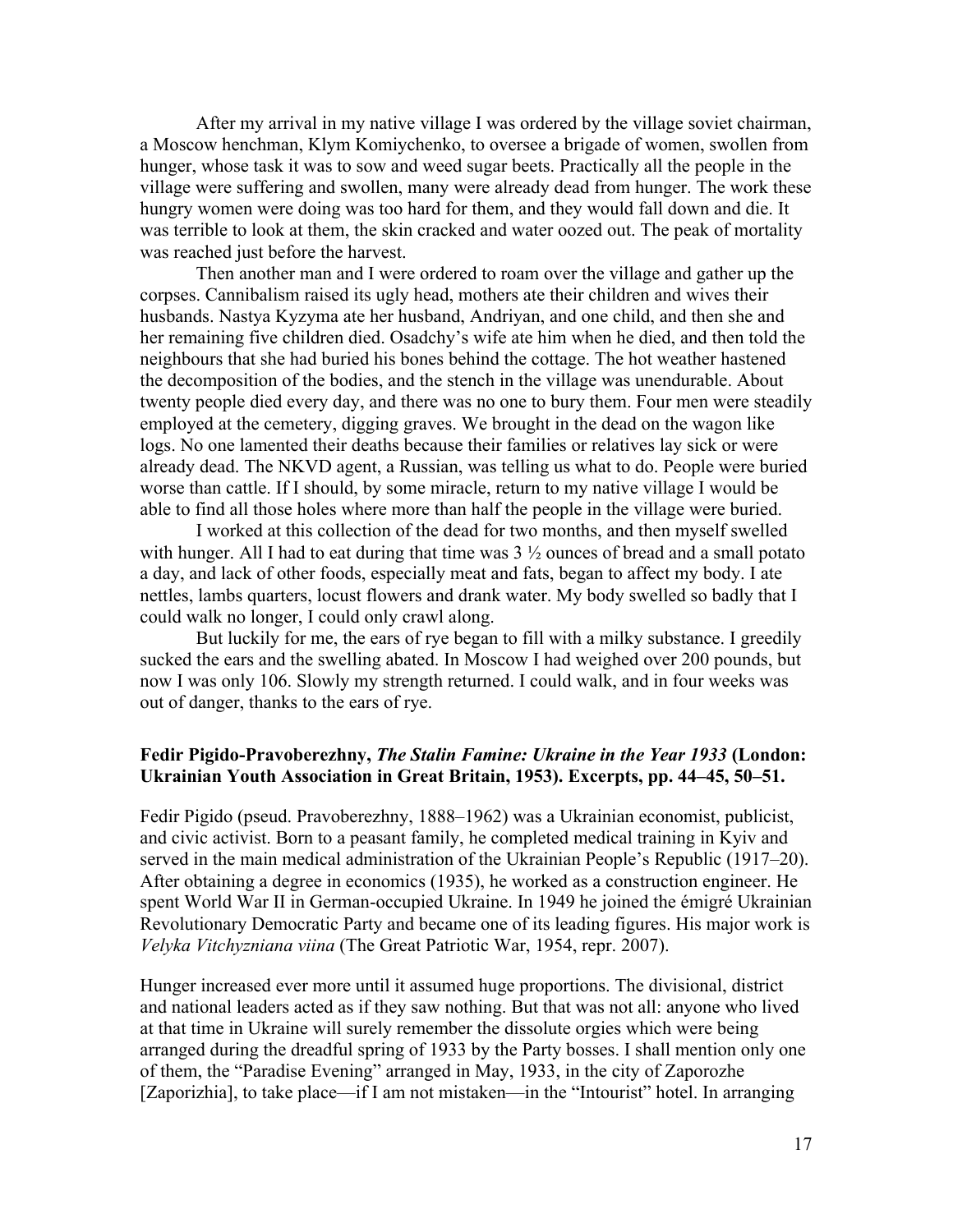After my arrival in my native village I was ordered by the village soviet chairman, a Moscow henchman, Klym Komiychenko, to oversee a brigade of women, swollen from hunger, whose task it was to sow and weed sugar beets. Practically all the people in the village were suffering and swollen, many were already dead from hunger. The work these hungry women were doing was too hard for them, and they would fall down and die. It was terrible to look at them, the skin cracked and water oozed out. The peak of mortality was reached just before the harvest.

Then another man and I were ordered to roam over the village and gather up the corpses. Cannibalism raised its ugly head, mothers ate their children and wives their husbands. Nastya Kyzyma ate her husband, Andriyan, and one child, and then she and her remaining five children died. Osadchy's wife ate him when he died, and then told the neighbours that she had buried his bones behind the cottage. The hot weather hastened the decomposition of the bodies, and the stench in the village was unendurable. About twenty people died every day, and there was no one to bury them. Four men were steadily employed at the cemetery, digging graves. We brought in the dead on the wagon like logs. No one lamented their deaths because their families or relatives lay sick or were already dead. The NKVD agent, a Russian, was telling us what to do. People were buried worse than cattle. If I should, by some miracle, return to my native village I would be able to find all those holes where more than half the people in the village were buried.

I worked at this collection of the dead for two months, and then myself swelled with hunger. All I had to eat during that time was 3 ½ ounces of bread and a small potato a day, and lack of other foods, especially meat and fats, began to affect my body. I ate nettles, lambs quarters, locust flowers and drank water. My body swelled so badly that I could walk no longer, I could only crawl along.

But luckily for me, the ears of rye began to fill with a milky substance. I greedily sucked the ears and the swelling abated. In Moscow I had weighed over 200 pounds, but now I was only 106. Slowly my strength returned. I could walk, and in four weeks was out of danger, thanks to the ears of rye.

### Fedir Pigido-Pravoberezhny, *The Stalin Famine: Ukraine in the Year 1933* (London: Ukrainian Youth Association in Great Britain, 1953). Excerpts, pp. 44–45, 50–51.

Fedir Pigido (pseud. Pravoberezhny, 1888–1962) was a Ukrainian economist, publicist, and civic activist. Born to a peasant family, he completed medical training in Kyiv and served in the main medical administration of the Ukrainian People's Republic (1917–20). After obtaining a degree in economics (1935), he worked as a construction engineer. He spent World War II in German-occupied Ukraine. In 1949 he joined the émigré Ukrainian Revolutionary Democratic Party and became one of its leading figures. His major work is *Velyka Vitchyzniana viina* (The Great Patriotic War, 1954, repr. 2007).

Hunger increased ever more until it assumed huge proportions. The divisional, district and national leaders acted as if they saw nothing. But that was not all: anyone who lived at that time in Ukraine will surely remember the dissolute orgies which were being arranged during the dreadful spring of 1933 by the Party bosses. I shall mention only one of them, the "Paradise Evening" arranged in May, 1933, in the city of Zaporozhe [Zaporizhia], to take place—if I am not mistaken—in the "Intourist" hotel. In arranging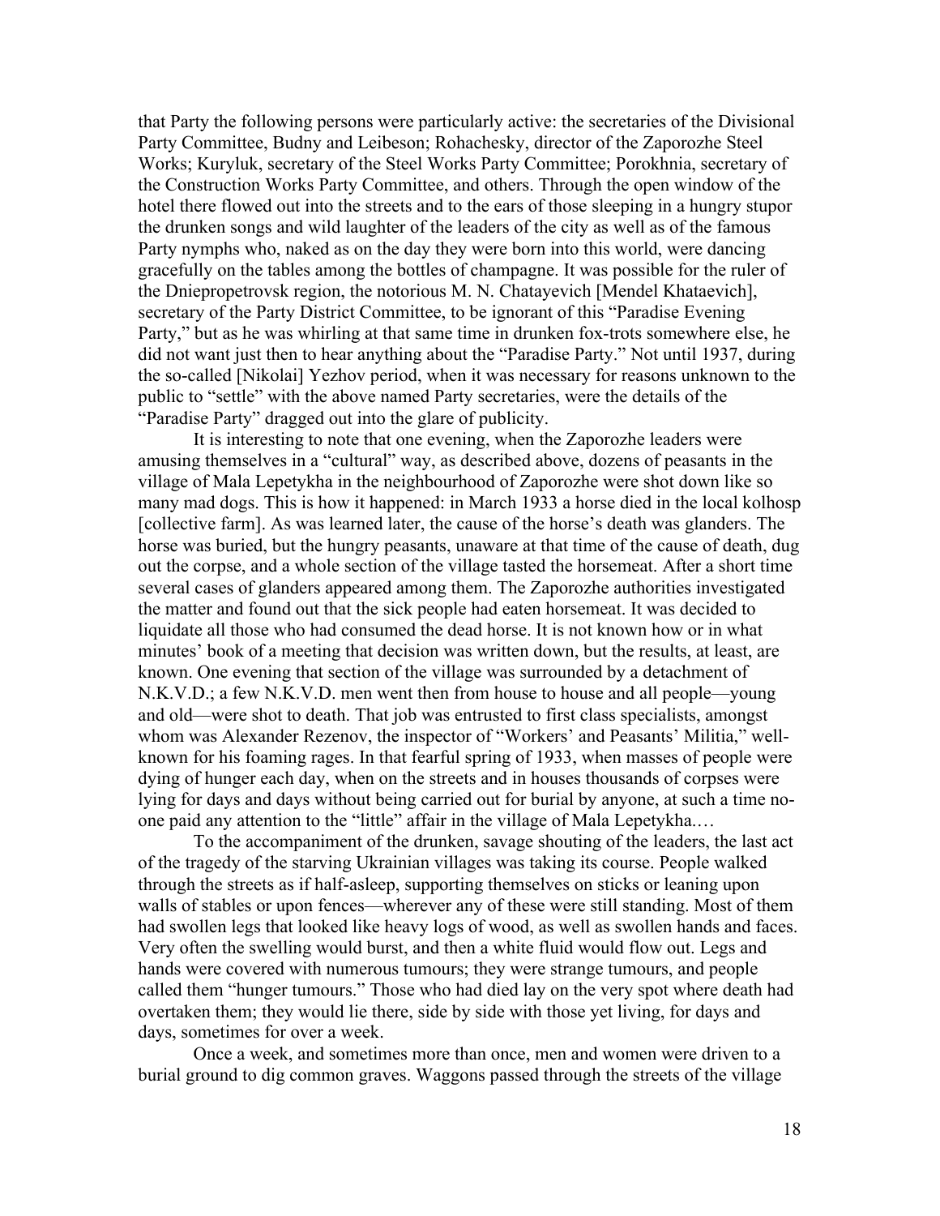that Party the following persons were particularly active: the secretaries of the Divisional Party Committee, Budny and Leibeson; Rohachesky, director of the Zaporozhe Steel Works; Kuryluk, secretary of the Steel Works Party Committee; Porokhnia, secretary of the Construction Works Party Committee, and others. Through the open window of the hotel there flowed out into the streets and to the ears of those sleeping in a hungry stupor the drunken songs and wild laughter of the leaders of the city as well as of the famous Party nymphs who, naked as on the day they were born into this world, were dancing gracefully on the tables among the bottles of champagne. It was possible for the ruler of the Dniepropetrovsk region, the notorious M. N. Chatayevich [Mendel Khataevich], secretary of the Party District Committee, to be ignorant of this "Paradise Evening Party," but as he was whirling at that same time in drunken fox-trots somewhere else, he did not want just then to hear anything about the "Paradise Party." Not until 1937, during the so-called [Nikolai] Yezhov period, when it was necessary for reasons unknown to the public to "settle" with the above named Party secretaries, were the details of the "Paradise Party" dragged out into the glare of publicity.

It is interesting to note that one evening, when the Zaporozhe leaders were amusing themselves in a "cultural" way, as described above, dozens of peasants in the village of Mala Lepetykha in the neighbourhood of Zaporozhe were shot down like so many mad dogs. This is how it happened: in March 1933 a horse died in the local kolhosp [collective farm]. As was learned later, the cause of the horse's death was glanders. The horse was buried, but the hungry peasants, unaware at that time of the cause of death, dug out the corpse, and a whole section of the village tasted the horsemeat. After a short time several cases of glanders appeared among them. The Zaporozhe authorities investigated the matter and found out that the sick people had eaten horsemeat. It was decided to liquidate all those who had consumed the dead horse. It is not known how or in what minutes' book of a meeting that decision was written down, but the results, at least, are known. One evening that section of the village was surrounded by a detachment of N.K.V.D.; a few N.K.V.D. men went then from house to house and all people—young and old—were shot to death. That job was entrusted to first class specialists, amongst whom was Alexander Rezenov, the inspector of "Workers' and Peasants' Militia," well-known for his foaming rages. In that fearful spring of 1933, when masses of people were dying of hunger each day, when on the streets and in houses thousands of corpses were lying for days and days without being carried out for burial by anyone, at such a time no-one paid any attention to the "little" affair in the village of Mala Lepetykha.…

To the accompaniment of the drunken, savage shouting of the leaders, the last act of the tragedy of the starving Ukrainian villages was taking its course. People walked through the streets as if half-asleep, supporting themselves on sticks or leaning upon walls of stables or upon fences—wherever any of these were still standing. Most of them had swollen legs that looked like heavy logs of wood, as well as swollen hands and faces. Very often the swelling would burst, and then a white fluid would flow out. Legs and hands were covered with numerous tumours; they were strange tumours, and people called them "hunger tumours." Those who had died lay on the very spot where death had overtaken them; they would lie there, side by side with those yet living, for days and days, sometimes for over a week.

Once a week, and sometimes more than once, men and women were driven to a burial ground to dig common graves. Waggons passed through the streets of the village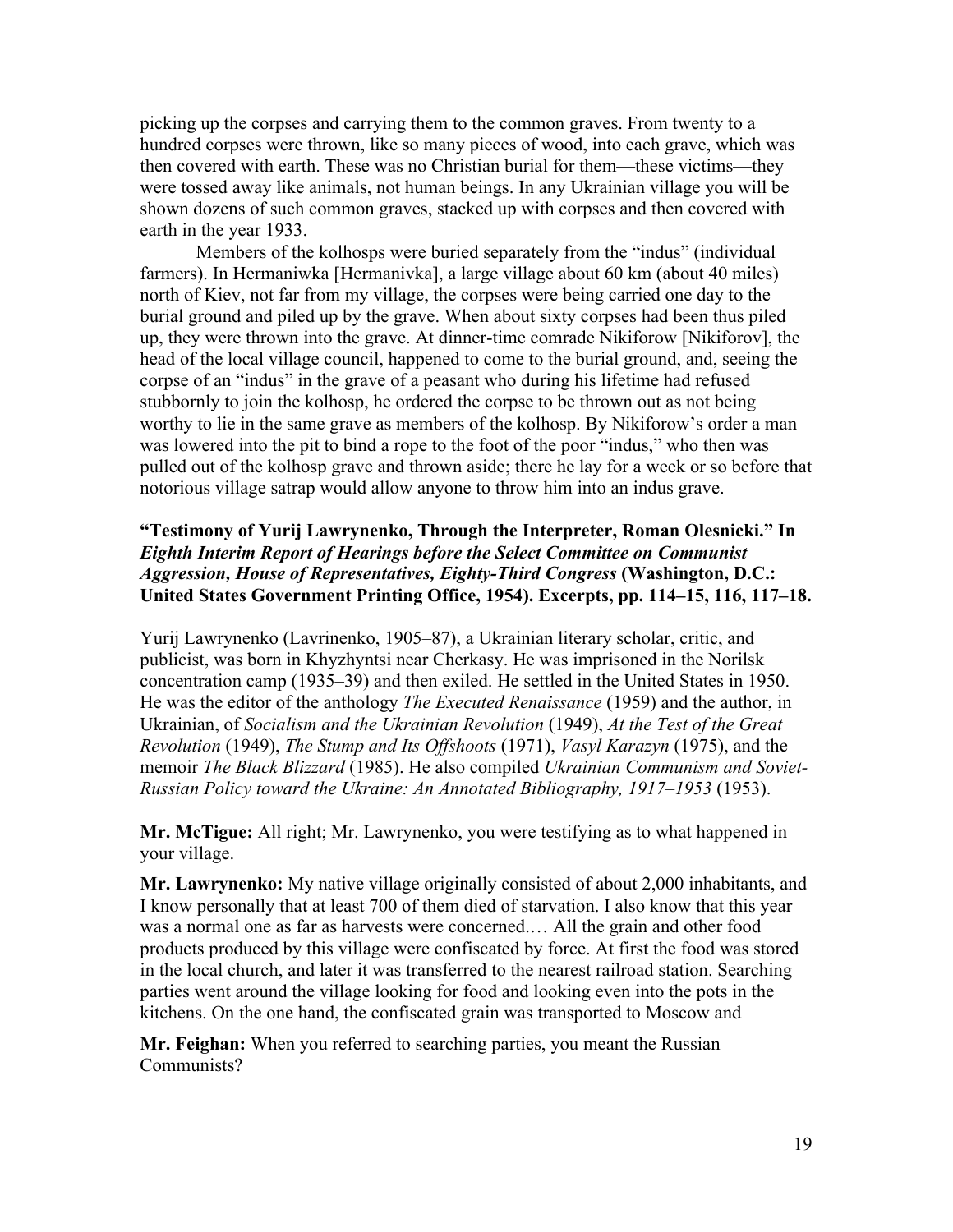picking up the corpses and carrying them to the common graves. From twenty to a hundred corpses were thrown, like so many pieces of wood, into each grave, which was then covered with earth. These was no Christian burial for them—these victims—they were tossed away like animals, not human beings. In any Ukrainian village you will be shown dozens of such common graves, stacked up with corpses and then covered with earth in the year 1933.

Members of the kolhosps were buried separately from the "indus" (individual farmers). In Hermaniwka [Hermanivka], a large village about 60 km (about 40 miles) north of Kiev, not far from my village, the corpses were being carried one day to the burial ground and piled up by the grave. When about sixty corpses had been thus piled up, they were thrown into the grave. At dinner-time comrade Nikiforow [Nikiforov], the head of the local village council, happened to come to the burial ground, and, seeing the corpse of an "indus" in the grave of a peasant who during his lifetime had refused stubbornly to join the kolhosp, he ordered the corpse to be thrown out as not being worthy to lie in the same grave as members of the kolhosp. By Nikiforow's order a man was lowered into the pit to bind a rope to the foot of the poor "indus," who then was pulled out of the kolhosp grave and thrown aside; there he lay for a week or so before that notorious village satrap would allow anyone to throw him into an indus grave.

### "Testimony of Yurij Lawrynenko, Through the Interpreter, Roman Olesnicki." In *Eighth Interim Report of Hearings before the Select Committee on Communist Aggression, House of Representatives, Eighty-Third Congress* (Washington, D.C.: United States Government Printing Office, 1954). Excerpts, pp. 114–15, 116, 117–18.

Yurij Lawrynenko (Lavrinenko, 1905–87), a Ukrainian literary scholar, critic, and publicist, was born in Khyzhyntsi near Cherkasy. He was imprisoned in the Norilsk concentration camp (1935–39) and then exiled. He settled in the United States in 1950. He was the editor of the anthology *The Executed Renaissance* (1959) and the author, in Ukrainian, of *Socialism and the Ukrainian Revolution* (1949), *At the Test of the Great Revolution* (1949), *The Stump and Its Offshoots* (1971), *Vasyl Karazyn* (1975), and the memoir *The Black Blizzard* (1985). He also compiled *Ukrainian Communism and Soviet-Russian Policy toward the Ukraine: An Annotated Bibliography, 1917–1953* (1953).

**Mr. McTigue:** All right; Mr. Lawrynenko, you were testifying as to what happened in your village.

**Mr. Lawrynenko:** My native village originally consisted of about 2,000 inhabitants, and I know personally that at least 700 of them died of starvation. I also know that this year was a normal one as far as harvests were concerned.… All the grain and other food products produced by this village were confiscated by force. At first the food was stored in the local church, and later it was transferred to the nearest railroad station. Searching parties went around the village looking for food and looking even into the pots in the kitchens. On the one hand, the confiscated grain was transported to Moscow and—

**Mr. Feighan:** When you referred to searching parties, you meant the Russian Communists?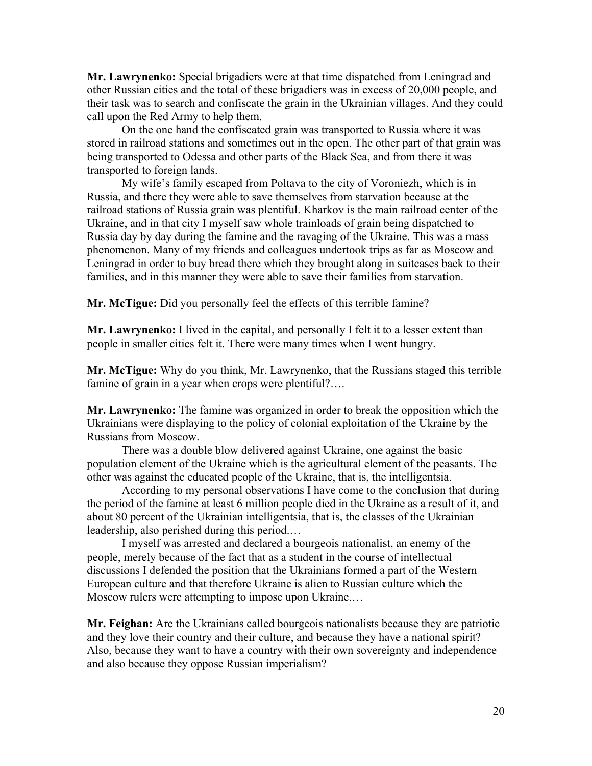**Mr. Lawrynenko:** Special brigadiers were at that time dispatched from Leningrad and other Russian cities and the total of these brigadiers was in excess of 20,000 people, and their task was to search and confiscate the grain in the Ukrainian villages. And they could call upon the Red Army to help them.

On the one hand the confiscated grain was transported to Russia where it was stored in railroad stations and sometimes out in the open. The other part of that grain was being transported to Odessa and other parts of the Black Sea, and from there it was transported to foreign lands.

My wife's family escaped from Poltava to the city of Voroniezh, which is in Russia, and there they were able to save themselves from starvation because at the railroad stations of Russia grain was plentiful. Kharkov is the main railroad center of the Ukraine, and in that city I myself saw whole trainloads of grain being dispatched to Russia day by day during the famine and the ravaging of the Ukraine. This was a mass phenomenon. Many of my friends and colleagues undertook trips as far as Moscow and Leningrad in order to buy bread there which they brought along in suitcases back to their families, and in this manner they were able to save their families from starvation.

**Mr. McTigue:** Did you personally feel the effects of this terrible famine?

**Mr. Lawrynenko:** I lived in the capital, and personally I felt it to a lesser extent than people in smaller cities felt it. There were many times when I went hungry.

**Mr. McTigue:** Why do you think, Mr. Lawrynenko, that the Russians staged this terrible famine of grain in a year when crops were plentiful?….

**Mr. Lawrynenko:** The famine was organized in order to break the opposition which the Ukrainians were displaying to the policy of colonial exploitation of the Ukraine by the Russians from Moscow.

There was a double blow delivered against Ukraine, one against the basic population element of the Ukraine which is the agricultural element of the peasants. The other was against the educated people of the Ukraine, that is, the intelligentsia.

According to my personal observations I have come to the conclusion that during the period of the famine at least 6 million people died in the Ukraine as a result of it, and about 80 percent of the Ukrainian intelligentsia, that is, the classes of the Ukrainian leadership, also perished during this period.…

I myself was arrested and declared a bourgeois nationalist, an enemy of the people, merely because of the fact that as a student in the course of intellectual discussions I defended the position that the Ukrainians formed a part of the Western European culture and that therefore Ukraine is alien to Russian culture which the Moscow rulers were attempting to impose upon Ukraine.…

**Mr. Feighan:** Are the Ukrainians called bourgeois nationalists because they are patriotic and they love their country and their culture, and because they have a national spirit? Also, because they want to have a country with their own sovereignty and independence and also because they oppose Russian imperialism?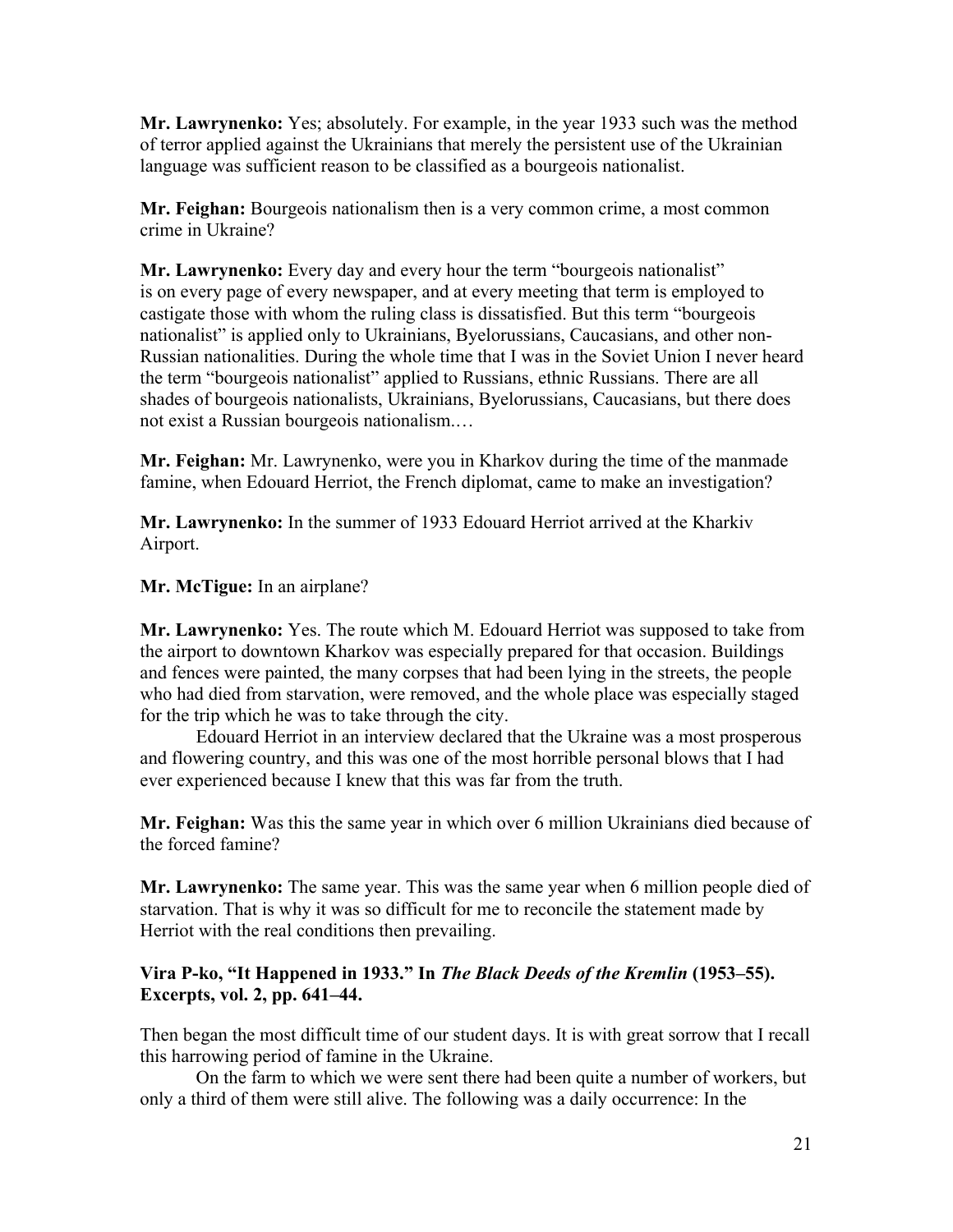**Mr. Lawrynenko:** Yes; absolutely. For example, in the year 1933 such was the method of terror applied against the Ukrainians that merely the persistent use of the Ukrainian language was sufficient reason to be classified as a bourgeois nationalist.

**Mr. Feighan:** Bourgeois nationalism then is a very common crime, a most common crime in Ukraine?

**Mr. Lawrynenko:** Every day and every hour the term "bourgeois nationalist" is on every page of every newspaper, and at every meeting that term is employed to castigate those with whom the ruling class is dissatisfied. But this term "bourgeois nationalist" is applied only to Ukrainians, Byelorussians, Caucasians, and other non-Russian nationalities. During the whole time that I was in the Soviet Union I never heard the term "bourgeois nationalist" applied to Russians, ethnic Russians. There are all shades of bourgeois nationalists, Ukrainians, Byelorussians, Caucasians, but there does not exist a Russian bourgeois nationalism.…

**Mr. Feighan:** Mr. Lawrynenko, were you in Kharkov during the time of the manmade famine, when Edouard Herriot, the French diplomat, came to make an investigation?

**Mr. Lawrynenko:** In the summer of 1933 Edouard Herriot arrived at the Kharkiv Airport.

**Mr. McTigue:** In an airplane?

**Mr. Lawrynenko:** Yes. The route which M. Edouard Herriot was supposed to take from the airport to downtown Kharkov was especially prepared for that occasion. Buildings and fences were painted, the many corpses that had been lying in the streets, the people who had died from starvation, were removed, and the whole place was especially staged for the trip which he was to take through the city.

Edouard Herriot in an interview declared that the Ukraine was a most prosperous and flowering country, and this was one of the most horrible personal blows that I had ever experienced because I knew that this was far from the truth.

**Mr. Feighan:** Was this the same year in which over 6 million Ukrainians died because of the forced famine?

**Mr. Lawrynenko:** The same year. This was the same year when 6 million people died of starvation. That is why it was so difficult for me to reconcile the statement made by Herriot with the real conditions then prevailing.

### Vira P-ko, "It Happened in 1933." In *The Black Deeds of the Kremlin* (1953–55). Excerpts, vol. 2, pp. 641–44.

Then began the most difficult time of our student days. It is with great sorrow that I recall this harrowing period of famine in the Ukraine.

On the farm to which we were sent there had been quite a number of workers, but only a third of them were still alive. The following was a daily occurrence: In the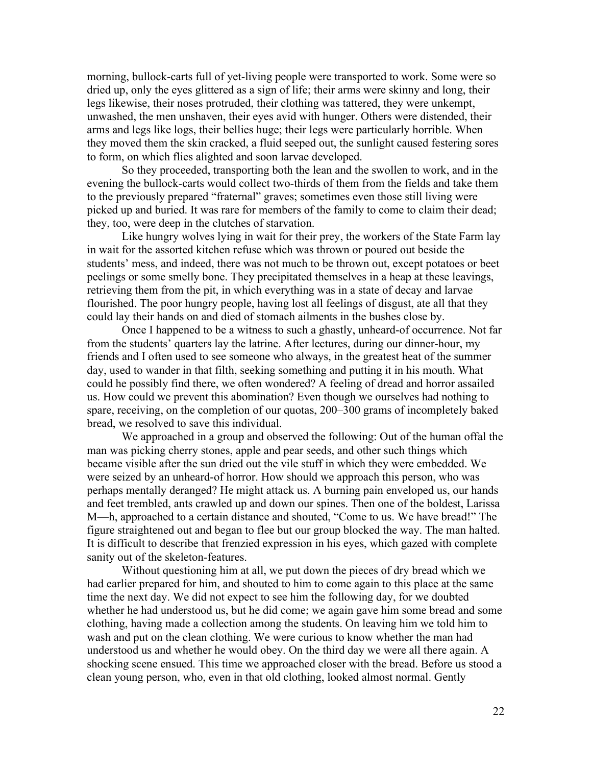morning, bullock-carts full of yet-living people were transported to work. Some were so dried up, only the eyes glittered as a sign of life; their arms were skinny and long, their legs likewise, their noses protruded, their clothing was tattered, they were unkempt, unwashed, the men unshaven, their eyes avid with hunger. Others were distended, their arms and legs like logs, their bellies huge; their legs were particularly horrible. When they moved them the skin cracked, a fluid seeped out, the sunlight caused festering sores to form, on which flies alighted and soon larvae developed.

So they proceeded, transporting both the lean and the swollen to work, and in the evening the bullock-carts would collect two-thirds of them from the fields and take them to the previously prepared "fraternal" graves; sometimes even those still living were picked up and buried. It was rare for members of the family to come to claim their dead; they, too, were deep in the clutches of starvation.

Like hungry wolves lying in wait for their prey, the workers of the State Farm lay in wait for the assorted kitchen refuse which was thrown or poured out beside the students' mess, and indeed, there was not much to be thrown out, except potatoes or beet peelings or some smelly bone. They precipitated themselves in a heap at these leavings, retrieving them from the pit, in which everything was in a state of decay and larvae flourished. The poor hungry people, having lost all feelings of disgust, ate all that they could lay their hands on and died of stomach ailments in the bushes close by.

Once I happened to be a witness to such a ghastly, unheard-of occurrence. Not far from the students' quarters lay the latrine. After lectures, during our dinner-hour, my friends and I often used to see someone who always, in the greatest heat of the summer day, used to wander in that filth, seeking something and putting it in his mouth. What could he possibly find there, we often wondered? A feeling of dread and horror assailed us. How could we prevent this abomination? Even though we ourselves had nothing to spare, receiving, on the completion of our quotas, 200–300 grams of incompletely baked bread, we resolved to save this individual.

We approached in a group and observed the following: Out of the human offal the man was picking cherry stones, apple and pear seeds, and other such things which became visible after the sun dried out the vile stuff in which they were embedded. We were seized by an unheard-of horror. How should we approach this person, who was perhaps mentally deranged? He might attack us. A burning pain enveloped us, our hands and feet trembled, ants crawled up and down our spines. Then one of the boldest, Larissa M—h, approached to a certain distance and shouted, "Come to us. We have bread!" The figure straightened out and began to flee but our group blocked the way. The man halted. It is difficult to describe that frenzied expression in his eyes, which gazed with complete sanity out of the skeleton-features.

Without questioning him at all, we put down the pieces of dry bread which we had earlier prepared for him, and shouted to him to come again to this place at the same time the next day. We did not expect to see him the following day, for we doubted whether he had understood us, but he did come; we again gave him some bread and some clothing, having made a collection among the students. On leaving him we told him to wash and put on the clean clothing. We were curious to know whether the man had understood us and whether he would obey. On the third day we were all there again. A shocking scene ensued. This time we approached closer with the bread. Before us stood a clean young person, who, even in that old clothing, looked almost normal. Gently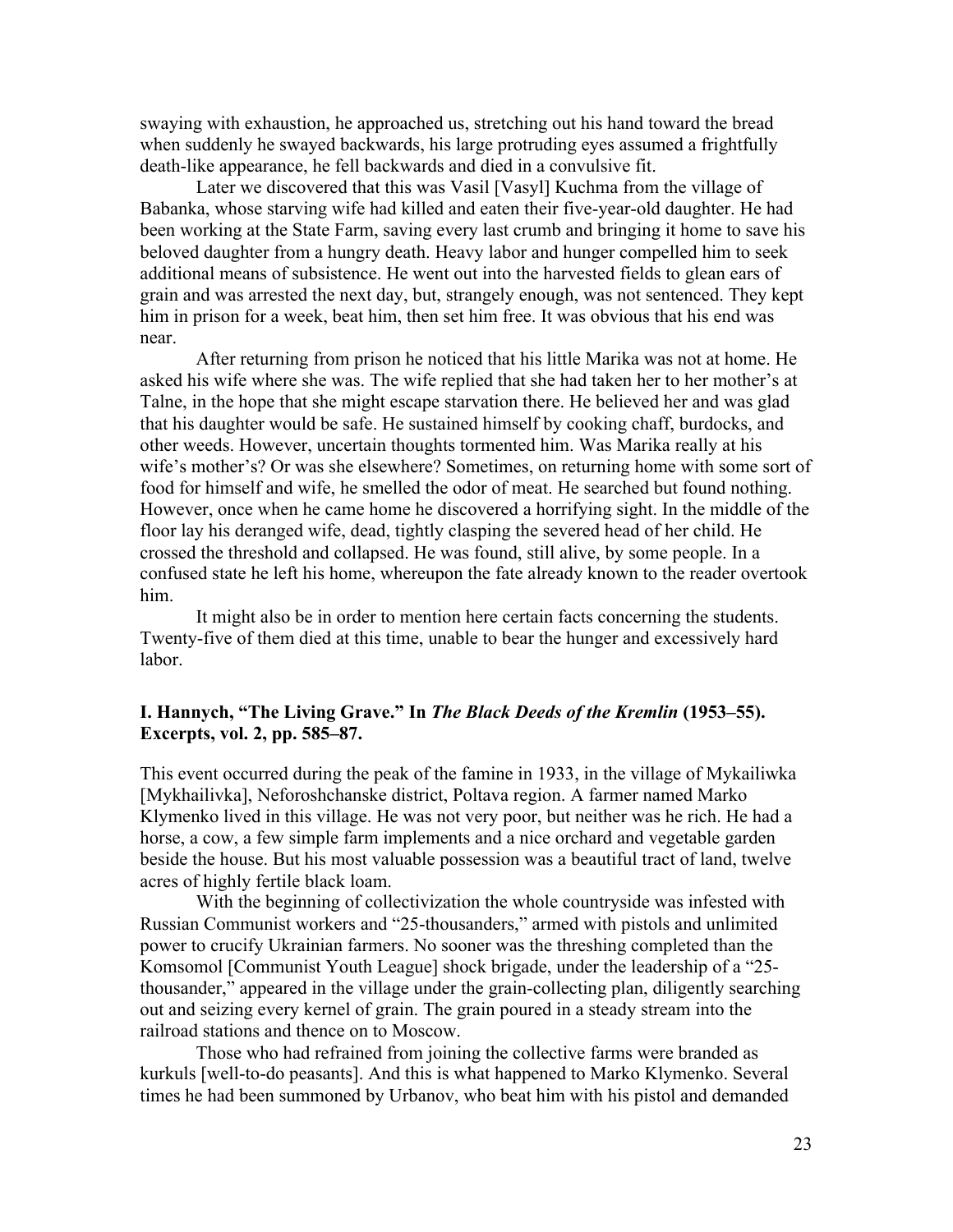swaying with exhaustion, he approached us, stretching out his hand toward the bread when suddenly he swayed backwards, his large protruding eyes assumed a frightfully death-like appearance, he fell backwards and died in a convulsive fit.

Later we discovered that this was Vasil [Vasyl] Kuchma from the village of Babanka, whose starving wife had killed and eaten their five-year-old daughter. He had been working at the State Farm, saving every last crumb and bringing it home to save his beloved daughter from a hungry death. Heavy labor and hunger compelled him to seek additional means of subsistence. He went out into the harvested fields to glean ears of grain and was arrested the next day, but, strangely enough, was not sentenced. They kept him in prison for a week, beat him, then set him free. It was obvious that his end was near.

After returning from prison he noticed that his little Marika was not at home. He asked his wife where she was. The wife replied that she had taken her to her mother's at Talne, in the hope that she might escape starvation there. He believed her and was glad that his daughter would be safe. He sustained himself by cooking chaff, burdocks, and other weeds. However, uncertain thoughts tormented him. Was Marika really at his wife's mother's? Or was she elsewhere? Sometimes, on returning home with some sort of food for himself and wife, he smelled the odor of meat. He searched but found nothing. However, once when he came home he discovered a horrifying sight. In the middle of the floor lay his deranged wife, dead, tightly clasping the severed head of her child. He crossed the threshold and collapsed. He was found, still alive, by some people. In a confused state he left his home, whereupon the fate already known to the reader overtook him.

It might also be in order to mention here certain facts concerning the students. Twenty-five of them died at this time, unable to bear the hunger and excessively hard labor.

### I. Hannych, "The Living Grave." In *The Black Deeds of the Kremlin* (1953–55). Excerpts, vol. 2, pp. 585–87.

This event occurred during the peak of the famine in 1933, in the village of Mykailiwka [Mykhailivka], Neforoshchanske district, Poltava region. A farmer named Marko Klymenko lived in this village. He was not very poor, but neither was he rich. He had a horse, a cow, a few simple farm implements and a nice orchard and vegetable garden beside the house. But his most valuable possession was a beautiful tract of land, twelve acres of highly fertile black loam.

With the beginning of collectivization the whole countryside was infested with Russian Communist workers and "25-thousanders," armed with pistols and unlimited power to crucify Ukrainian farmers. No sooner was the threshing completed than the Komsomol [Communist Youth League] shock brigade, under the leadership of a "25-thousander," appeared in the village under the grain-collecting plan, diligently searching out and seizing every kernel of grain. The grain poured in a steady stream into the railroad stations and thence on to Moscow.

Those who had refrained from joining the collective farms were branded as kurkuls [well-to-do peasants]. And this is what happened to Marko Klymenko. Several times he had been summoned by Urbanov, who beat him with his pistol and demanded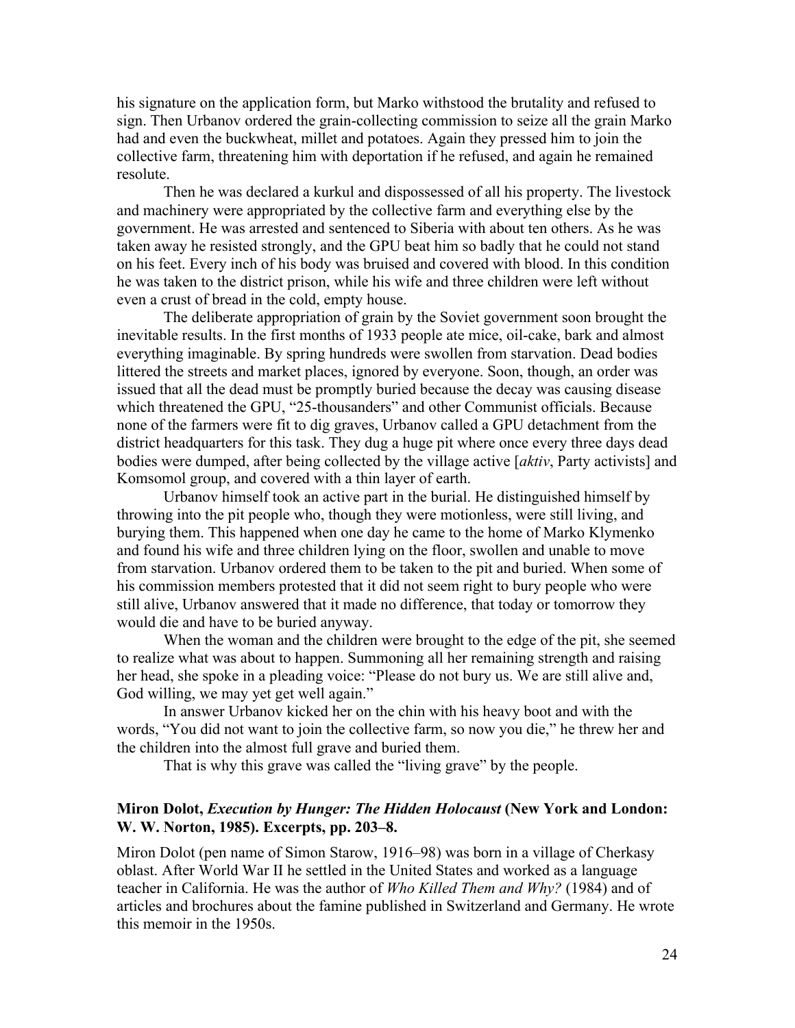his signature on the application form, but Marko withstood the brutality and refused to sign. Then Urbanov ordered the grain-collecting commission to seize all the grain Marko had and even the buckwheat, millet and potatoes. Again they pressed him to join the collective farm, threatening him with deportation if he refused, and again he remained resolute.

Then he was declared a kurkul and dispossessed of all his property. The livestock and machinery were appropriated by the collective farm and everything else by the government. He was arrested and sentenced to Siberia with about ten others. As he was taken away he resisted strongly, and the GPU beat him so badly that he could not stand on his feet. Every inch of his body was bruised and covered with blood. In this condition he was taken to the district prison, while his wife and three children were left without even a crust of bread in the cold, empty house.

The deliberate appropriation of grain by the Soviet government soon brought the inevitable results. In the first months of 1933 people ate mice, oil-cake, bark and almost everything imaginable. By spring hundreds were swollen from starvation. Dead bodies littered the streets and market places, ignored by everyone. Soon, though, an order was issued that all the dead must be promptly buried because the decay was causing disease which threatened the GPU, "25-thousanders" and other Communist officials. Because none of the farmers were fit to dig graves, Urbanov called a GPU detachment from the district headquarters for this task. They dug a huge pit where once every three days dead bodies were dumped, after being collected by the village active [*aktiv*, Party activists] and Komsomol group, and covered with a thin layer of earth.

Urbanov himself took an active part in the burial. He distinguished himself by throwing into the pit people who, though they were motionless, were still living, and burying them. This happened when one day he came to the home of Marko Klymenko and found his wife and three children lying on the floor, swollen and unable to move from starvation. Urbanov ordered them to be taken to the pit and buried. When some of his commission members protested that it did not seem right to bury people who were still alive, Urbanov answered that it made no difference, that today or tomorrow they would die and have to be buried anyway.

When the woman and the children were brought to the edge of the pit, she seemed to realize what was about to happen. Summoning all her remaining strength and raising her head, she spoke in a pleading voice: "Please do not bury us. We are still alive and, God willing, we may yet get well again."

In answer Urbanov kicked her on the chin with his heavy boot and with the words, "You did not want to join the collective farm, so now you die," he threw her and the children into the almost full grave and buried them.

That is why this grave was called the "living grave" by the people.

### Miron Dolot, *Execution by Hunger: The Hidden Holocaust* (New York and London: W. W. Norton, 1985). Excerpts, pp. 203–8.

Miron Dolot (pen name of Simon Starow, 1916–98) was born in a village of Cherkasy oblast. After World War II he settled in the United States and worked as a language teacher in California. He was the author of *Who Killed Them and Why?* (1984) and of articles and brochures about the famine published in Switzerland and Germany. He wrote this memoir in the 1950s.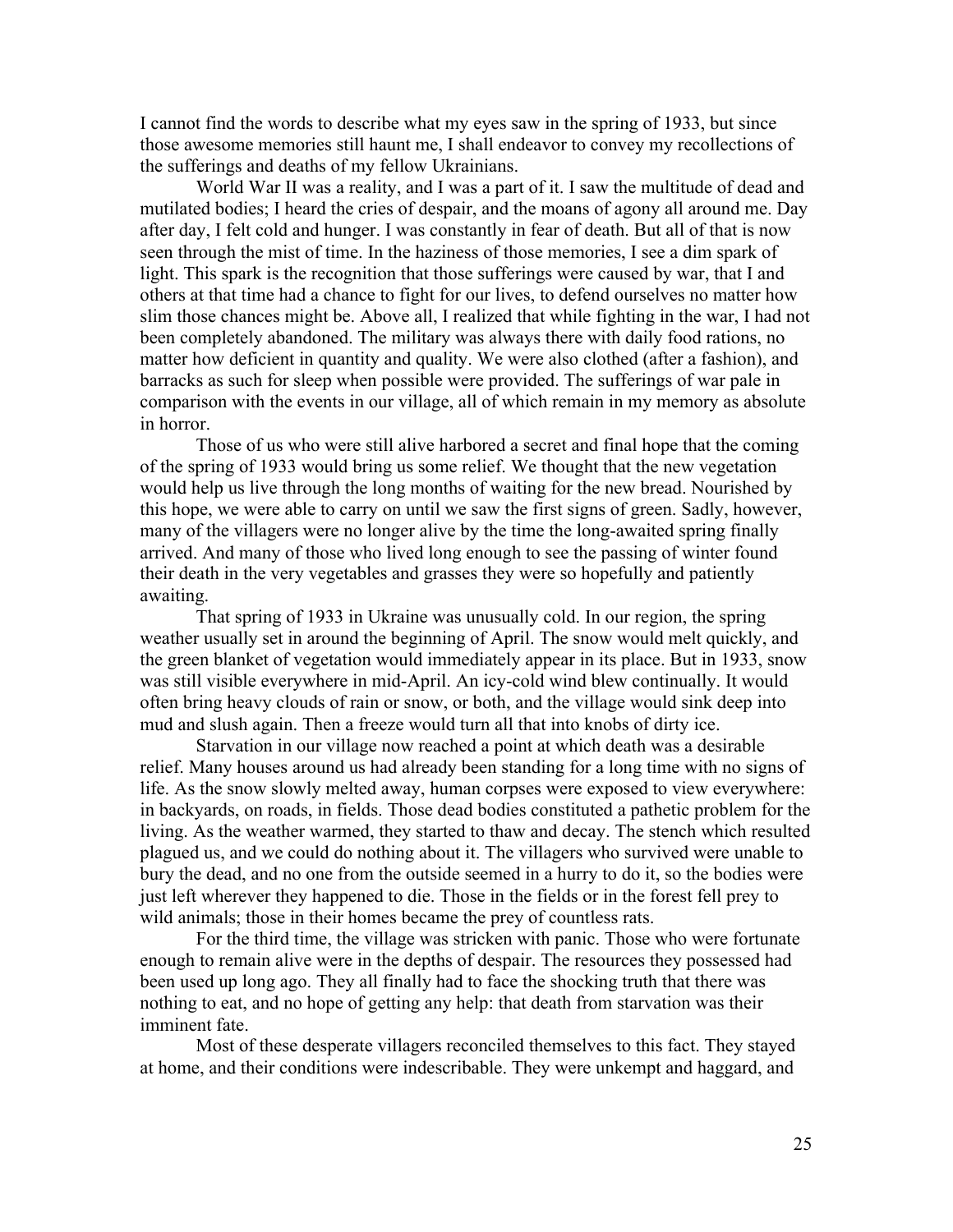I cannot find the words to describe what my eyes saw in the spring of 1933, but since those awesome memories still haunt me, I shall endeavor to convey my recollections of the sufferings and deaths of my fellow Ukrainians.

World War II was a reality, and I was a part of it. I saw the multitude of dead and mutilated bodies; I heard the cries of despair, and the moans of agony all around me. Day after day, I felt cold and hunger. I was constantly in fear of death. But all of that is now seen through the mist of time. In the haziness of those memories, I see a dim spark of light. This spark is the recognition that those sufferings were caused by war, that I and others at that time had a chance to fight for our lives, to defend ourselves no matter how slim those chances might be. Above all, I realized that while fighting in the war, I had not been completely abandoned. The military was always there with daily food rations, no matter how deficient in quantity and quality. We were also clothed (after a fashion), and barracks as such for sleep when possible were provided. The sufferings of war pale in comparison with the events in our village, all of which remain in my memory as absolute in horror.

Those of us who were still alive harbored a secret and final hope that the coming of the spring of 1933 would bring us some relief. We thought that the new vegetation would help us live through the long months of waiting for the new bread. Nourished by this hope, we were able to carry on until we saw the first signs of green. Sadly, however, many of the villagers were no longer alive by the time the long-awaited spring finally arrived. And many of those who lived long enough to see the passing of winter found their death in the very vegetables and grasses they were so hopefully and patiently awaiting.

That spring of 1933 in Ukraine was unusually cold. In our region, the spring weather usually set in around the beginning of April. The snow would melt quickly, and the green blanket of vegetation would immediately appear in its place. But in 1933, snow was still visible everywhere in mid-April. An icy-cold wind blew continually. It would often bring heavy clouds of rain or snow, or both, and the village would sink deep into mud and slush again. Then a freeze would turn all that into knobs of dirty ice.

Starvation in our village now reached a point at which death was a desirable relief. Many houses around us had already been standing for a long time with no signs of life. As the snow slowly melted away, human corpses were exposed to view everywhere: in backyards, on roads, in fields. Those dead bodies constituted a pathetic problem for the living. As the weather warmed, they started to thaw and decay. The stench which resulted plagued us, and we could do nothing about it. The villagers who survived were unable to bury the dead, and no one from the outside seemed in a hurry to do it, so the bodies were just left wherever they happened to die. Those in the fields or in the forest fell prey to wild animals; those in their homes became the prey of countless rats.

For the third time, the village was stricken with panic. Those who were fortunate enough to remain alive were in the depths of despair. The resources they possessed had been used up long ago. They all finally had to face the shocking truth that there was nothing to eat, and no hope of getting any help: that death from starvation was their imminent fate.

Most of these desperate villagers reconciled themselves to this fact. They stayed at home, and their conditions were indescribable. They were unkempt and haggard, and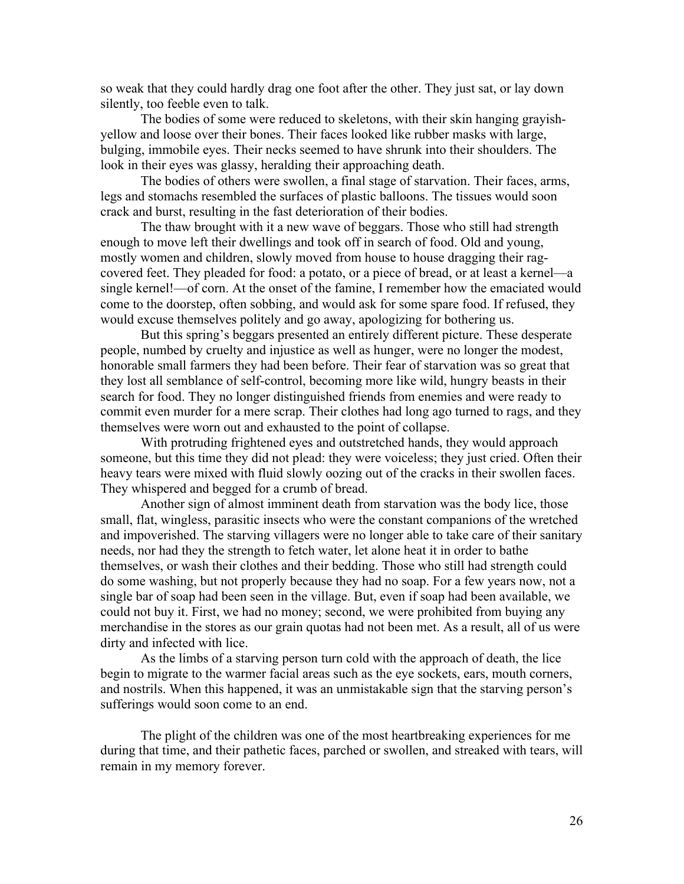so weak that they could hardly drag one foot after the other. They just sat, or lay down silently, too feeble even to talk.

The bodies of some were reduced to skeletons, with their skin hanging grayish-yellow and loose over their bones. Their faces looked like rubber masks with large, bulging, immobile eyes. Their necks seemed to have shrunk into their shoulders. The look in their eyes was glassy, heralding their approaching death.

The bodies of others were swollen, a final stage of starvation. Their faces, arms, legs and stomachs resembled the surfaces of plastic balloons. The tissues would soon crack and burst, resulting in the fast deterioration of their bodies.

The thaw brought with it a new wave of beggars. Those who still had strength enough to move left their dwellings and took off in search of food. Old and young, mostly women and children, slowly moved from house to house dragging their rag-covered feet. They pleaded for food: a potato, or a piece of bread, or at least a kernel—a single kernel!—of corn. At the onset of the famine, I remember how the emaciated would come to the doorstep, often sobbing, and would ask for some spare food. If refused, they would excuse themselves politely and go away, apologizing for bothering us.

But this spring's beggars presented an entirely different picture. These desperate people, numbed by cruelty and injustice as well as hunger, were no longer the modest, honorable small farmers they had been before. Their fear of starvation was so great that they lost all semblance of self-control, becoming more like wild, hungry beasts in their search for food. They no longer distinguished friends from enemies and were ready to commit even murder for a mere scrap. Their clothes had long ago turned to rags, and they themselves were worn out and exhausted to the point of collapse.

With protruding frightened eyes and outstretched hands, they would approach someone, but this time they did not plead: they were voiceless; they just cried. Often their heavy tears were mixed with fluid slowly oozing out of the cracks in their swollen faces. They whispered and begged for a crumb of bread.

Another sign of almost imminent death from starvation was the body lice, those small, flat, wingless, parasitic insects who were the constant companions of the wretched and impoverished. The starving villagers were no longer able to take care of their sanitary needs, nor had they the strength to fetch water, let alone heat it in order to bathe themselves, or wash their clothes and their bedding. Those who still had strength could do some washing, but not properly because they had no soap. For a few years now, not a single bar of soap had been seen in the village. But, even if soap had been available, we could not buy it. First, we had no money; second, we were prohibited from buying any merchandise in the stores as our grain quotas had not been met. As a result, all of us were dirty and infected with lice.

As the limbs of a starving person turn cold with the approach of death, the lice begin to migrate to the warmer facial areas such as the eye sockets, ears, mouth corners, and nostrils. When this happened, it was an unmistakable sign that the starving person's sufferings would soon come to an end.

The plight of the children was one of the most heartbreaking experiences for me during that time, and their pathetic faces, parched or swollen, and streaked with tears, will remain in my memory forever.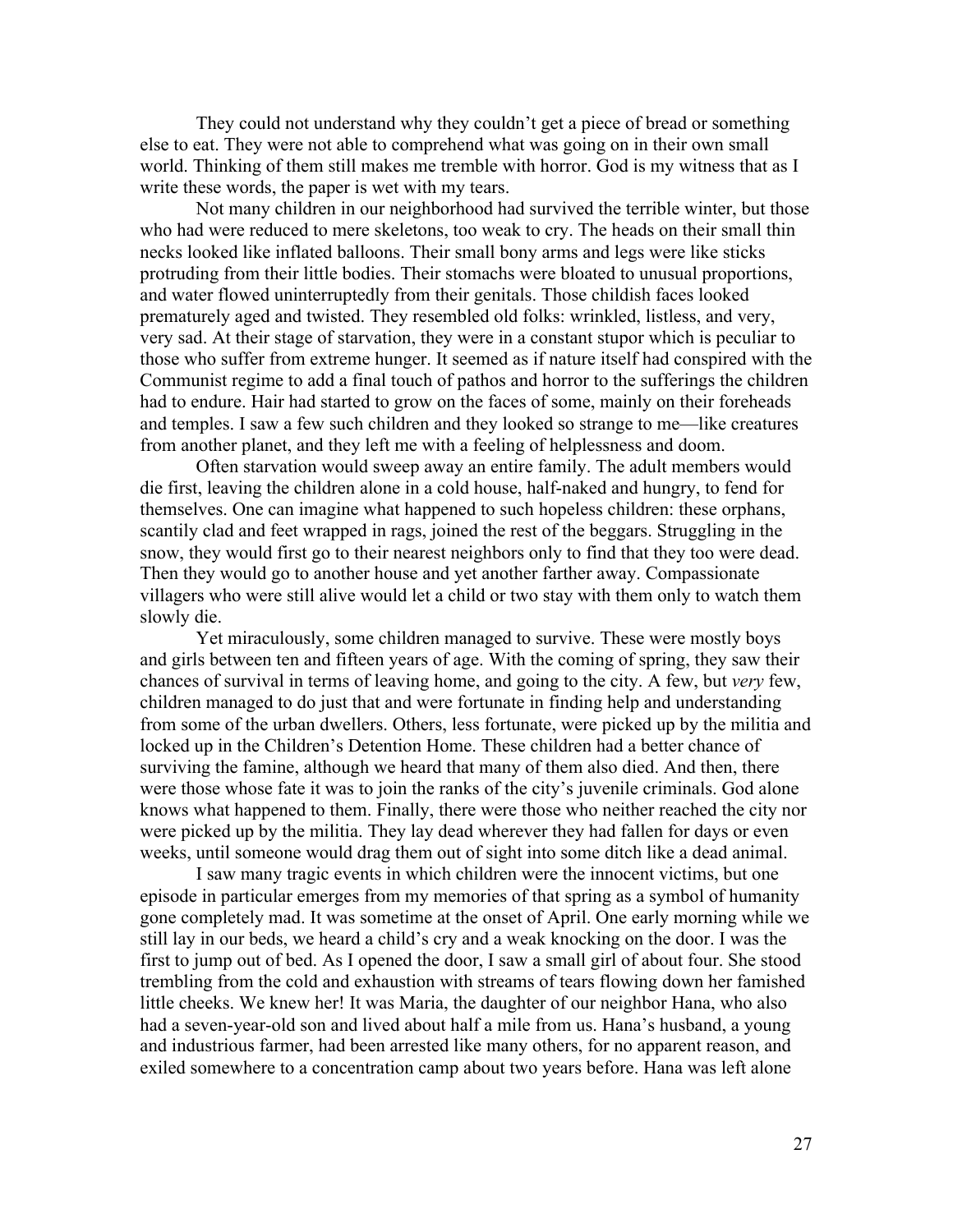They could not understand why they couldn't get a piece of bread or something else to eat. They were not able to comprehend what was going on in their own small world. Thinking of them still makes me tremble with horror. God is my witness that as I write these words, the paper is wet with my tears.

Not many children in our neighborhood had survived the terrible winter, but those who had were reduced to mere skeletons, too weak to cry. The heads on their small thin necks looked like inflated balloons. Their small bony arms and legs were like sticks protruding from their little bodies. Their stomachs were bloated to unusual proportions, and water flowed uninterruptedly from their genitals. Those childish faces looked prematurely aged and twisted. They resembled old folks: wrinkled, listless, and very, very sad. At their stage of starvation, they were in a constant stupor which is peculiar to those who suffer from extreme hunger. It seemed as if nature itself had conspired with the Communist regime to add a final touch of pathos and horror to the sufferings the children had to endure. Hair had started to grow on the faces of some, mainly on their foreheads and temples. I saw a few such children and they looked so strange to me—like creatures from another planet, and they left me with a feeling of helplessness and doom.

Often starvation would sweep away an entire family. The adult members would die first, leaving the children alone in a cold house, half-naked and hungry, to fend for themselves. One can imagine what happened to such hopeless children: these orphans, scantily clad and feet wrapped in rags, joined the rest of the beggars. Struggling in the snow, they would first go to their nearest neighbors only to find that they too were dead. Then they would go to another house and yet another farther away. Compassionate villagers who were still alive would let a child or two stay with them only to watch them slowly die.

Yet miraculously, some children managed to survive. These were mostly boys and girls between ten and fifteen years of age. With the coming of spring, they saw their chances of survival in terms of leaving home, and going to the city. A few, but *very* few, children managed to do just that and were fortunate in finding help and understanding from some of the urban dwellers. Others, less fortunate, were picked up by the militia and locked up in the Children's Detention Home. These children had a better chance of surviving the famine, although we heard that many of them also died. And then, there were those whose fate it was to join the ranks of the city's juvenile criminals. God alone knows what happened to them. Finally, there were those who neither reached the city nor were picked up by the militia. They lay dead wherever they had fallen for days or even weeks, until someone would drag them out of sight into some ditch like a dead animal.

I saw many tragic events in which children were the innocent victims, but one episode in particular emerges from my memories of that spring as a symbol of humanity gone completely mad. It was sometime at the onset of April. One early morning while we still lay in our beds, we heard a child's cry and a weak knocking on the door. I was the first to jump out of bed. As I opened the door, I saw a small girl of about four. She stood trembling from the cold and exhaustion with streams of tears flowing down her famished little cheeks. We knew her! It was Maria, the daughter of our neighbor Hana, who also had a seven-year-old son and lived about half a mile from us. Hana's husband, a young and industrious farmer, had been arrested like many others, for no apparent reason, and exiled somewhere to a concentration camp about two years before. Hana was left alone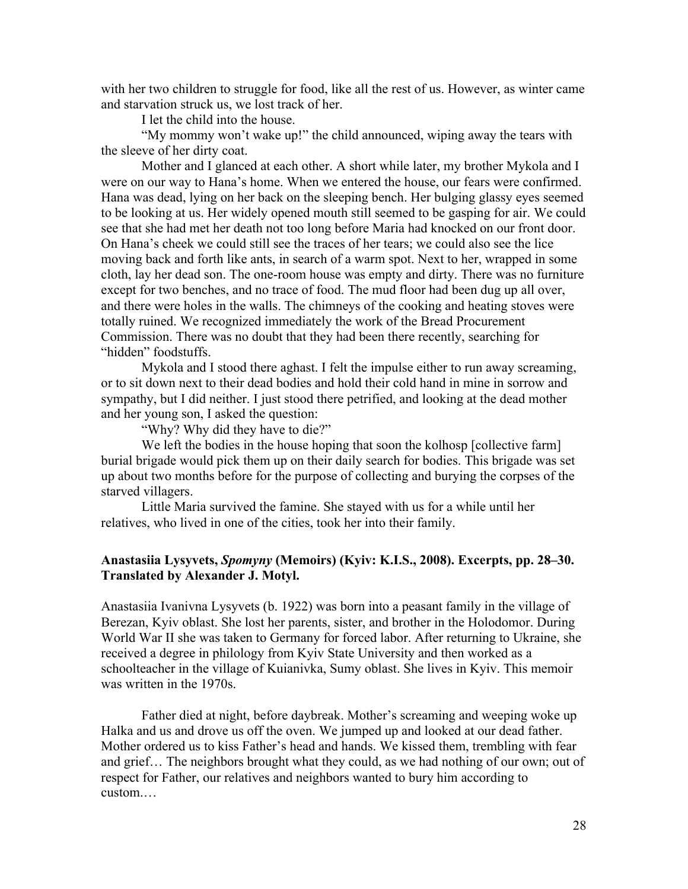with her two children to struggle for food, like all the rest of us. However, as winter came and starvation struck us, we lost track of her.

I let the child into the house.

"My mommy won't wake up!" the child announced, wiping away the tears with the sleeve of her dirty coat.

Mother and I glanced at each other. A short while later, my brother Mykola and I were on our way to Hana's home. When we entered the house, our fears were confirmed. Hana was dead, lying on her back on the sleeping bench. Her bulging glassy eyes seemed to be looking at us. Her widely opened mouth still seemed to be gasping for air. We could see that she had met her death not too long before Maria had knocked on our front door. On Hana's cheek we could still see the traces of her tears; we could also see the lice moving back and forth like ants, in search of a warm spot. Next to her, wrapped in some cloth, lay her dead son. The one-room house was empty and dirty. There was no furniture except for two benches, and no trace of food. The mud floor had been dug up all over, and there were holes in the walls. The chimneys of the cooking and heating stoves were totally ruined. We recognized immediately the work of the Bread Procurement Commission. There was no doubt that they had been there recently, searching for "hidden" foodstuffs.

Mykola and I stood there aghast. I felt the impulse either to run away screaming, or to sit down next to their dead bodies and hold their cold hand in mine in sorrow and sympathy, but I did neither. I just stood there petrified, and looking at the dead mother and her young son, I asked the question:

"Why? Why did they have to die?"

We left the bodies in the house hoping that soon the kolhosp [collective farm] burial brigade would pick them up on their daily search for bodies. This brigade was set up about two months before for the purpose of collecting and burying the corpses of the starved villagers.

Little Maria survived the famine. She stayed with us for a while until her relatives, who lived in one of the cities, took her into their family.

**Anastasiia Lysyvets, *Spomyny* (Memoirs) (Kyiv: K.I.S., 2008). Excerpts, pp. 28–30. Translated by Alexander J. Motyl.**

Anastasiia Ivanivna Lysyvets (b. 1922) was born into a peasant family in the village of Berezan, Kyiv oblast. She lost her parents, sister, and brother in the Holodomor. During World War II she was taken to Germany for forced labor. After returning to Ukraine, she received a degree in philology from Kyiv State University and then worked as a schoolteacher in the village of Kuianivka, Sumy oblast. She lives in Kyiv. This memoir was written in the 1970s.

Father died at night, before daybreak. Mother's screaming and weeping woke up Halka and us and drove us off the oven. We jumped up and looked at our dead father. Mother ordered us to kiss Father's head and hands. We kissed them, trembling with fear and grief… The neighbors brought what they could, as we had nothing of our own; out of respect for Father, our relatives and neighbors wanted to bury him according to custom.…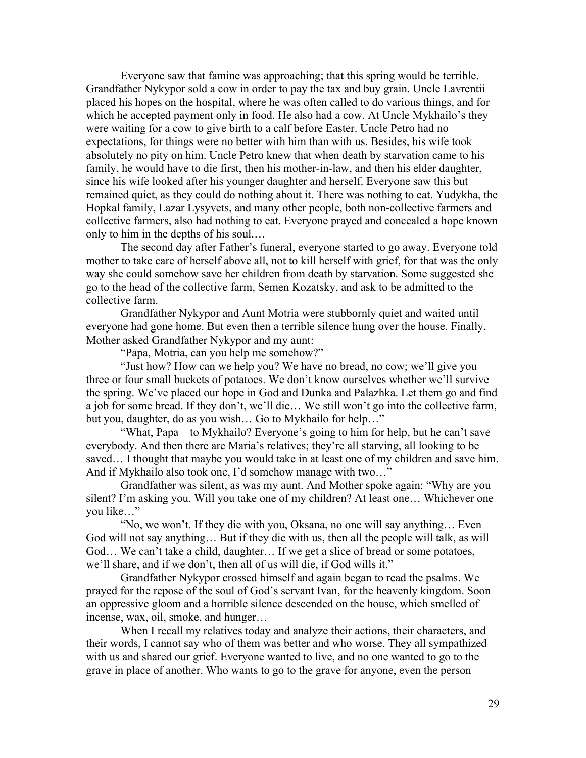Everyone saw that famine was approaching; that this spring would be terrible. Grandfather Nykypor sold a cow in order to pay the tax and buy grain. Uncle Lavrentii placed his hopes on the hospital, where he was often called to do various things, and for which he accepted payment only in food. He also had a cow. At Uncle Mykhailo's they were waiting for a cow to give birth to a calf before Easter. Uncle Petro had no expectations, for things were no better with him than with us. Besides, his wife took absolutely no pity on him. Uncle Petro knew that when death by starvation came to his family, he would have to die first, then his mother-in-law, and then his elder daughter, since his wife looked after his younger daughter and herself. Everyone saw this but remained quiet, as they could do nothing about it. There was nothing to eat. Yudykha, the Hopkal family, Lazar Lysyvets, and many other people, both non-collective farmers and collective farmers, also had nothing to eat. Everyone prayed and concealed a hope known only to him in the depths of his soul.…

The second day after Father's funeral, everyone started to go away. Everyone told mother to take care of herself above all, not to kill herself with grief, for that was the only way she could somehow save her children from death by starvation. Some suggested she go to the head of the collective farm, Semen Kozatsky, and ask to be admitted to the collective farm.

Grandfather Nykypor and Aunt Motria were stubbornly quiet and waited until everyone had gone home. But even then a terrible silence hung over the house. Finally, Mother asked Grandfather Nykypor and my aunt:

"Papa, Motria, can you help me somehow?"

"Just how? How can we help you? We have no bread, no cow; we'll give you three or four small buckets of potatoes. We don't know ourselves whether we'll survive the spring. We've placed our hope in God and Dunka and Palazhka. Let them go and find a job for some bread. If they don't, we'll die… We still won't go into the collective farm, but you, daughter, do as you wish… Go to Mykhailo for help…"

"What, Papa—to Mykhailo? Everyone's going to him for help, but he can't save everybody. And then there are Maria's relatives; they're all starving, all looking to be saved… I thought that maybe you would take in at least one of my children and save him. And if Mykhailo also took one, I'd somehow manage with two…"

Grandfather was silent, as was my aunt. And Mother spoke again: "Why are you silent? I'm asking you. Will you take one of my children? At least one… Whichever one you like…"

"No, we won't. If they die with you, Oksana, no one will say anything… Even God will not say anything… But if they die with us, then all the people will talk, as will God… We can't take a child, daughter… If we get a slice of bread or some potatoes, we'll share, and if we don't, then all of us will die, if God wills it."

Grandfather Nykypor crossed himself and again began to read the psalms. We prayed for the repose of the soul of God's servant Ivan, for the heavenly kingdom. Soon an oppressive gloom and a horrible silence descended on the house, which smelled of incense, wax, oil, smoke, and hunger…

When I recall my relatives today and analyze their actions, their characters, and their words, I cannot say who of them was better and who worse. They all sympathized with us and shared our grief. Everyone wanted to live, and no one wanted to go to the grave in place of another. Who wants to go to the grave for anyone, even the person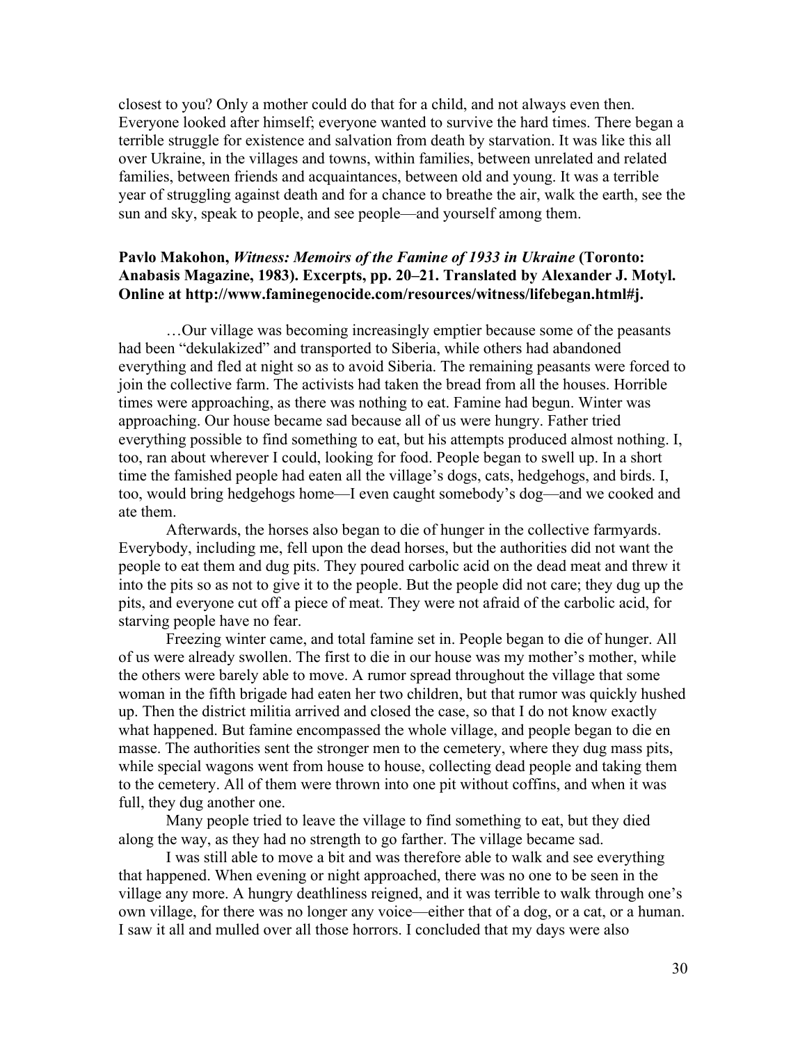closest to you? Only a mother could do that for a child, and not always even then. Everyone looked after himself; everyone wanted to survive the hard times. There began a terrible struggle for existence and salvation from death by starvation. It was like this all over Ukraine, in the villages and towns, within families, between unrelated and related families, between friends and acquaintances, between old and young. It was a terrible year of struggling against death and for a chance to breathe the air, walk the earth, see the sun and sky, speak to people, and see people—and yourself among them.

**Pavlo Makohon, *Witness: Memoirs of the Famine of 1933 in Ukraine* (Toronto: Anabasis Magazine, 1983). Excerpts, pp. 20–21. Translated by Alexander J. Motyl. Online at http://www.faminegenocide.com/resources/witness/lifebegan.html#j.**

…Our village was becoming increasingly emptier because some of the peasants had been "dekulakized" and transported to Siberia, while others had abandoned everything and fled at night so as to avoid Siberia. The remaining peasants were forced to join the collective farm. The activists had taken the bread from all the houses. Horrible times were approaching, as there was nothing to eat. Famine had begun. Winter was approaching. Our house became sad because all of us were hungry. Father tried everything possible to find something to eat, but his attempts produced almost nothing. I, too, ran about wherever I could, looking for food. People began to swell up. In a short time the famished people had eaten all the village's dogs, cats, hedgehogs, and birds. I, too, would bring hedgehogs home—I even caught somebody's dog—and we cooked and ate them.

Afterwards, the horses also began to die of hunger in the collective farmyards. Everybody, including me, fell upon the dead horses, but the authorities did not want the people to eat them and dug pits. They poured carbolic acid on the dead meat and threw it into the pits so as not to give it to the people. But the people did not care; they dug up the pits, and everyone cut off a piece of meat. They were not afraid of the carbolic acid, for starving people have no fear.

Freezing winter came, and total famine set in. People began to die of hunger. All of us were already swollen. The first to die in our house was my mother's mother, while the others were barely able to move. A rumor spread throughout the village that some woman in the fifth brigade had eaten her two children, but that rumor was quickly hushed up. Then the district militia arrived and closed the case, so that I do not know exactly what happened. But famine encompassed the whole village, and people began to die en masse. The authorities sent the stronger men to the cemetery, where they dug mass pits, while special wagons went from house to house, collecting dead people and taking them to the cemetery. All of them were thrown into one pit without coffins, and when it was full, they dug another one.

Many people tried to leave the village to find something to eat, but they died along the way, as they had no strength to go farther. The village became sad.

I was still able to move a bit and was therefore able to walk and see everything that happened. When evening or night approached, there was no one to be seen in the village any more. A hungry deathliness reigned, and it was terrible to walk through one's own village, for there was no longer any voice—either that of a dog, or a cat, or a human. I saw it all and mulled over all those horrors. I concluded that my days were also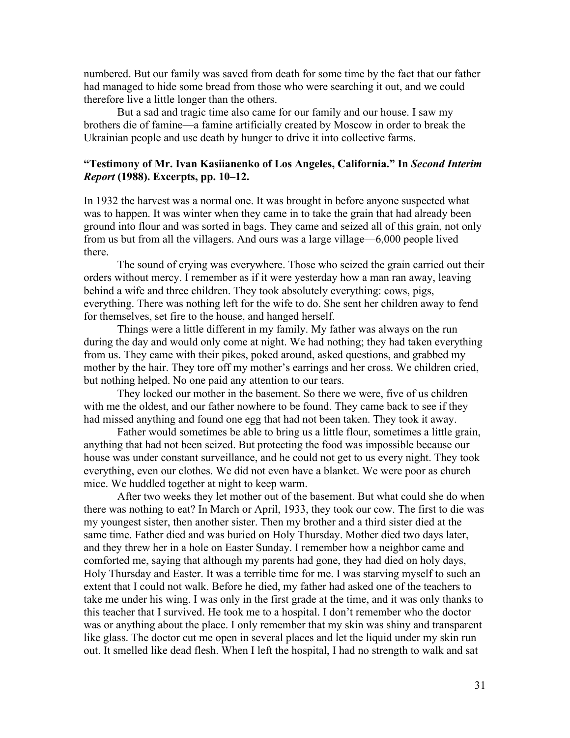numbered. But our family was saved from death for some time by the fact that our father had managed to hide some bread from those who were searching it out, and we could therefore live a little longer than the others.

But a sad and tragic time also came for our family and our house. I saw my brothers die of famine—a famine artificially created by Moscow in order to break the Ukrainian people and use death by hunger to drive it into collective farms.

**"Testimony of Mr. Ivan Kasiianenko of Los Angeles, California." In *Second Interim Report* (1988). Excerpts, pp. 10–12.**

In 1932 the harvest was a normal one. It was brought in before anyone suspected what was to happen. It was winter when they came in to take the grain that had already been ground into flour and was sorted in bags. They came and seized all of this grain, not only from us but from all the villagers. And ours was a large village—6,000 people lived there.

The sound of crying was everywhere. Those who seized the grain carried out their orders without mercy. I remember as if it were yesterday how a man ran away, leaving behind a wife and three children. They took absolutely everything: cows, pigs, everything. There was nothing left for the wife to do. She sent her children away to fend for themselves, set fire to the house, and hanged herself.

Things were a little different in my family. My father was always on the run during the day and would only come at night. We had nothing; they had taken everything from us. They came with their pikes, poked around, asked questions, and grabbed my mother by the hair. They tore off my mother's earrings and her cross. We children cried, but nothing helped. No one paid any attention to our tears.

They locked our mother in the basement. So there we were, five of us children with me the oldest, and our father nowhere to be found. They came back to see if they had missed anything and found one egg that had not been taken. They took it away.

Father would sometimes be able to bring us a little flour, sometimes a little grain, anything that had not been seized. But protecting the food was impossible because our house was under constant surveillance, and he could not get to us every night. They took everything, even our clothes. We did not even have a blanket. We were poor as church mice. We huddled together at night to keep warm.

After two weeks they let mother out of the basement. But what could she do when there was nothing to eat? In March or April, 1933, they took our cow. The first to die was my youngest sister, then another sister. Then my brother and a third sister died at the same time. Father died and was buried on Holy Thursday. Mother died two days later, and they threw her in a hole on Easter Sunday. I remember how a neighbor came and comforted me, saying that although my parents had gone, they had died on holy days, Holy Thursday and Easter. It was a terrible time for me. I was starving myself to such an extent that I could not walk. Before he died, my father had asked one of the teachers to take me under his wing. I was only in the first grade at the time, and it was only thanks to this teacher that I survived. He took me to a hospital. I don't remember who the doctor was or anything about the place. I only remember that my skin was shiny and transparent like glass. The doctor cut me open in several places and let the liquid under my skin run out. It smelled like dead flesh. When I left the hospital, I had no strength to walk and sat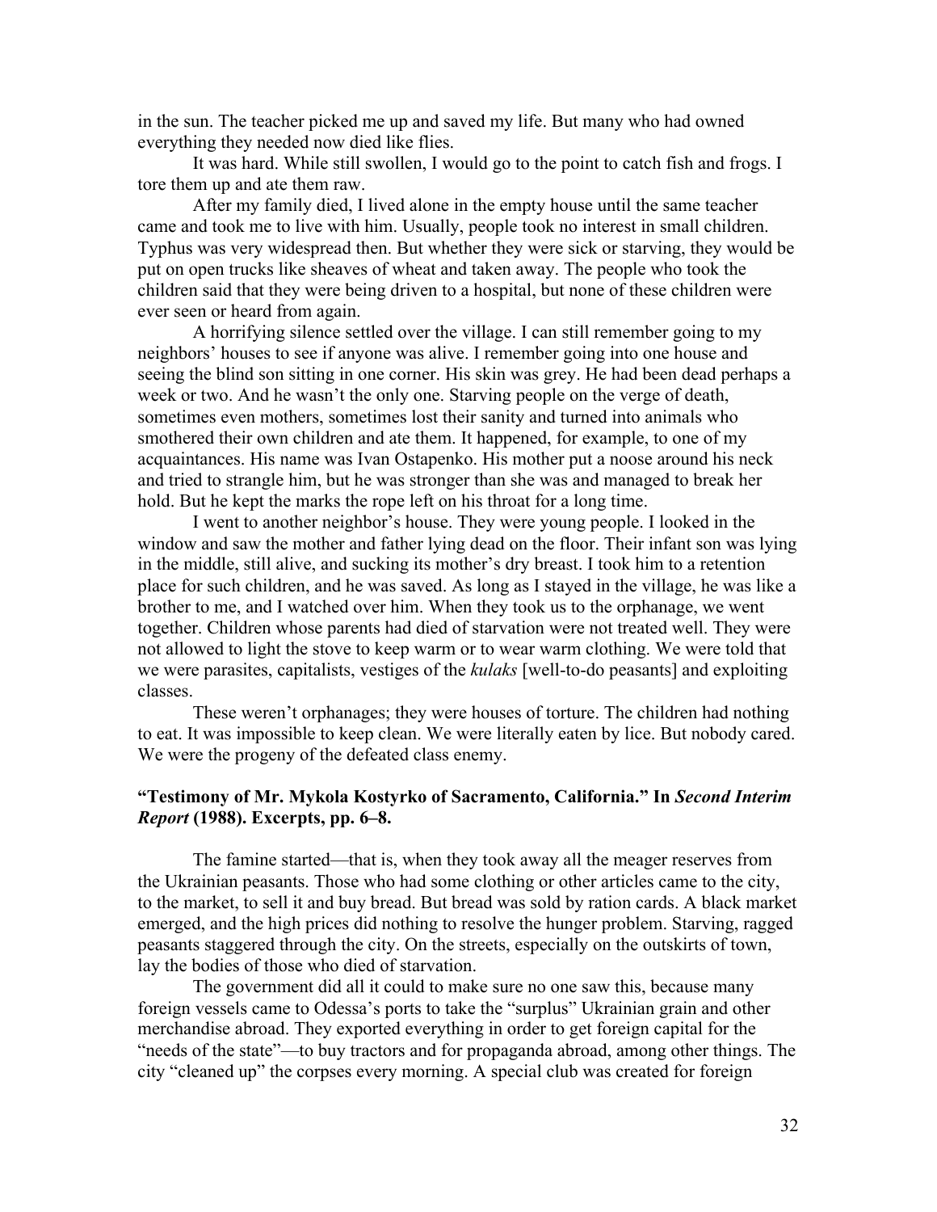in the sun. The teacher picked me up and saved my life. But many who had owned everything they needed now died like flies.

It was hard. While still swollen, I would go to the point to catch fish and frogs. I tore them up and ate them raw.

After my family died, I lived alone in the empty house until the same teacher came and took me to live with him. Usually, people took no interest in small children. Typhus was very widespread then. But whether they were sick or starving, they would be put on open trucks like sheaves of wheat and taken away. The people who took the children said that they were being driven to a hospital, but none of these children were ever seen or heard from again.

A horrifying silence settled over the village. I can still remember going to my neighbors' houses to see if anyone was alive. I remember going into one house and seeing the blind son sitting in one corner. His skin was grey. He had been dead perhaps a week or two. And he wasn't the only one. Starving people on the verge of death, sometimes even mothers, sometimes lost their sanity and turned into animals who smothered their own children and ate them. It happened, for example, to one of my acquaintances. His name was Ivan Ostapenko. His mother put a noose around his neck and tried to strangle him, but he was stronger than she was and managed to break her hold. But he kept the marks the rope left on his throat for a long time.

I went to another neighbor's house. They were young people. I looked in the window and saw the mother and father lying dead on the floor. Their infant son was lying in the middle, still alive, and sucking its mother's dry breast. I took him to a retention place for such children, and he was saved. As long as I stayed in the village, he was like a brother to me, and I watched over him. When they took us to the orphanage, we went together. Children whose parents had died of starvation were not treated well. They were not allowed to light the stove to keep warm or to wear warm clothing. We were told that we were parasites, capitalists, vestiges of the *kulaks* [well-to-do peasants] and exploiting classes.

These weren't orphanages; they were houses of torture. The children had nothing to eat. It was impossible to keep clean. We were literally eaten by lice. But nobody cared. We were the progeny of the defeated class enemy.

**"Testimony of Mr. Mykola Kostyrko of Sacramento, California." In *Second Interim Report* (1988). Excerpts, pp. 6–8.**

The famine started—that is, when they took away all the meager reserves from the Ukrainian peasants. Those who had some clothing or other articles came to the city, to the market, to sell it and buy bread. But bread was sold by ration cards. A black market emerged, and the high prices did nothing to resolve the hunger problem. Starving, ragged peasants staggered through the city. On the streets, especially on the outskirts of town, lay the bodies of those who died of starvation.

The government did all it could to make sure no one saw this, because many foreign vessels came to Odessa's ports to take the "surplus" Ukrainian grain and other merchandise abroad. They exported everything in order to get foreign capital for the "needs of the state"—to buy tractors and for propaganda abroad, among other things. The city "cleaned up" the corpses every morning. A special club was created for foreign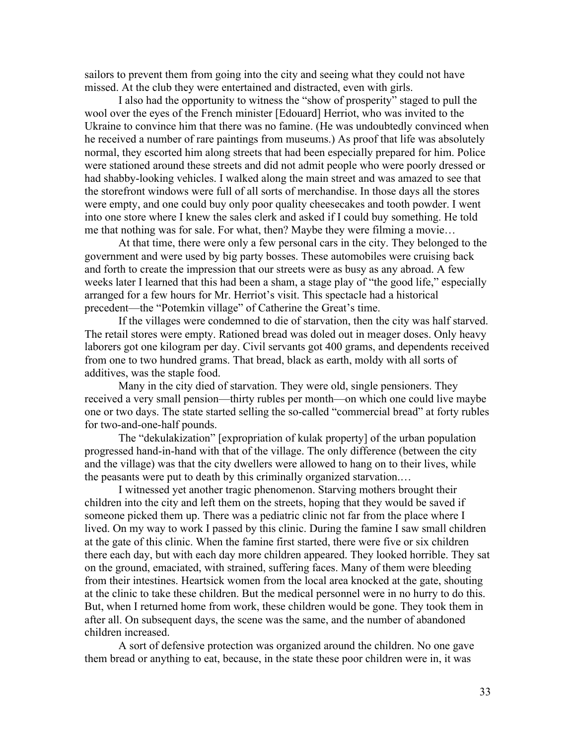sailors to prevent them from going into the city and seeing what they could not have missed. At the club they were entertained and distracted, even with girls.

I also had the opportunity to witness the "show of prosperity" staged to pull the wool over the eyes of the French minister [Edouard] Herriot, who was invited to the Ukraine to convince him that there was no famine. (He was undoubtedly convinced when he received a number of rare paintings from museums.) As proof that life was absolutely normal, they escorted him along streets that had been especially prepared for him. Police were stationed around these streets and did not admit people who were poorly dressed or had shabby-looking vehicles. I walked along the main street and was amazed to see that the storefront windows were full of all sorts of merchandise. In those days all the stores were empty, and one could buy only poor quality cheesecakes and tooth powder. I went into one store where I knew the sales clerk and asked if I could buy something. He told me that nothing was for sale. For what, then? Maybe they were filming a movie…

At that time, there were only a few personal cars in the city. They belonged to the government and were used by big party bosses. These automobiles were cruising back and forth to create the impression that our streets were as busy as any abroad. A few weeks later I learned that this had been a sham, a stage play of "the good life," especially arranged for a few hours for Mr. Herriot's visit. This spectacle had a historical precedent—the "Potemkin village" of Catherine the Great's time.

If the villages were condemned to die of starvation, then the city was half starved. The retail stores were empty. Rationed bread was doled out in meager doses. Only heavy laborers got one kilogram per day. Civil servants got 400 grams, and dependents received from one to two hundred grams. That bread, black as earth, moldy with all sorts of additives, was the staple food.

Many in the city died of starvation. They were old, single pensioners. They received a very small pension—thirty rubles per month—on which one could live maybe one or two days. The state started selling the so-called "commercial bread" at forty rubles for two-and-one-half pounds.

The "dekulakization" [expropriation of kulak property] of the urban population progressed hand-in-hand with that of the village. The only difference (between the city and the village) was that the city dwellers were allowed to hang on to their lives, while the peasants were put to death by this criminally organized starvation.…

I witnessed yet another tragic phenomenon. Starving mothers brought their children into the city and left them on the streets, hoping that they would be saved if someone picked them up. There was a pediatric clinic not far from the place where I lived. On my way to work I passed by this clinic. During the famine I saw small children at the gate of this clinic. When the famine first started, there were five or six children there each day, but with each day more children appeared. They looked horrible. They sat on the ground, emaciated, with strained, suffering faces. Many of them were bleeding from their intestines. Heartsick women from the local area knocked at the gate, shouting at the clinic to take these children. But the medical personnel were in no hurry to do this. But, when I returned home from work, these children would be gone. They took them in after all. On subsequent days, the scene was the same, and the number of abandoned children increased.

A sort of defensive protection was organized around the children. No one gave them bread or anything to eat, because, in the state these poor children were in, it was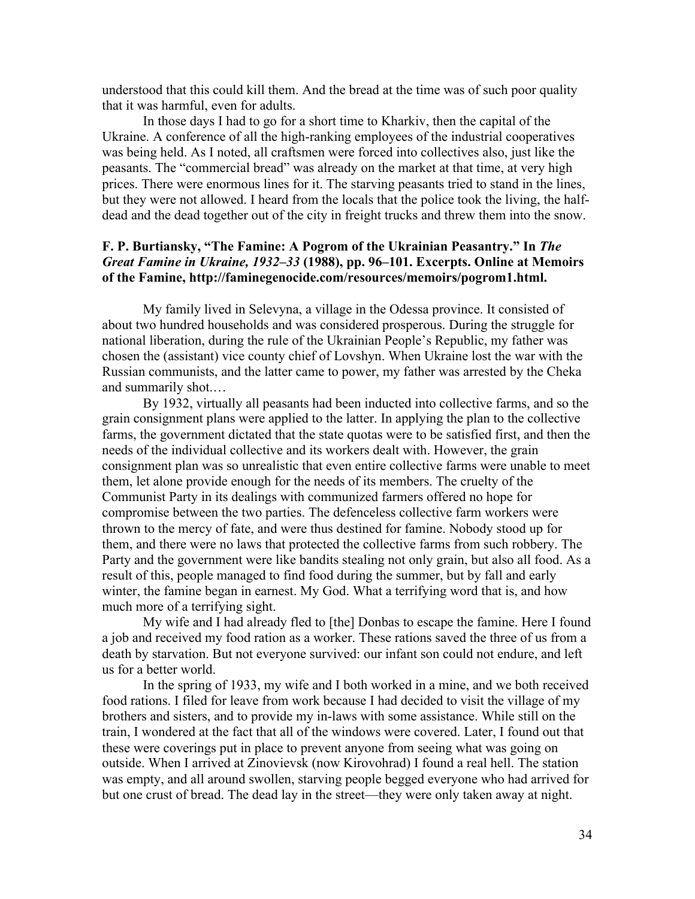understood that this could kill them. And the bread at the time was of such poor quality that it was harmful, even for adults.

In those days I had to go for a short time to Kharkiv, then the capital of the Ukraine. A conference of all the high-ranking employees of the industrial cooperatives was being held. As I noted, all craftsmen were forced into collectives also, just like the peasants. The "commercial bread" was already on the market at that time, at very high prices. There were enormous lines for it. The starving peasants tried to stand in the lines, but they were not allowed. I heard from the locals that the police took the living, the half-dead and the dead together out of the city in freight trucks and threw them into the snow.

**F. P. Burtiansky, "The Famine: A Pogrom of the Ukrainian Peasantry." In *The Great Famine in Ukraine, 1932–33* (1988), pp. 96–101. Excerpts. Online at Memoirs of the Famine, http://faminegenocide.com/resources/memoirs/pogrom1.html.**

My family lived in Selevyna, a village in the Odessa province. It consisted of about two hundred households and was considered prosperous. During the struggle for national liberation, during the rule of the Ukrainian People's Republic, my father was chosen the (assistant) vice county chief of Lovshyn. When Ukraine lost the war with the Russian communists, and the latter came to power, my father was arrested by the Cheka and summarily shot.…

By 1932, virtually all peasants had been inducted into collective farms, and so the grain consignment plans were applied to the latter. In applying the plan to the collective farms, the government dictated that the state quotas were to be satisfied first, and then the needs of the individual collective and its workers dealt with. However, the grain consignment plan was so unrealistic that even entire collective farms were unable to meet them, let alone provide enough for the needs of its members. The cruelty of the Communist Party in its dealings with communized farmers offered no hope for compromise between the two parties. The defenceless collective farm workers were thrown to the mercy of fate, and were thus destined for famine. Nobody stood up for them, and there were no laws that protected the collective farms from such robbery. The Party and the government were like bandits stealing not only grain, but also all food. As a result of this, people managed to find food during the summer, but by fall and early winter, the famine began in earnest. My God. What a terrifying word that is, and how much more of a terrifying sight.

My wife and I had already fled to [the] Donbas to escape the famine. Here I found a job and received my food ration as a worker. These rations saved the three of us from a death by starvation. But not everyone survived: our infant son could not endure, and left us for a better world.

In the spring of 1933, my wife and I both worked in a mine, and we both received food rations. I filed for leave from work because I had decided to visit the village of my brothers and sisters, and to provide my in-laws with some assistance. While still on the train, I wondered at the fact that all of the windows were covered. Later, I found out that these were coverings put in place to prevent anyone from seeing what was going on outside. When I arrived at Zinovievsk (now Kirovohrad) I found a real hell. The station was empty, and all around swollen, starving people begged everyone who had arrived for but one crust of bread. The dead lay in the street—they were only taken away at night.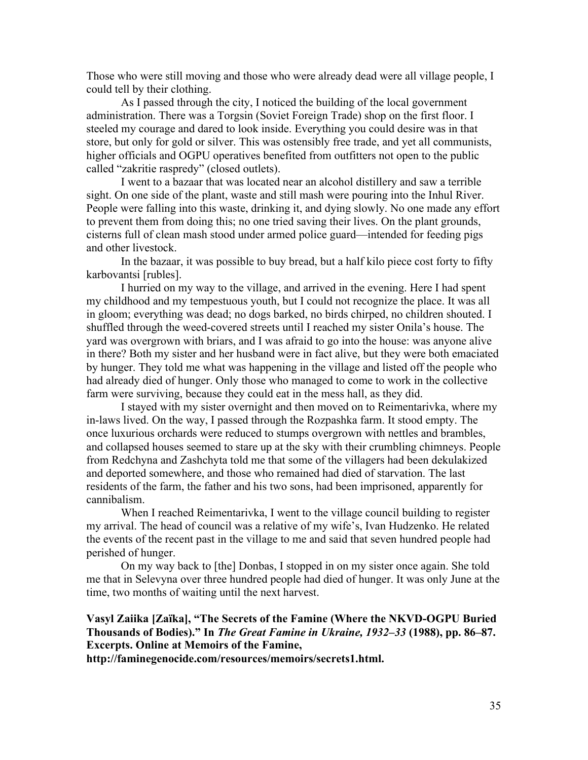Those who were still moving and those who were already dead were all village people, I could tell by their clothing.

As I passed through the city, I noticed the building of the local government administration. There was a Torgsin (Soviet Foreign Trade) shop on the first floor. I steeled my courage and dared to look inside. Everything you could desire was in that store, but only for gold or silver. This was ostensibly free trade, and yet all communists, higher officials and OGPU operatives benefited from outfitters not open to the public called "zakritie raspredy" (closed outlets).

I went to a bazaar that was located near an alcohol distillery and saw a terrible sight. On one side of the plant, waste and still mash were pouring into the Inhul River. People were falling into this waste, drinking it, and dying slowly. No one made any effort to prevent them from doing this; no one tried saving their lives. On the plant grounds, cisterns full of clean mash stood under armed police guard—intended for feeding pigs and other livestock.

In the bazaar, it was possible to buy bread, but a half kilo piece cost forty to fifty karbovantsi [rubles].

I hurried on my way to the village, and arrived in the evening. Here I had spent my childhood and my tempestuous youth, but I could not recognize the place. It was all in gloom; everything was dead; no dogs barked, no birds chirped, no children shouted. I shuffled through the weed-covered streets until I reached my sister Onila's house. The yard was overgrown with briars, and I was afraid to go into the house: was anyone alive in there? Both my sister and her husband were in fact alive, but they were both emaciated by hunger. They told me what was happening in the village and listed off the people who had already died of hunger. Only those who managed to come to work in the collective farm were surviving, because they could eat in the mess hall, as they did.

I stayed with my sister overnight and then moved on to Reimentarivka, where my in-laws lived. On the way, I passed through the Rozpashka farm. It stood empty. The once luxurious orchards were reduced to stumps overgrown with nettles and brambles, and collapsed houses seemed to stare up at the sky with their crumbling chimneys. People from Redchyna and Zashchyta told me that some of the villagers had been dekulakized and deported somewhere, and those who remained had died of starvation. The last residents of the farm, the father and his two sons, had been imprisoned, apparently for cannibalism.

When I reached Reimentarivka, I went to the village council building to register my arrival. The head of council was a relative of my wife's, Ivan Hudzenko. He related the events of the recent past in the village to me and said that seven hundred people had perished of hunger.

On my way back to [the] Donbas, I stopped in on my sister once again. She told me that in Selevyna over three hundred people had died of hunger. It was only June at the time, two months of waiting until the next harvest.

**Vasyl Zaiika [Zaïka], "The Secrets of the Famine (Where the NKVD-OGPU Buried Thousands of Bodies)." In *The Great Famine in Ukraine, 1932–33* (1988), pp. 86–87. Excerpts. Online at Memoirs of the Famine, http://faminegenocide.com/resources/memoirs/secrets1.html.**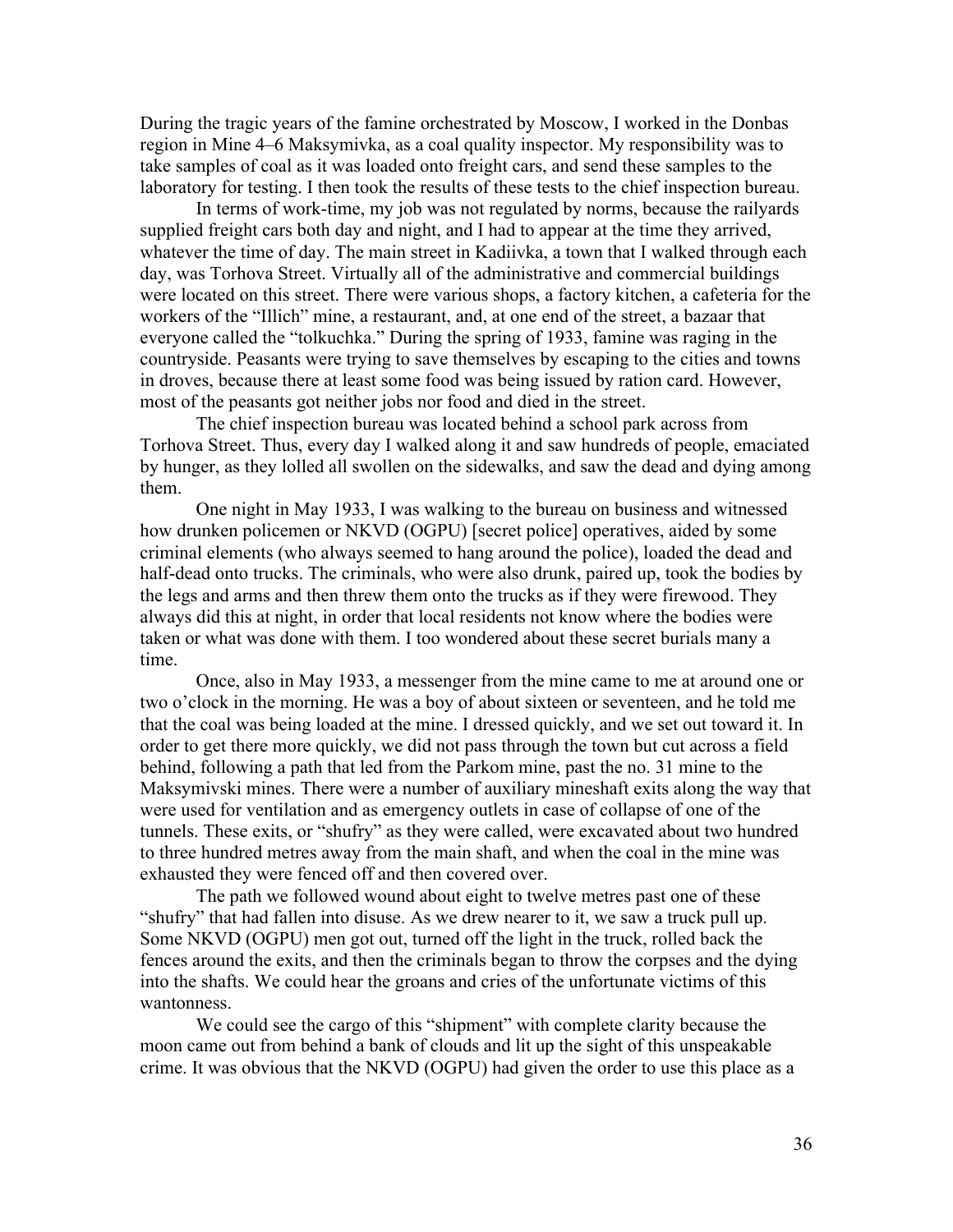During the tragic years of the famine orchestrated by Moscow, I worked in the Donbas region in Mine 4–6 Maksymivka, as a coal quality inspector. My responsibility was to take samples of coal as it was loaded onto freight cars, and send these samples to the laboratory for testing. I then took the results of these tests to the chief inspection bureau.

In terms of work-time, my job was not regulated by norms, because the railyards supplied freight cars both day and night, and I had to appear at the time they arrived, whatever the time of day. The main street in Kadiivka, a town that I walked through each day, was Torhova Street. Virtually all of the administrative and commercial buildings were located on this street. There were various shops, a factory kitchen, a cafeteria for the workers of the "Illich" mine, a restaurant, and, at one end of the street, a bazaar that everyone called the "tolkuchka." During the spring of 1933, famine was raging in the countryside. Peasants were trying to save themselves by escaping to the cities and towns in droves, because there at least some food was being issued by ration card. However, most of the peasants got neither jobs nor food and died in the street.

The chief inspection bureau was located behind a school park across from Torhova Street. Thus, every day I walked along it and saw hundreds of people, emaciated by hunger, as they lolled all swollen on the sidewalks, and saw the dead and dying among them.

One night in May 1933, I was walking to the bureau on business and witnessed how drunken policemen or NKVD (OGPU) [secret police] operatives, aided by some criminal elements (who always seemed to hang around the police), loaded the dead and half-dead onto trucks. The criminals, who were also drunk, paired up, took the bodies by the legs and arms and then threw them onto the trucks as if they were firewood. They always did this at night, in order that local residents not know where the bodies were taken or what was done with them. I too wondered about these secret burials many a time.

Once, also in May 1933, a messenger from the mine came to me at around one or two o'clock in the morning. He was a boy of about sixteen or seventeen, and he told me that the coal was being loaded at the mine. I dressed quickly, and we set out toward it. In order to get there more quickly, we did not pass through the town but cut across a field behind, following a path that led from the Parkom mine, past the no. 31 mine to the Maksymivski mines. There were a number of auxiliary mineshaft exits along the way that were used for ventilation and as emergency outlets in case of collapse of one of the tunnels. These exits, or "shufry" as they were called, were excavated about two hundred to three hundred metres away from the main shaft, and when the coal in the mine was exhausted they were fenced off and then covered over.

The path we followed wound about eight to twelve metres past one of these "shufry" that had fallen into disuse. As we drew nearer to it, we saw a truck pull up. Some NKVD (OGPU) men got out, turned off the light in the truck, rolled back the fences around the exits, and then the criminals began to throw the corpses and the dying into the shafts. We could hear the groans and cries of the unfortunate victims of this wantonness.

We could see the cargo of this "shipment" with complete clarity because the moon came out from behind a bank of clouds and lit up the sight of this unspeakable crime. It was obvious that the NKVD (OGPU) had given the order to use this place as a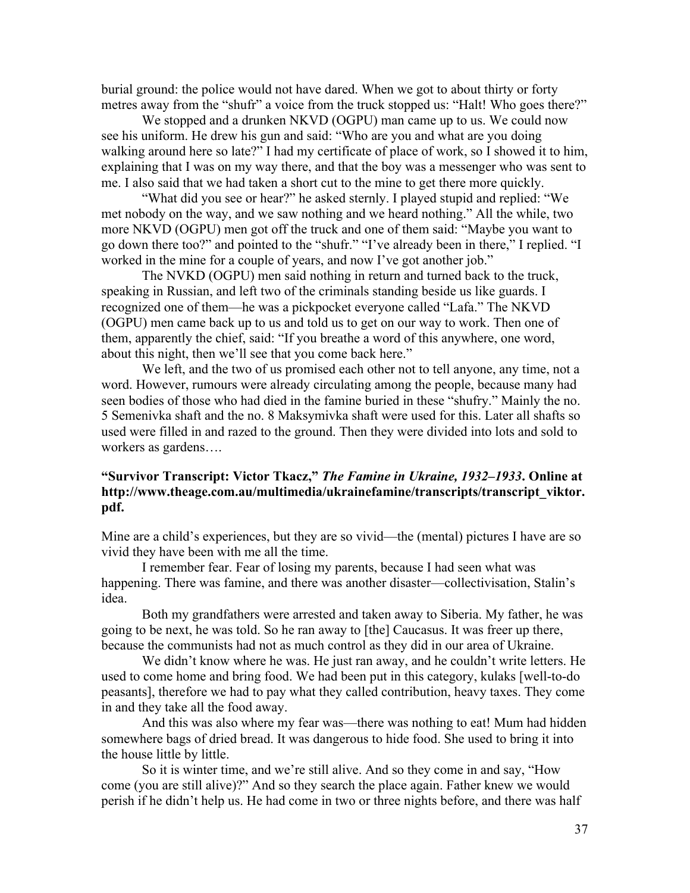burial ground: the police would not have dared. When we got to about thirty or forty metres away from the "shufr" a voice from the truck stopped us: "Halt! Who goes there?"

We stopped and a drunken NKVD (OGPU) man came up to us. We could now see his uniform. He drew his gun and said: "Who are you and what are you doing walking around here so late?" I had my certificate of place of work, so I showed it to him, explaining that I was on my way there, and that the boy was a messenger who was sent to me. I also said that we had taken a short cut to the mine to get there more quickly.

"What did you see or hear?" he asked sternly. I played stupid and replied: "We met nobody on the way, and we saw nothing and we heard nothing." All the while, two more NKVD (OGPU) men got off the truck and one of them said: "Maybe you want to go down there too?" and pointed to the "shufr." "I've already been in there," I replied. "I worked in the mine for a couple of years, and now I've got another job."

The NVKD (OGPU) men said nothing in return and turned back to the truck, speaking in Russian, and left two of the criminals standing beside us like guards. I recognized one of them—he was a pickpocket everyone called "Lafa." The NKVD (OGPU) men came back up to us and told us to get on our way to work. Then one of them, apparently the chief, said: "If you breathe a word of this anywhere, one word, about this night, then we'll see that you come back here."

We left, and the two of us promised each other not to tell anyone, any time, not a word. However, rumours were already circulating among the people, because many had seen bodies of those who had died in the famine buried in these "shufry." Mainly the no. 5 Semenivka shaft and the no. 8 Maksymivka shaft were used for this. Later all shafts so used were filled in and razed to the ground. Then they were divided into lots and sold to workers as gardens….

**"Survivor Transcript: Victor Tkacz," *The Famine in Ukraine, 1932–1933*. Online at http://www.theage.com.au/multimedia/ukrainefamine/transcripts/transcript_viktor.pdf.**

Mine are a child's experiences, but they are so vivid—the (mental) pictures I have are so vivid they have been with me all the time.

I remember fear. Fear of losing my parents, because I had seen what was happening. There was famine, and there was another disaster—collectivisation, Stalin's idea.

Both my grandfathers were arrested and taken away to Siberia. My father, he was going to be next, he was told. So he ran away to [the] Caucasus. It was freer up there, because the communists had not as much control as they did in our area of Ukraine.

We didn't know where he was. He just ran away, and he couldn't write letters. He used to come home and bring food. We had been put in this category, kulaks [well-to-do peasants], therefore we had to pay what they called contribution, heavy taxes. They come in and they take all the food away.

And this was also where my fear was—there was nothing to eat! Mum had hidden somewhere bags of dried bread. It was dangerous to hide food. She used to bring it into the house little by little.

So it is winter time, and we're still alive. And so they come in and say, "How come (you are still alive)?" And so they search the place again. Father knew we would perish if he didn't help us. He had come in two or three nights before, and there was half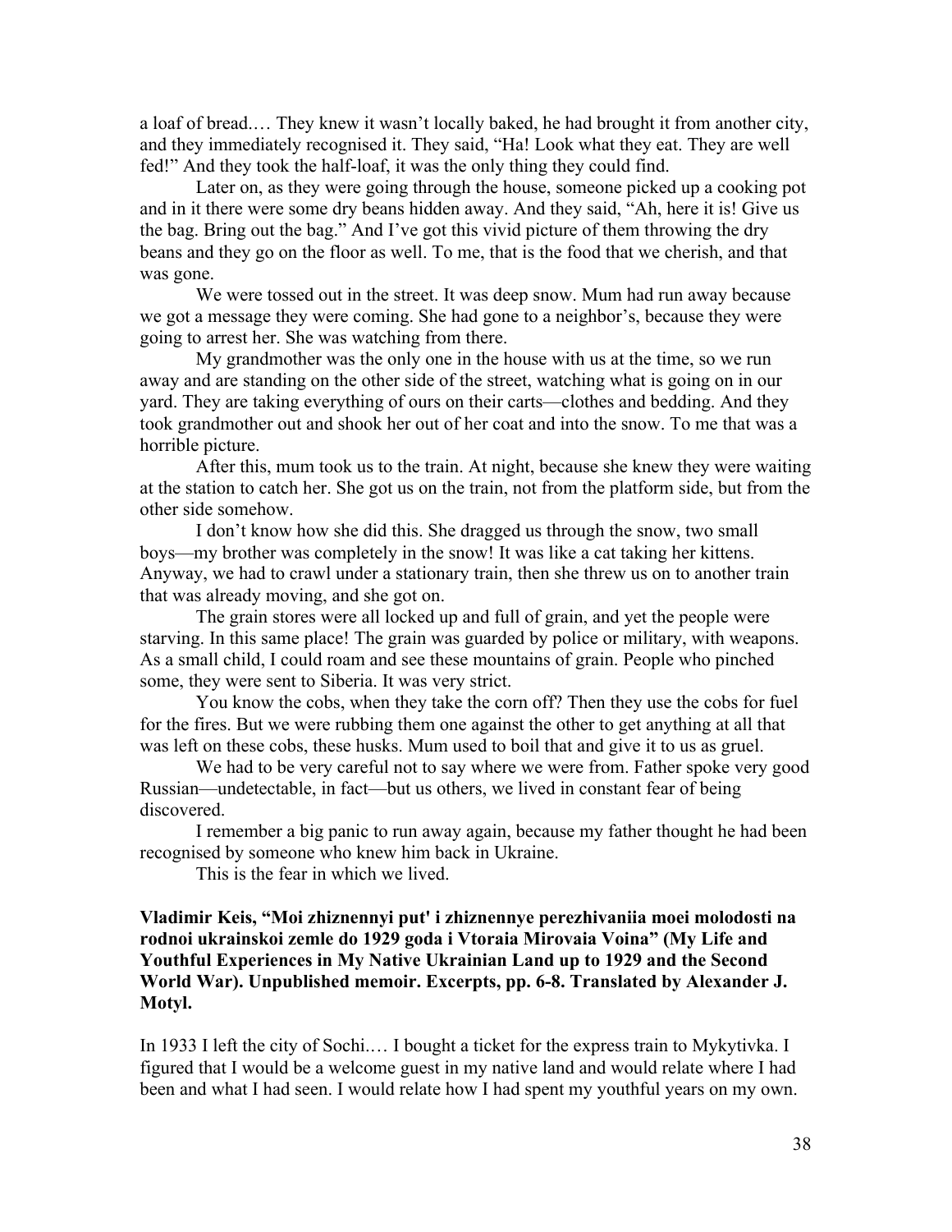a loaf of bread.… They knew it wasn't locally baked, he had brought it from another city, and they immediately recognised it. They said, "Ha! Look what they eat. They are well fed!" And they took the half-loaf, it was the only thing they could find.

Later on, as they were going through the house, someone picked up a cooking pot and in it there were some dry beans hidden away. And they said, "Ah, here it is! Give us the bag. Bring out the bag." And I've got this vivid picture of them throwing the dry beans and they go on the floor as well. To me, that is the food that we cherish, and that was gone.

We were tossed out in the street. It was deep snow. Mum had run away because we got a message they were coming. She had gone to a neighbor's, because they were going to arrest her. She was watching from there.

My grandmother was the only one in the house with us at the time, so we run away and are standing on the other side of the street, watching what is going on in our yard. They are taking everything of ours on their carts—clothes and bedding. And they took grandmother out and shook her out of her coat and into the snow. To me that was a horrible picture.

After this, mum took us to the train. At night, because she knew they were waiting at the station to catch her. She got us on the train, not from the platform side, but from the other side somehow.

I don't know how she did this. She dragged us through the snow, two small boys—my brother was completely in the snow! It was like a cat taking her kittens. Anyway, we had to crawl under a stationary train, then she threw us on to another train that was already moving, and she got on.

The grain stores were all locked up and full of grain, and yet the people were starving. In this same place! The grain was guarded by police or military, with weapons. As a small child, I could roam and see these mountains of grain. People who pinched some, they were sent to Siberia. It was very strict.

You know the cobs, when they take the corn off? Then they use the cobs for fuel for the fires. But we were rubbing them one against the other to get anything at all that was left on these cobs, these husks. Mum used to boil that and give it to us as gruel.

We had to be very careful not to say where we were from. Father spoke very good Russian—undetectable, in fact—but us others, we lived in constant fear of being discovered.

I remember a big panic to run away again, because my father thought he had been recognised by someone who knew him back in Ukraine.

This is the fear in which we lived.

**Vladimir Keis, "Moi zhiznennyi put' i zhiznennye perezhivaniia moei molodosti na rodnoi ukrainskoi zemle do 1929 goda i Vtoraia Mirovaia Voina" (My Life and Youthful Experiences in My Native Ukrainian Land up to 1929 and the Second World War). Unpublished memoir. Excerpts, pp. 6-8. Translated by Alexander J. Motyl.**

In 1933 I left the city of Sochi.… I bought a ticket for the express train to Mykytivka. I figured that I would be a welcome guest in my native land and would relate where I had been and what I had seen. I would relate how I had spent my youthful years on my own.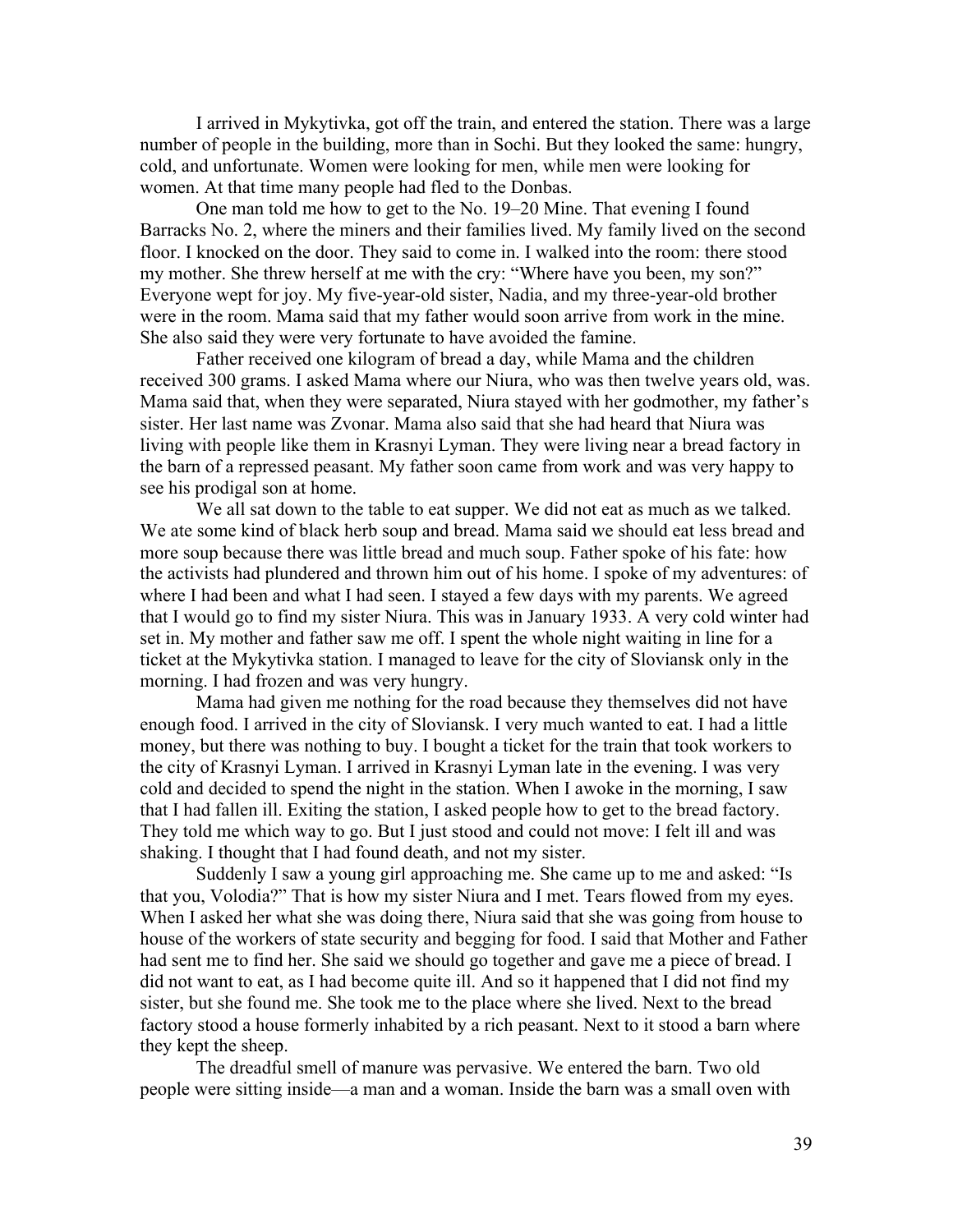I arrived in Mykytivka, got off the train, and entered the station. There was a large number of people in the building, more than in Sochi. But they looked the same: hungry, cold, and unfortunate. Women were looking for men, while men were looking for women. At that time many people had fled to the Donbas.

One man told me how to get to the No. 19–20 Mine. That evening I found Barracks No. 2, where the miners and their families lived. My family lived on the second floor. I knocked on the door. They said to come in. I walked into the room: there stood my mother. She threw herself at me with the cry: "Where have you been, my son?" Everyone wept for joy. My five-year-old sister, Nadia, and my three-year-old brother were in the room. Mama said that my father would soon arrive from work in the mine. She also said they were very fortunate to have avoided the famine.

Father received one kilogram of bread a day, while Mama and the children received 300 grams. I asked Mama where our Niura, who was then twelve years old, was. Mama said that, when they were separated, Niura stayed with her godmother, my father's sister. Her last name was Zvonar. Mama also said that she had heard that Niura was living with people like them in Krasnyi Lyman. They were living near a bread factory in the barn of a repressed peasant. My father soon came from work and was very happy to see his prodigal son at home.

We all sat down to the table to eat supper. We did not eat as much as we talked. We ate some kind of black herb soup and bread. Mama said we should eat less bread and more soup because there was little bread and much soup. Father spoke of his fate: how the activists had plundered and thrown him out of his home. I spoke of my adventures: of where I had been and what I had seen. I stayed a few days with my parents. We agreed that I would go to find my sister Niura. This was in January 1933. A very cold winter had set in. My mother and father saw me off. I spent the whole night waiting in line for a ticket at the Mykytivka station. I managed to leave for the city of Sloviansk only in the morning. I had frozen and was very hungry.

Mama had given me nothing for the road because they themselves did not have enough food. I arrived in the city of Sloviansk. I very much wanted to eat. I had a little money, but there was nothing to buy. I bought a ticket for the train that took workers to the city of Krasnyi Lyman. I arrived in Krasnyi Lyman late in the evening. I was very cold and decided to spend the night in the station. When I awoke in the morning, I saw that I had fallen ill. Exiting the station, I asked people how to get to the bread factory. They told me which way to go. But I just stood and could not move: I felt ill and was shaking. I thought that I had found death, and not my sister.

Suddenly I saw a young girl approaching me. She came up to me and asked: "Is that you, Volodia?" That is how my sister Niura and I met. Tears flowed from my eyes. When I asked her what she was doing there, Niura said that she was going from house to house of the workers of state security and begging for food. I said that Mother and Father had sent me to find her. She said we should go together and gave me a piece of bread. I did not want to eat, as I had become quite ill. And so it happened that I did not find my sister, but she found me. She took me to the place where she lived. Next to the bread factory stood a house formerly inhabited by a rich peasant. Next to it stood a barn where they kept the sheep.

The dreadful smell of manure was pervasive. We entered the barn. Two old people were sitting inside—a man and a woman. Inside the barn was a small oven with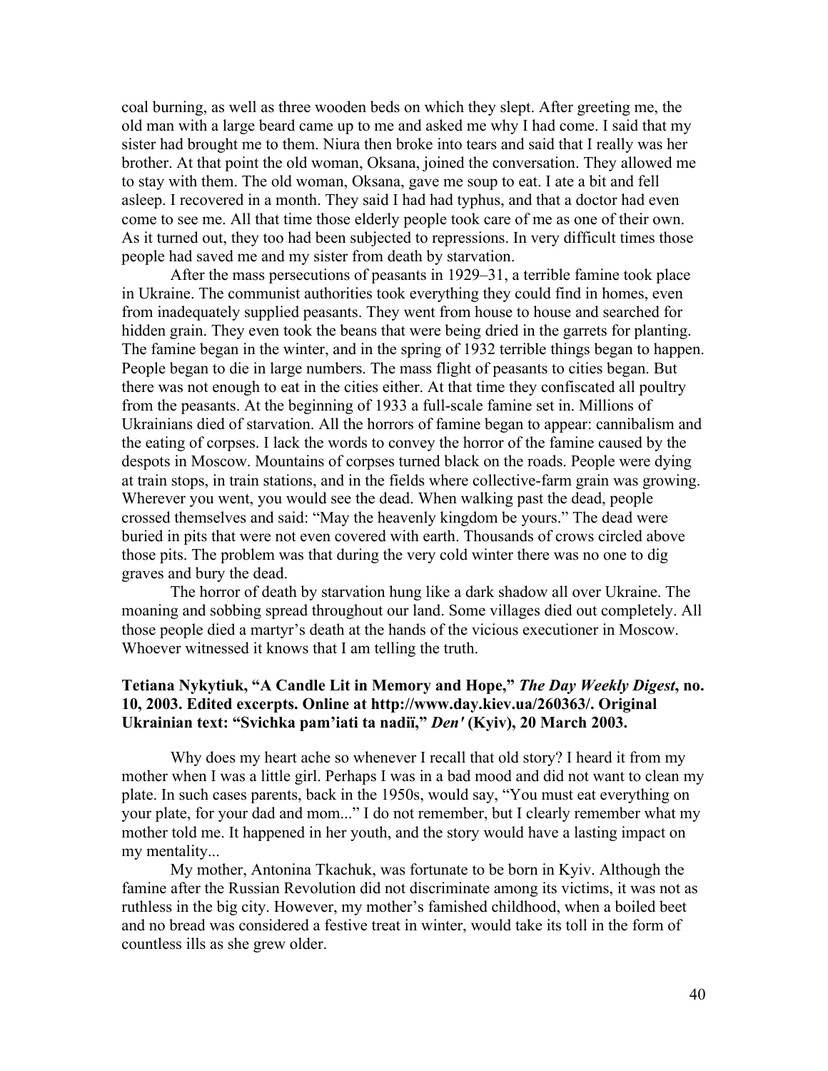coal burning, as well as three wooden beds on which they slept. After greeting me, the old man with a large beard came up to me and asked me why I had come. I said that my sister had brought me to them. Niura then broke into tears and said that I really was her brother. At that point the old woman, Oksana, joined the conversation. They allowed me to stay with them. The old woman, Oksana, gave me soup to eat. I ate a bit and fell asleep. I recovered in a month. They said I had had typhus, and that a doctor had even come to see me. All that time those elderly people took care of me as one of their own. As it turned out, they too had been subjected to repressions. In very difficult times those people had saved me and my sister from death by starvation.

After the mass persecutions of peasants in 1929–31, a terrible famine took place in Ukraine. The communist authorities took everything they could find in homes, even from inadequately supplied peasants. They went from house to house and searched for hidden grain. They even took the beans that were being dried in the garrets for planting. The famine began in the winter, and in the spring of 1932 terrible things began to happen. People began to die in large numbers. The mass flight of peasants to cities began. But there was not enough to eat in the cities either. At that time they confiscated all poultry from the peasants. At the beginning of 1933 a full-scale famine set in. Millions of Ukrainians died of starvation. All the horrors of famine began to appear: cannibalism and the eating of corpses. I lack the words to convey the horror of the famine caused by the despots in Moscow. Mountains of corpses turned black on the roads. People were dying at train stops, in train stations, and in the fields where collective-farm grain was growing. Wherever you went, you would see the dead. When walking past the dead, people crossed themselves and said: "May the heavenly kingdom be yours." The dead were buried in pits that were not even covered with earth. Thousands of crows circled above those pits. The problem was that during the very cold winter there was no one to dig graves and bury the dead.

The horror of death by starvation hung like a dark shadow all over Ukraine. The moaning and sobbing spread throughout our land. Some villages died out completely. All those people died a martyr's death at the hands of the vicious executioner in Moscow. Whoever witnessed it knows that I am telling the truth.

**Tetiana Nykytiuk, "A Candle Lit in Memory and Hope,"** ***The Day Weekly Digest*****, no. 10, 2003. Edited excerpts. Online at http://www.day.kiev.ua/260363/. Original Ukrainian text: "Svichka pam'iati ta nadiï,"** ***Den'*** **(Kyiv), 20 March 2003.**

Why does my heart ache so whenever I recall that old story? I heard it from my mother when I was a little girl. Perhaps I was in a bad mood and did not want to clean my plate. In such cases parents, back in the 1950s, would say, "You must eat everything on your plate, for your dad and mom..." I do not remember, but I clearly remember what my mother told me. It happened in her youth, and the story would have a lasting impact on my mentality...

My mother, Antonina Tkachuk, was fortunate to be born in Kyiv. Although the famine after the Russian Revolution did not discriminate among its victims, it was not as ruthless in the big city. However, my mother's famished childhood, when a boiled beet and no bread was considered a festive treat in winter, would take its toll in the form of countless ills as she grew older.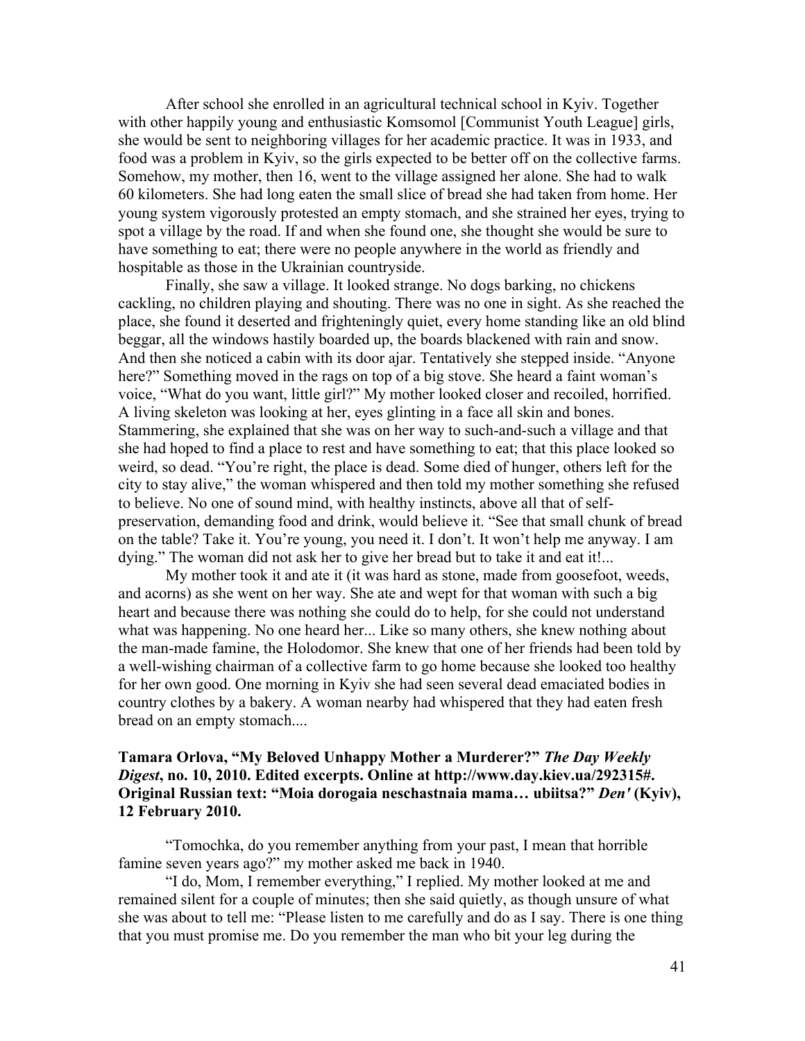After school she enrolled in an agricultural technical school in Kyiv. Together with other happily young and enthusiastic Komsomol [Communist Youth League] girls, she would be sent to neighboring villages for her academic practice. It was in 1933, and food was a problem in Kyiv, so the girls expected to be better off on the collective farms. Somehow, my mother, then 16, went to the village assigned her alone. She had to walk 60 kilometers. She had long eaten the small slice of bread she had taken from home. Her young system vigorously protested an empty stomach, and she strained her eyes, trying to spot a village by the road. If and when she found one, she thought she would be sure to have something to eat; there were no people anywhere in the world as friendly and hospitable as those in the Ukrainian countryside.

Finally, she saw a village. It looked strange. No dogs barking, no chickens cackling, no children playing and shouting. There was no one in sight. As she reached the place, she found it deserted and frighteningly quiet, every home standing like an old blind beggar, all the windows hastily boarded up, the boards blackened with rain and snow. And then she noticed a cabin with its door ajar. Tentatively she stepped inside. "Anyone here?" Something moved in the rags on top of a big stove. She heard a faint woman's voice, "What do you want, little girl?" My mother looked closer and recoiled, horrified. A living skeleton was looking at her, eyes glinting in a face all skin and bones. Stammering, she explained that she was on her way to such-and-such a village and that she had hoped to find a place to rest and have something to eat; that this place looked so weird, so dead. "You're right, the place is dead. Some died of hunger, others left for the city to stay alive," the woman whispered and then told my mother something she refused to believe. No one of sound mind, with healthy instincts, above all that of self-preservation, demanding food and drink, would believe it. "See that small chunk of bread on the table? Take it. You're young, you need it. I don't. It won't help me anyway. I am dying." The woman did not ask her to give her bread but to take it and eat it!...

My mother took it and ate it (it was hard as stone, made from goosefoot, weeds, and acorns) as she went on her way. She ate and wept for that woman with such a big heart and because there was nothing she could do to help, for she could not understand what was happening. No one heard her... Like so many others, she knew nothing about the man-made famine, the Holodomor. She knew that one of her friends had been told by a well-wishing chairman of a collective farm to go home because she looked too healthy for her own good. One morning in Kyiv she had seen several dead emaciated bodies in country clothes by a bakery. A woman nearby had whispered that they had eaten fresh bread on an empty stomach....

**Tamara Orlova, "My Beloved Unhappy Mother a Murderer?" *The Day Weekly Digest*, no. 10, 2010. Edited excerpts. Online at http://www.day.kiev.ua/292315#. Original Russian text: "Moia dorogaia neschastnaia mama… ubiitsa?" *Den'* (Kyiv), 12 February 2010.**

"Tomochka, do you remember anything from your past, I mean that horrible famine seven years ago?" my mother asked me back in 1940.

"I do, Mom, I remember everything," I replied. My mother looked at me and remained silent for a couple of minutes; then she said quietly, as though unsure of what she was about to tell me: "Please listen to me carefully and do as I say. There is one thing that you must promise me. Do you remember the man who bit your leg during the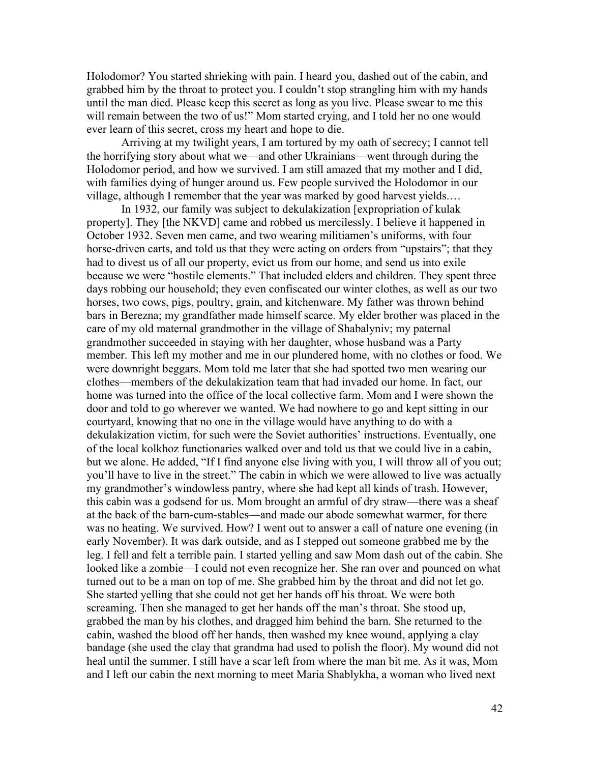Holodomor? You started shrieking with pain. I heard you, dashed out of the cabin, and grabbed him by the throat to protect you. I couldn't stop strangling him with my hands until the man died. Please keep this secret as long as you live. Please swear to me this will remain between the two of us!" Mom started crying, and I told her no one would ever learn of this secret, cross my heart and hope to die.

Arriving at my twilight years, I am tortured by my oath of secrecy; I cannot tell the horrifying story about what we—and other Ukrainians—went through during the Holodomor period, and how we survived. I am still amazed that my mother and I did, with families dying of hunger around us. Few people survived the Holodomor in our village, although I remember that the year was marked by good harvest yields.…

In 1932, our family was subject to dekulakization [expropriation of kulak property]. They [the NKVD] came and robbed us mercilessly. I believe it happened in October 1932. Seven men came, and two wearing militiamen's uniforms, with four horse-driven carts, and told us that they were acting on orders from "upstairs"; that they had to divest us of all our property, evict us from our home, and send us into exile because we were "hostile elements." That included elders and children. They spent three days robbing our household; they even confiscated our winter clothes, as well as our two horses, two cows, pigs, poultry, grain, and kitchenware. My father was thrown behind bars in Berezna; my grandfather made himself scarce. My elder brother was placed in the care of my old maternal grandmother in the village of Shabalyniv; my paternal grandmother succeeded in staying with her daughter, whose husband was a Party member. This left my mother and me in our plundered home, with no clothes or food. We were downright beggars. Mom told me later that she had spotted two men wearing our clothes—members of the dekulakization team that had invaded our home. In fact, our home was turned into the office of the local collective farm. Mom and I were shown the door and told to go wherever we wanted. We had nowhere to go and kept sitting in our courtyard, knowing that no one in the village would have anything to do with a dekulakization victim, for such were the Soviet authorities' instructions. Eventually, one of the local kolkhoz functionaries walked over and told us that we could live in a cabin, but we alone. He added, "If I find anyone else living with you, I will throw all of you out; you'll have to live in the street." The cabin in which we were allowed to live was actually my grandmother's windowless pantry, where she had kept all kinds of trash. However, this cabin was a godsend for us. Mom brought an armful of dry straw—there was a sheaf at the back of the barn-cum-stables—and made our abode somewhat warmer, for there was no heating. We survived. How? I went out to answer a call of nature one evening (in early November). It was dark outside, and as I stepped out someone grabbed me by the leg. I fell and felt a terrible pain. I started yelling and saw Mom dash out of the cabin. She looked like a zombie—I could not even recognize her. She ran over and pounced on what turned out to be a man on top of me. She grabbed him by the throat and did not let go. She started yelling that she could not get her hands off his throat. We were both screaming. Then she managed to get her hands off the man's throat. She stood up, grabbed the man by his clothes, and dragged him behind the barn. She returned to the cabin, washed the blood off her hands, then washed my knee wound, applying a clay bandage (she used the clay that grandma had used to polish the floor). My wound did not heal until the summer. I still have a scar left from where the man bit me. As it was, Mom and I left our cabin the next morning to meet Maria Shablykha, a woman who lived next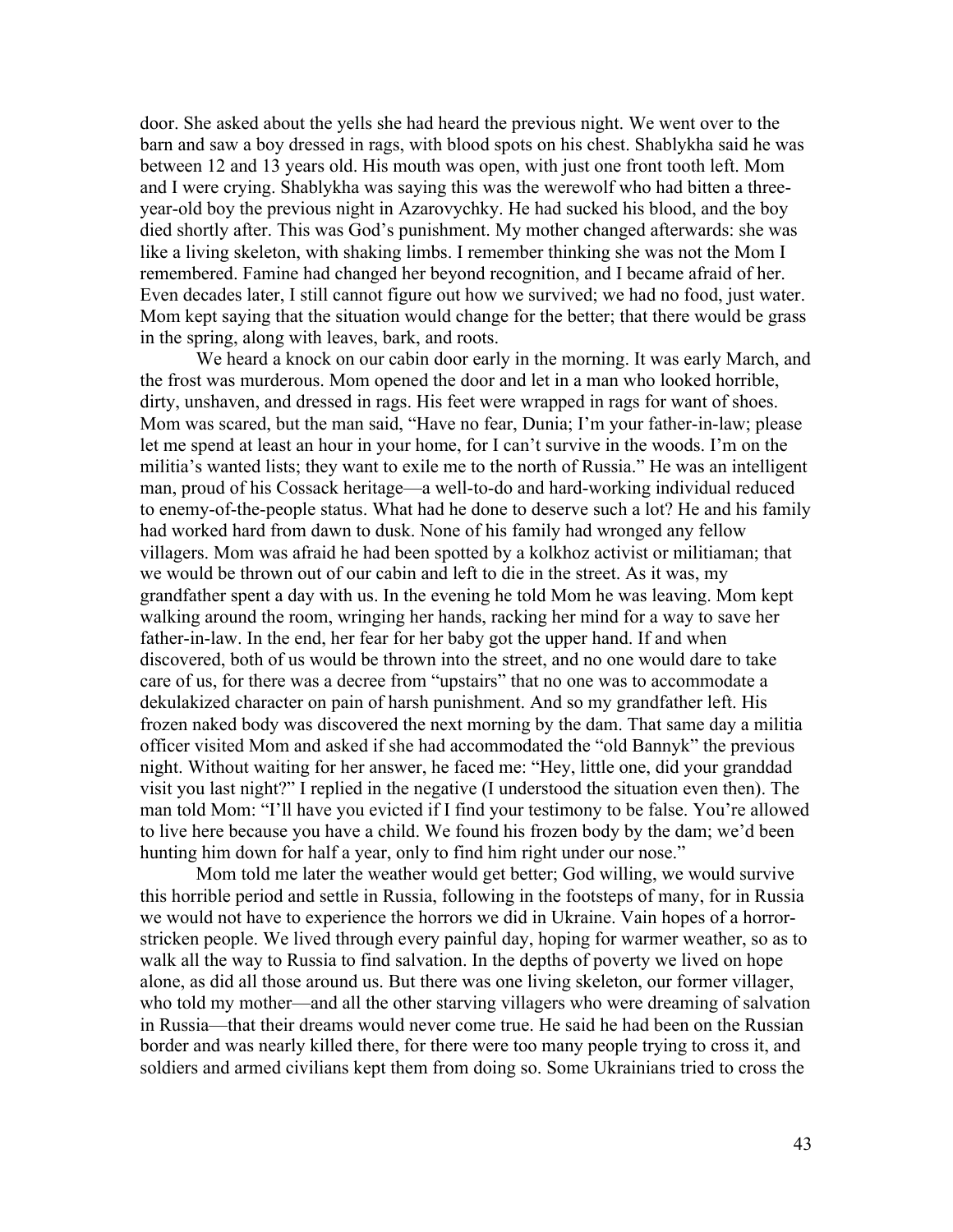door. She asked about the yells she had heard the previous night. We went over to the barn and saw a boy dressed in rags, with blood spots on his chest. Shablykha said he was between 12 and 13 years old. His mouth was open, with just one front tooth left. Mom and I were crying. Shablykha was saying this was the werewolf who had bitten a three-year-old boy the previous night in Azarovychky. He had sucked his blood, and the boy died shortly after. This was God's punishment. My mother changed afterwards: she was like a living skeleton, with shaking limbs. I remember thinking she was not the Mom I remembered. Famine had changed her beyond recognition, and I became afraid of her. Even decades later, I still cannot figure out how we survived; we had no food, just water. Mom kept saying that the situation would change for the better; that there would be grass in the spring, along with leaves, bark, and roots.

We heard a knock on our cabin door early in the morning. It was early March, and the frost was murderous. Mom opened the door and let in a man who looked horrible, dirty, unshaven, and dressed in rags. His feet were wrapped in rags for want of shoes. Mom was scared, but the man said, "Have no fear, Dunia; I'm your father-in-law; please let me spend at least an hour in your home, for I can't survive in the woods. I'm on the militia's wanted lists; they want to exile me to the north of Russia." He was an intelligent man, proud of his Cossack heritage—a well-to-do and hard-working individual reduced to enemy-of-the-people status. What had he done to deserve such a lot? He and his family had worked hard from dawn to dusk. None of his family had wronged any fellow villagers. Mom was afraid he had been spotted by a kolkhoz activist or militiaman; that we would be thrown out of our cabin and left to die in the street. As it was, my grandfather spent a day with us. In the evening he told Mom he was leaving. Mom kept walking around the room, wringing her hands, racking her mind for a way to save her father-in-law. In the end, her fear for her baby got the upper hand. If and when discovered, both of us would be thrown into the street, and no one would dare to take care of us, for there was a decree from "upstairs" that no one was to accommodate a dekulakized character on pain of harsh punishment. And so my grandfather left. His frozen naked body was discovered the next morning by the dam. That same day a militia officer visited Mom and asked if she had accommodated the "old Bannyk" the previous night. Without waiting for her answer, he faced me: "Hey, little one, did your granddad visit you last night?" I replied in the negative (I understood the situation even then). The man told Mom: "I'll have you evicted if I find your testimony to be false. You're allowed to live here because you have a child. We found his frozen body by the dam; we'd been hunting him down for half a year, only to find him right under our nose."

Mom told me later the weather would get better; God willing, we would survive this horrible period and settle in Russia, following in the footsteps of many, for in Russia we would not have to experience the horrors we did in Ukraine. Vain hopes of a horror-stricken people. We lived through every painful day, hoping for warmer weather, so as to walk all the way to Russia to find salvation. In the depths of poverty we lived on hope alone, as did all those around us. But there was one living skeleton, our former villager, who told my mother—and all the other starving villagers who were dreaming of salvation in Russia—that their dreams would never come true. He said he had been on the Russian border and was nearly killed there, for there were too many people trying to cross it, and soldiers and armed civilians kept them from doing so. Some Ukrainians tried to cross the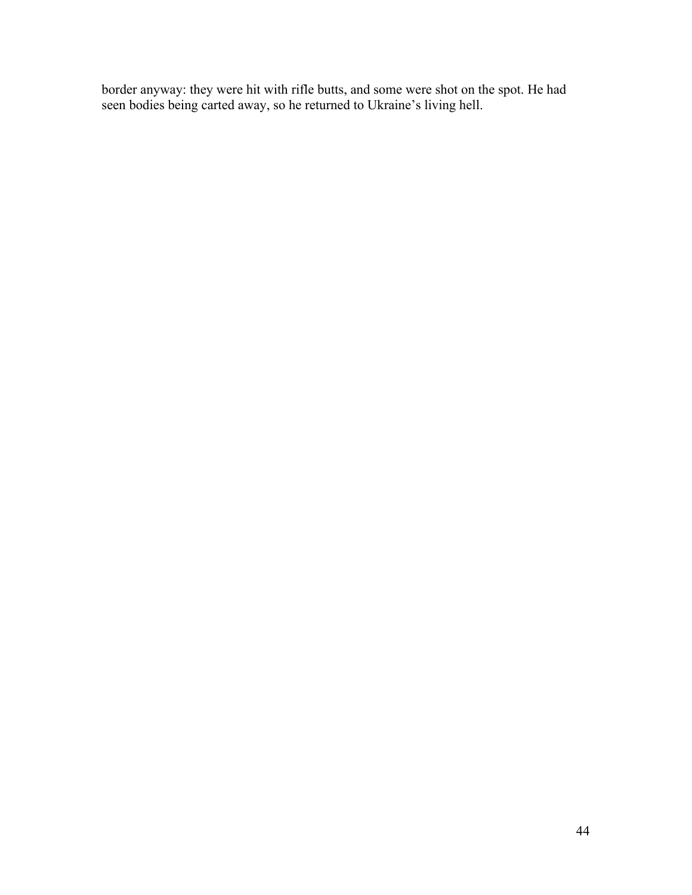border anyway: they were hit with rifle butts, and some were shot on the spot. He had seen bodies being carted away, so he returned to Ukraine's living hell.